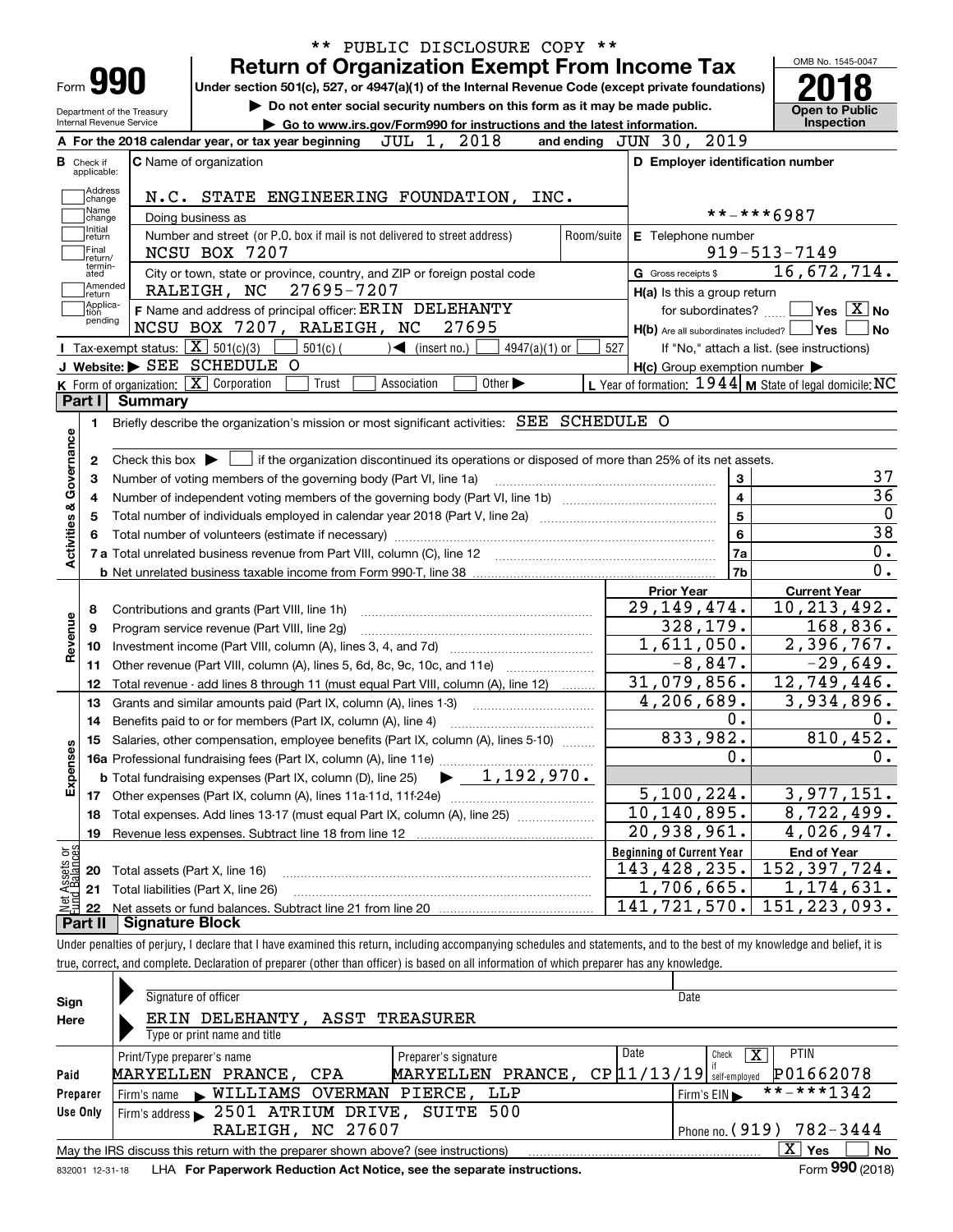** PUBLIC DISCLOSURE COPY **

# Form 990 — Return of Organization Exempt From Income Tax (2018)

Under section 501(c), 527, or 4947(a)(1) of the Internal Revenue Code (except private foundations)

▶ Do not enter social security numbers on this form as it may be made public.

▶ Go to www.irs.gov/Form990 for instructions and the latest information.

Department of the Treasury, Internal Revenue Service

OMB No. 1545-0047 — **Open to Public Inspection**

**A** For the 2018 calendar year, or tax year beginning JUL 1, 2018 and ending JUN 30, 2019

**B** Check if applicable: Address change, Name change, Initial return, Final return/terminated, Amended return, Application pending

**C** Name of organization: N.C. STATE ENGINEERING FOUNDATION, INC.

Doing business as

Number and street (or P.O. box if mail is not delivered to street address): NCSU BOX 7207 — Room/suite

City or town, state or province, country, and ZIP or foreign postal code: RALEIGH, NC 27695-7207

**D** Employer identification number: **-***6987

**E** Telephone number: 919-513-7149

**G** Gross receipts $ 16,672,714.

**F** Name and address of principal officer: ERIN DELEHANTY, NCSU BOX 7207, RALEIGH, NC 27695

**H(a)** Is this a group return for subordinates? Yes [ ] No [X]

**H(b)** Are all subordinates included? Yes [ ] No [ ] — If "No," attach a list. (see instructions)

**H(c)** Group exemption number ▶

**I** Tax-exempt status: [X] 501(c)(3) [ ] 501(c) ( ) ◀ (insert no.) [ ] 4947(a)(1) or [ ] 527

**J** Website: ▶ SEE SCHEDULE O

**K** Form of organization: [X] Corporation [ ] Trust [ ] Association [ ] Other ▶

**L** Year of formation: 1944 **M** State of legal domicile: NC

## Part I Summary

**Activities & Governance**

1. Briefly describe the organization's mission or most significant activities: SEE SCHEDULE O
2. Check this box ▶ [ ] if the organization discontinued its operations or disposed of more than 25% of its net assets.

| | | Line | Value |
|---|---|---|---|
| 3 | Number of voting members of the governing body (Part VI, line 1a) | 3 | 37 |
| 4 | Number of independent voting members of the governing body (Part VI, line 1b) | 4 | 36 |
| 5 | Total number of individuals employed in calendar year 2018 (Part V, line 2a) | 5 | 0 |
| 6 | Total number of volunteers (estimate if necessary) | 6 | 38 |
| 7a | Total unrelated business revenue from Part VIII, column (C), line 12 | 7a | 0. |
| 7b | Net unrelated business taxable income from Form 990-T, line 38 | 7b | 0. |

| | | Prior Year | Current Year |
|---|---|---|---|
| **Revenue** | | | |
| 8 | Contributions and grants (Part VIII, line 1h) | 29,149,474. | 10,213,492. |
| 9 | Program service revenue (Part VIII, line 2g) | 328,179. | 168,836. |
| 10 | Investment income (Part VIII, column (A), lines 3, 4, and 7d) | 1,611,050. | 2,396,767. |
| 11 | Other revenue (Part VIII, column (A), lines 5, 6d, 8c, 9c, 10c, and 11e) | -8,847. | -29,649. |
| 12 | Total revenue - add lines 8 through 11 (must equal Part VIII, column (A), line 12) | 31,079,856. | 12,749,446. |
| **Expenses** | | | |
| 13 | Grants and similar amounts paid (Part IX, column (A), lines 1-3) | 4,206,689. | 3,934,896. |
| 14 | Benefits paid to or for members (Part IX, column (A), line 4) | 0. | 0. |
| 15 | Salaries, other compensation, employee benefits (Part IX, column (A), lines 5-10) | 833,982. | 810,452. |
| 16a | Professional fundraising fees (Part IX, column (A), line 11e) | 0. | 0. |
| b | Total fundraising expenses (Part IX, column (D), line 25) ▶ 1,192,970. | | |
| 17 | Other expenses (Part IX, column (A), lines 11a-11d, 11f-24e) | 5,100,224. | 3,977,151. |
| 18 | Total expenses. Add lines 13-17 (must equal Part IX, column (A), line 25) | 10,140,895. | 8,722,499. |
| 19 | Revenue less expenses. Subtract line 18 from line 12 | 20,938,961. | 4,026,947. |

| **Net Assets or Fund Balances** | | Beginning of Current Year | End of Year |
|---|---|---|---|
| 20 | Total assets (Part X, line 16) | 143,428,235. | 152,397,724. |
| 21 | Total liabilities (Part X, line 26) | 1,706,665. | 1,174,631. |
| 22 | Net assets or fund balances. Subtract line 21 from line 20 | 141,721,570. | 151,223,093. |

## Part II Signature Block

Under penalties of perjury, I declare that I have examined this return, including accompanying schedules and statements, and to the best of my knowledge and belief, it is true, correct, and complete. Declaration of preparer (other than officer) is based on all information of which preparer has any knowledge.

**Sign Here**

Signature of officer — Date

ERIN DELEHANTY, ASST TREASURER

Type or print name and title

**Paid Preparer Use Only**

| Print/Type preparer's name | Preparer's signature | Date | Check [X] if self-employed | PTIN |
|---|---|---|---|---|
| MARYELLEN PRANCE, CPA | MARYELLEN PRANCE, CP | 11/13/19 | | P01662078 |

Firm's name ▶ WILLIAMS OVERMAN PIERCE, LLP — Firm's EIN ▶ **-***1342

Firm's address ▶ 2501 ATRIUM DRIVE, SUITE 500, RALEIGH, NC 27607 — Phone no. (919) 782-3444

May the IRS discuss this return with the preparer shown above? (see instructions) [X] Yes [ ] No

832001 12-31-18 LHA For Paperwork Reduction Act Notice, see the separate instructions. Form **990** (2018)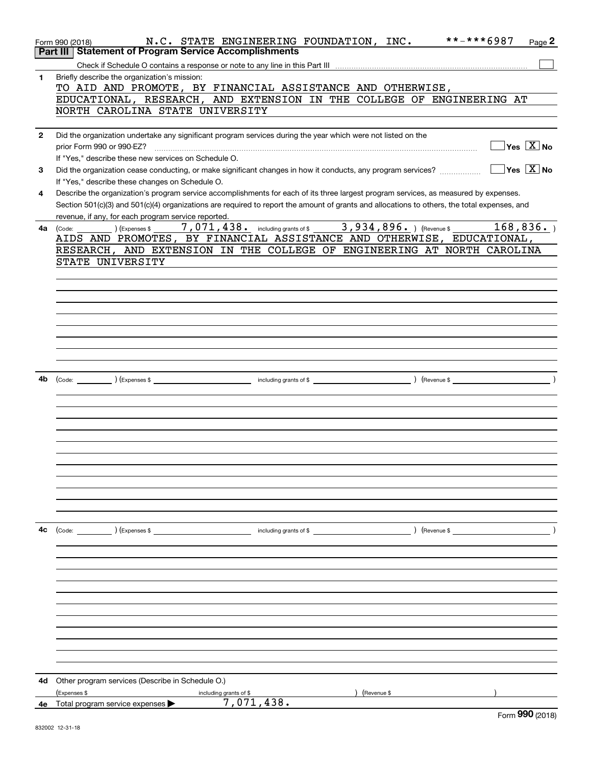Form 990 (2018) N.C. STATE ENGINEERING FOUNDATION, INC. **-***6987

## Part III Statement of Program Service Accomplishments

Check if Schedule O contains a response or note to any line in this Part III

**1** Briefly describe the organization's mission:

TO AID AND PROMOTE, BY FINANCIAL ASSISTANCE AND OTHERWISE, EDUCATIONAL, RESEARCH, AND EXTENSION IN THE COLLEGE OF ENGINEERING AT NORTH CAROLINA STATE UNIVERSITY

**2** Did the organization undertake any significant program services during the year which were not listed on the prior Form 990 or 990-EZ? Yes [ ] No [X]

If "Yes," describe these new services on Schedule O.

**3** Did the organization cease conducting, or make significant changes in how it conducts, any program services? Yes [ ] No [X]

If "Yes," describe these changes on Schedule O.

**4** Describe the organization's program service accomplishments for each of its three largest program services, as measured by expenses. Section 501(c)(3) and 501(c)(4) organizations are required to report the amount of grants and allocations to others, the total expenses, and revenue, if any, for each program service reported.

**4a** (Code: ) (Expenses $ 7,071,438. including grants of $ 3,934,896. ) (Revenue $ 168,836. )

AIDS AND PROMOTES, BY FINANCIAL ASSISTANCE AND OTHERWISE, EDUCATIONAL, RESEARCH, AND EXTENSION IN THE COLLEGE OF ENGINEERING AT NORTH CAROLINA STATE UNIVERSITY

**4b** (Code: ) (Expenses $ including grants of $ ) (Revenue $ )

**4c** (Code: ) (Expenses $ including grants of $ ) (Revenue $ )

**4d** Other program services (Describe in Schedule O.)

(Expenses $ including grants of $ ) (Revenue $ )

**4e** Total program service expenses 7,071,438.

Form 990 (2018)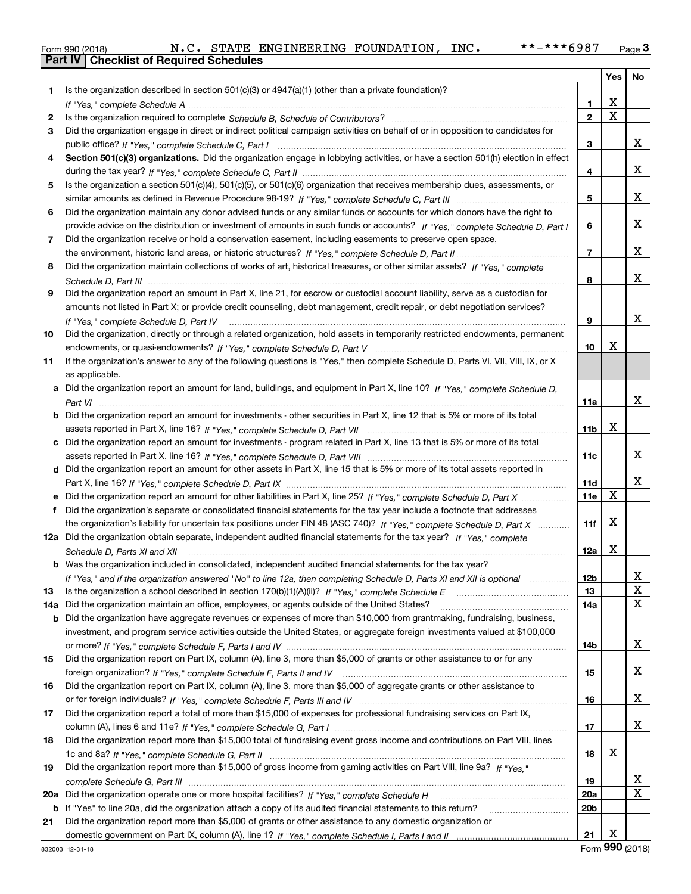Form 990 (2018) N.C. STATE ENGINEERING FOUNDATION, INC. **-***6987 Page 3

## Part IV | Checklist of Required Schedules

| | | | Yes | No |
|---|---|---|---|---|
| 1 | Is the organization described in section 501(c)(3) or 4947(a)(1) (other than a private foundation)? *If "Yes," complete Schedule A* | 1 | X | |
| 2 | Is the organization required to complete *Schedule B, Schedule of Contributors*? | 2 | X | |
| 3 | Did the organization engage in direct or indirect political campaign activities on behalf of or in opposition to candidates for public office? *If "Yes," complete Schedule C, Part I* | 3 | | X |
| 4 | **Section 501(c)(3) organizations.** Did the organization engage in lobbying activities, or have a section 501(h) election in effect during the tax year? *If "Yes," complete Schedule C, Part II* | 4 | | X |
| 5 | Is the organization a section 501(c)(4), 501(c)(5), or 501(c)(6) organization that receives membership dues, assessments, or similar amounts as defined in Revenue Procedure 98-19? *If "Yes," complete Schedule C, Part III* | 5 | | X |
| 6 | Did the organization maintain any donor advised funds or any similar funds or accounts for which donors have the right to provide advice on the distribution or investment of amounts in such funds or accounts? *If "Yes," complete Schedule D, Part I* | 6 | | X |
| 7 | Did the organization receive or hold a conservation easement, including easements to preserve open space, the environment, historic land areas, or historic structures? *If "Yes," complete Schedule D, Part II* | 7 | | X |
| 8 | Did the organization maintain collections of works of art, historical treasures, or other similar assets? *If "Yes," complete Schedule D, Part III* | 8 | | X |
| 9 | Did the organization report an amount in Part X, line 21, for escrow or custodial account liability, serve as a custodian for amounts not listed in Part X; or provide credit counseling, debt management, credit repair, or debt negotiation services? *If "Yes," complete Schedule D, Part IV* | 9 | | X |
| 10 | Did the organization, directly or through a related organization, hold assets in temporarily restricted endowments, permanent endowments, or quasi-endowments? *If "Yes," complete Schedule D, Part V* | 10 | X | |
| 11 | If the organization's answer to any of the following questions is "Yes," then complete Schedule D, Parts VI, VII, VIII, IX, or X as applicable. | | | |
| a | Did the organization report an amount for land, buildings, and equipment in Part X, line 10? *If "Yes," complete Schedule D, Part VI* | 11a | | X |
| b | Did the organization report an amount for investments - other securities in Part X, line 12 that is 5% or more of its total assets reported in Part X, line 16? *If "Yes," complete Schedule D, Part VII* | 11b | X | |
| c | Did the organization report an amount for investments - program related in Part X, line 13 that is 5% or more of its total assets reported in Part X, line 16? *If "Yes," complete Schedule D, Part VIII* | 11c | | X |
| d | Did the organization report an amount for other assets in Part X, line 15 that is 5% or more of its total assets reported in Part X, line 16? *If "Yes," complete Schedule D, Part IX* | 11d | | X |
| e | Did the organization report an amount for other liabilities in Part X, line 25? *If "Yes," complete Schedule D, Part X* | 11e | X | |
| f | Did the organization's separate or consolidated financial statements for the tax year include a footnote that addresses the organization's liability for uncertain tax positions under FIN 48 (ASC 740)? *If "Yes," complete Schedule D, Part X* | 11f | X | |
| 12a | Did the organization obtain separate, independent audited financial statements for the tax year? *If "Yes," complete Schedule D, Parts XI and XII* | 12a | X | |
| b | Was the organization included in consolidated, independent audited financial statements for the tax year? *If "Yes," and if the organization answered "No" to line 12a, then completing Schedule D, Parts XI and XII is optional* | 12b | | X |
| 13 | Is the organization a school described in section 170(b)(1)(A)(ii)? *If "Yes," complete Schedule E* | 13 | | X |
| 14a | Did the organization maintain an office, employees, or agents outside of the United States? | 14a | | X |
| b | Did the organization have aggregate revenues or expenses of more than $10,000 from grantmaking, fundraising, business, investment, and program service activities outside the United States, or aggregate foreign investments valued at $100,000 or more? *If "Yes," complete Schedule F, Parts I and IV* | 14b | | X |
| 15 | Did the organization report on Part IX, column (A), line 3, more than $5,000 of grants or other assistance to or for any foreign organization? *If "Yes," complete Schedule F, Parts II and IV* | 15 | | X |
| 16 | Did the organization report on Part IX, column (A), line 3, more than $5,000 of aggregate grants or other assistance to or for foreign individuals? *If "Yes," complete Schedule F, Parts III and IV* | 16 | | X |
| 17 | Did the organization report a total of more than $15,000 of expenses for professional fundraising services on Part IX, column (A), lines 6 and 11e? *If "Yes," complete Schedule G, Part I* | 17 | | X |
| 18 | Did the organization report more than $15,000 total of fundraising event gross income and contributions on Part VIII, lines 1c and 8a? *If "Yes," complete Schedule G, Part II* | 18 | X | |
| 19 | Did the organization report more than $15,000 of gross income from gaming activities on Part VIII, line 9a? *If "Yes," complete Schedule G, Part III* | 19 | | X |
| 20a | Did the organization operate one or more hospital facilities? *If "Yes," complete Schedule H* | 20a | | X |
| b | If "Yes" to line 20a, did the organization attach a copy of its audited financial statements to this return? | 20b | | |
| 21 | Did the organization report more than $5,000 of grants or other assistance to any domestic organization or domestic government on Part IX, column (A), line 1? *If "Yes," complete Schedule I, Parts I and II* | 21 | X | |

832003 12-31-18 Form **990** (2018)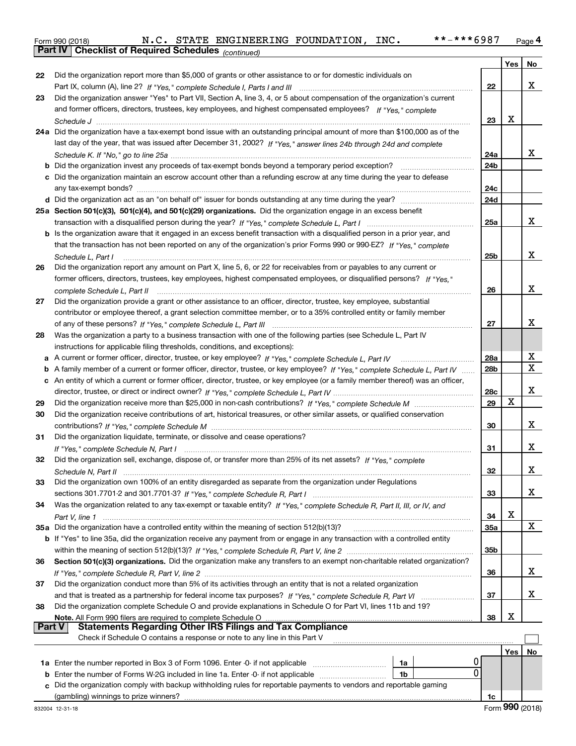Form 990 (2018) N.C. STATE ENGINEERING FOUNDATION, INC. **-***6987 Page 4

## Part IV Checklist of Required Schedules *(continued)*

| | | | Yes | No |
|---|---|---|---|---|
| 22 | Did the organization report more than $5,000 of grants or other assistance to or for domestic individuals on Part IX, column (A), line 2? *If "Yes," complete Schedule I, Parts I and III* | 22 | | X |
| 23 | Did the organization answer "Yes" to Part VII, Section A, line 3, 4, or 5 about compensation of the organization's current and former officers, directors, trustees, key employees, and highest compensated employees? *If "Yes," complete Schedule J* | 23 | X | |
| 24a | Did the organization have a tax-exempt bond issue with an outstanding principal amount of more than $100,000 as of the last day of the year, that was issued after December 31, 2002? *If "Yes," answer lines 24b through 24d and complete Schedule K. If "No," go to line 25a* | 24a | | X |
| b | Did the organization invest any proceeds of tax-exempt bonds beyond a temporary period exception? | 24b | | |
| c | Did the organization maintain an escrow account other than a refunding escrow at any time during the year to defease any tax-exempt bonds? | 24c | | |
| d | Did the organization act as an "on behalf of" issuer for bonds outstanding at any time during the year? | 24d | | |
| 25a | **Section 501(c)(3), 501(c)(4), and 501(c)(29) organizations.** Did the organization engage in an excess benefit transaction with a disqualified person during the year? *If "Yes," complete Schedule L, Part I* | 25a | | X |
| b | Is the organization aware that it engaged in an excess benefit transaction with a disqualified person in a prior year, and that the transaction has not been reported on any of the organization's prior Forms 990 or 990-EZ? *If "Yes," complete Schedule L, Part I* | 25b | | X |
| 26 | Did the organization report any amount on Part X, line 5, 6, or 22 for receivables from or payables to any current or former officers, directors, trustees, key employees, highest compensated employees, or disqualified persons? *If "Yes," complete Schedule L, Part II* | 26 | | X |
| 27 | Did the organization provide a grant or other assistance to an officer, director, trustee, key employee, substantial contributor or employee thereof, a grant selection committee member, or to a 35% controlled entity or family member of any of these persons? *If "Yes," complete Schedule L, Part III* | 27 | | X |
| 28 | Was the organization a party to a business transaction with one of the following parties (see Schedule L, Part IV instructions for applicable filing thresholds, conditions, and exceptions): | | | |
| a | A current or former officer, director, trustee, or key employee? *If "Yes," complete Schedule L, Part IV* | 28a | | X |
| b | A family member of a current or former officer, director, trustee, or key employee? *If "Yes," complete Schedule L, Part IV* | 28b | | X |
| c | An entity of which a current or former officer, director, trustee, or key employee (or a family member thereof) was an officer, director, trustee, or direct or indirect owner? *If "Yes," complete Schedule L, Part IV* | 28c | | X |
| 29 | Did the organization receive more than $25,000 in non-cash contributions? *If "Yes," complete Schedule M* | 29 | X | |
| 30 | Did the organization receive contributions of art, historical treasures, or other similar assets, or qualified conservation contributions? *If "Yes," complete Schedule M* | 30 | | X |
| 31 | Did the organization liquidate, terminate, or dissolve and cease operations? *If "Yes," complete Schedule N, Part I* | 31 | | X |
| 32 | Did the organization sell, exchange, dispose of, or transfer more than 25% of its net assets? *If "Yes," complete Schedule N, Part II* | 32 | | X |
| 33 | Did the organization own 100% of an entity disregarded as separate from the organization under Regulations sections 301.7701-2 and 301.7701-3? *If "Yes," complete Schedule R, Part I* | 33 | | X |
| 34 | Was the organization related to any tax-exempt or taxable entity? *If "Yes," complete Schedule R, Part II, III, or IV, and Part V, line 1* | 34 | X | |
| 35a | Did the organization have a controlled entity within the meaning of section 512(b)(13)? | 35a | | X |
| b | If "Yes" to line 35a, did the organization receive any payment from or engage in any transaction with a controlled entity within the meaning of section 512(b)(13)? *If "Yes," complete Schedule R, Part V, line 2* | 35b | | |
| 36 | **Section 501(c)(3) organizations.** Did the organization make any transfers to an exempt non-charitable related organization? *If "Yes," complete Schedule R, Part V, line 2* | 36 | | X |
| 37 | Did the organization conduct more than 5% of its activities through an entity that is not a related organization and that is treated as a partnership for federal income tax purposes? *If "Yes," complete Schedule R, Part VI* | 37 | | X |
| 38 | Did the organization complete Schedule O and provide explanations in Schedule O for Part VI, lines 11b and 19? **Note.** All Form 990 filers are required to complete Schedule O | 38 | X | |

## Part V Statements Regarding Other IRS Filings and Tax Compliance

Check if Schedule O contains a response or note to any line in this Part V ☐

| | | | | | Yes | No |
|---|---|---|---|---|---|---|
| 1a | Enter the number reported in Box 3 of Form 1096. Enter -0- if not applicable | 1a | 0 | | | |
| b | Enter the number of Forms W-2G included in line 1a. Enter -0- if not applicable | 1b | 0 | | | |
| c | Did the organization comply with backup withholding rules for reportable payments to vendors and reportable gaming (gambling) winnings to prize winners? | | | 1c | | |

832004 12-31-18 Form **990** (2018)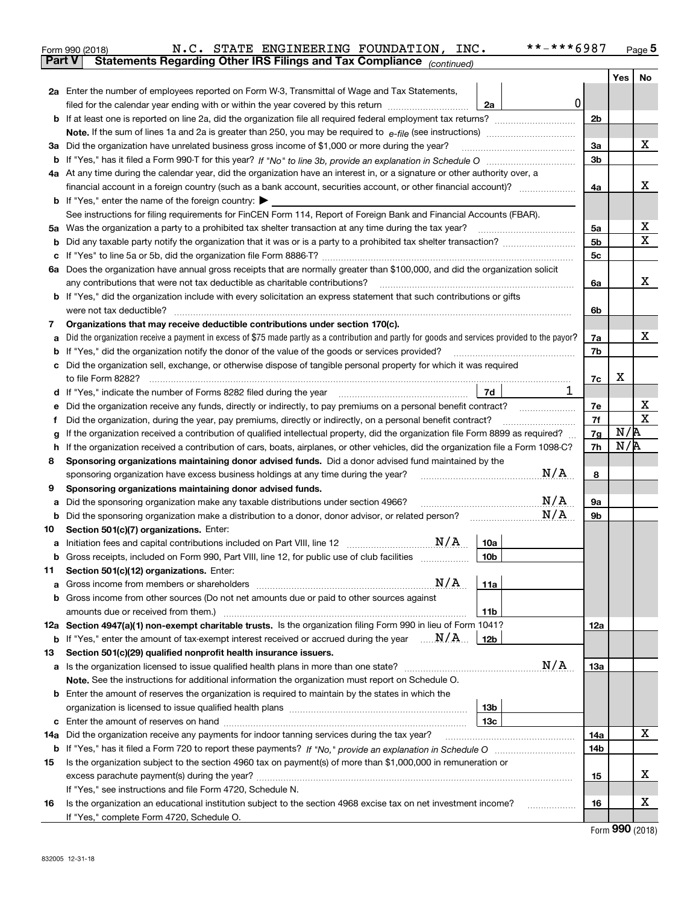Form 990 (2018) N.C. STATE ENGINEERING FOUNDATION, INC. **-***6987 Page 5

**Part V Statements Regarding Other IRS Filings and Tax Compliance** *(continued)*

| | | | | Yes | No |
|---|---|---|---|---|---|
| **2a** | Enter the number of employees reported on Form W-3, Transmittal of Wage and Tax Statements, filed for the calendar year ending with or within the year covered by this return | 2a | 0 | | |
| **b** | If at least one is reported on line 2a, did the organization file all required federal employment tax returns? | | 2b | | |
| | **Note.** If the sum of lines 1a and 2a is greater than 250, you may be required to *e-file* (see instructions) | | | | |
| **3a** | Did the organization have unrelated business gross income of $1,000 or more during the year? | | 3a | | X |
| **b** | If "Yes," has it filed a Form 990-T for this year? *If "No" to line 3b, provide an explanation in Schedule O* | | 3b | | |
| **4a** | At any time during the calendar year, did the organization have an interest in, or a signature or other authority over, a financial account in a foreign country (such as a bank account, securities account, or other financial account)? | | 4a | | X |
| **b** | If "Yes," enter the name of the foreign country: ▶ | | | | |
| | See instructions for filing requirements for FinCEN Form 114, Report of Foreign Bank and Financial Accounts (FBAR). | | | | |
| **5a** | Was the organization a party to a prohibited tax shelter transaction at any time during the tax year? | | 5a | | X |
| **b** | Did any taxable party notify the organization that it was or is a party to a prohibited tax shelter transaction? | | 5b | | X |
| **c** | If "Yes" to line 5a or 5b, did the organization file Form 8886-T? | | 5c | | |
| **6a** | Does the organization have annual gross receipts that are normally greater than $100,000, and did the organization solicit any contributions that were not tax deductible as charitable contributions? | | 6a | | X |
| **b** | If "Yes," did the organization include with every solicitation an express statement that such contributions or gifts were not tax deductible? | | 6b | | |
| **7** | **Organizations that may receive deductible contributions under section 170(c).** | | | | |
| **a** | Did the organization receive a payment in excess of $75 made partly as a contribution and partly for goods and services provided to the payor? | | 7a | | X |
| **b** | If "Yes," did the organization notify the donor of the value of the goods or services provided? | | 7b | | |
| **c** | Did the organization sell, exchange, or otherwise dispose of tangible personal property for which it was required to file Form 8282? | | 7c | X | |
| **d** | If "Yes," indicate the number of Forms 8282 filed during the year | 7d | 1 | | |
| **e** | Did the organization receive any funds, directly or indirectly, to pay premiums on a personal benefit contract? | | 7e | | X |
| **f** | Did the organization, during the year, pay premiums, directly or indirectly, on a personal benefit contract? | | 7f | | X |
| **g** | If the organization received a contribution of qualified intellectual property, did the organization file Form 8899 as required? | | 7g | N/A | |
| **h** | If the organization received a contribution of cars, boats, airplanes, or other vehicles, did the organization file a Form 1098-C? | | 7h | N/A | |
| **8** | **Sponsoring organizations maintaining donor advised funds.** Did a donor advised fund maintained by the sponsoring organization have excess business holdings at any time during the year? N/A | | 8 | | |
| **9** | **Sponsoring organizations maintaining donor advised funds.** | | | | |
| **a** | Did the sponsoring organization make any taxable distributions under section 4966? N/A | | 9a | | |
| **b** | Did the sponsoring organization make a distribution to a donor, donor advisor, or related person? N/A | | 9b | | |
| **10** | **Section 501(c)(7) organizations.** Enter: | | | | |
| **a** | Initiation fees and capital contributions included on Part VIII, line 12 N/A | 10a | | | |
| **b** | Gross receipts, included on Form 990, Part VIII, line 12, for public use of club facilities | 10b | | | |
| **11** | **Section 501(c)(12) organizations.** Enter: | | | | |
| **a** | Gross income from members or shareholders N/A | 11a | | | |
| **b** | Gross income from other sources (Do not net amounts due or paid to other sources against amounts due or received from them.) | 11b | | | |
| **12a** | **Section 4947(a)(1) non-exempt charitable trusts.** Is the organization filing Form 990 in lieu of Form 1041? | | 12a | | |
| **b** | If "Yes," enter the amount of tax-exempt interest received or accrued during the year N/A | 12b | | | |
| **13** | **Section 501(c)(29) qualified nonprofit health insurance issuers.** | | | | |
| **a** | Is the organization licensed to issue qualified health plans in more than one state? N/A | | 13a | | |
| | **Note.** See the instructions for additional information the organization must report on Schedule O. | | | | |
| **b** | Enter the amount of reserves the organization is required to maintain by the states in which the organization is licensed to issue qualified health plans | 13b | | | |
| **c** | Enter the amount of reserves on hand | 13c | | | |
| **14a** | Did the organization receive any payments for indoor tanning services during the tax year? | | 14a | | X |
| **b** | If "Yes," has it filed a Form 720 to report these payments? *If "No," provide an explanation in Schedule O* | | 14b | | |
| **15** | Is the organization subject to the section 4960 tax on payment(s) of more than $1,000,000 in remuneration or excess parachute payment(s) during the year? | | 15 | | X |
| | If "Yes," see instructions and file Form 4720, Schedule N. | | | | |
| **16** | Is the organization an educational institution subject to the section 4968 excise tax on net investment income? | | 16 | | X |
| | If "Yes," complete Form 4720, Schedule O. | | | | |

Form **990** (2018)

832005 12-31-18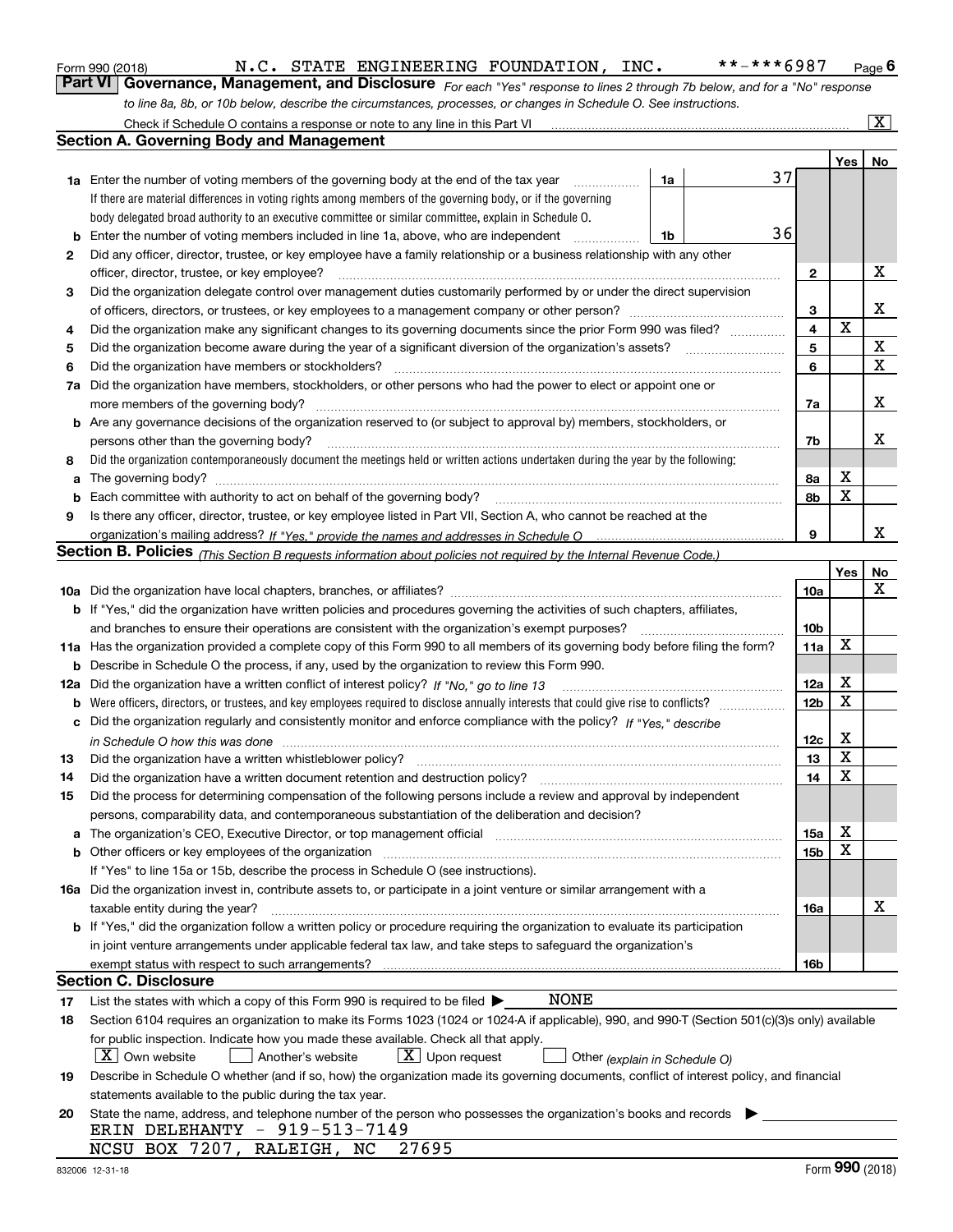Form 990 (2018) N.C. STATE ENGINEERING FOUNDATION, INC. **-***6987 Page 6

**Part VI Governance, Management, and Disclosure** *For each "Yes" response to lines 2 through 7b below, and for a "No" response to line 8a, 8b, or 10b below, describe the circumstances, processes, or changes in Schedule O. See instructions.*

Check if Schedule O contains a response or note to any line in this Part VI [X]

## Section A. Governing Body and Management

| | | | | Yes | No |
|---|---|---|---|---|---|
| **1a** | Enter the number of voting members of the governing body at the end of the tax year | 1a | 37 | | |
| | If there are material differences in voting rights among members of the governing body, or if the governing body delegated broad authority to an executive committee or similar committee, explain in Schedule O. | | | | |
| **b** | Enter the number of voting members included in line 1a, above, who are independent | 1b | 36 | | |
| **2** | Did any officer, director, trustee, or key employee have a family relationship or a business relationship with any other officer, director, trustee, or key employee? | 2 | | | X |
| **3** | Did the organization delegate control over management duties customarily performed by or under the direct supervision of officers, directors, or trustees, or key employees to a management company or other person? | 3 | | | X |
| **4** | Did the organization make any significant changes to its governing documents since the prior Form 990 was filed? | 4 | | X | |
| **5** | Did the organization become aware during the year of a significant diversion of the organization's assets? | 5 | | | X |
| **6** | Did the organization have members or stockholders? | 6 | | | X |
| **7a** | Did the organization have members, stockholders, or other persons who had the power to elect or appoint one or more members of the governing body? | 7a | | | X |
| **b** | Are any governance decisions of the organization reserved to (or subject to approval by) members, stockholders, or persons other than the governing body? | 7b | | | X |
| **8** | Did the organization contemporaneously document the meetings held or written actions undertaken during the year by the following: | | | | |
| **a** | The governing body? | 8a | | X | |
| **b** | Each committee with authority to act on behalf of the governing body? | 8b | | X | |
| **9** | Is there any officer, director, trustee, or key employee listed in Part VII, Section A, who cannot be reached at the organization's mailing address? *If "Yes," provide the names and addresses in Schedule O* | 9 | | | X |

## Section B. Policies *(This Section B requests information about policies not required by the Internal Revenue Code.)*

| | | | Yes | No |
|---|---|---|---|---|
| **10a** | Did the organization have local chapters, branches, or affiliates? | 10a | | X |
| **b** | If "Yes," did the organization have written policies and procedures governing the activities of such chapters, affiliates, and branches to ensure their operations are consistent with the organization's exempt purposes? | 10b | | |
| **11a** | Has the organization provided a complete copy of this Form 990 to all members of its governing body before filing the form? | 11a | X | |
| **b** | Describe in Schedule O the process, if any, used by the organization to review this Form 990. | | | |
| **12a** | Did the organization have a written conflict of interest policy? *If "No," go to line 13* | 12a | X | |
| **b** | Were officers, directors, or trustees, and key employees required to disclose annually interests that could give rise to conflicts? | 12b | X | |
| **c** | Did the organization regularly and consistently monitor and enforce compliance with the policy? *If "Yes," describe in Schedule O how this was done* | 12c | X | |
| **13** | Did the organization have a written whistleblower policy? | 13 | X | |
| **14** | Did the organization have a written document retention and destruction policy? | 14 | X | |
| **15** | Did the process for determining compensation of the following persons include a review and approval by independent persons, comparability data, and contemporaneous substantiation of the deliberation and decision? | | | |
| **a** | The organization's CEO, Executive Director, or top management official | 15a | X | |
| **b** | Other officers or key employees of the organization | 15b | X | |
| | If "Yes" to line 15a or 15b, describe the process in Schedule O (see instructions). | | | |
| **16a** | Did the organization invest in, contribute assets to, or participate in a joint venture or similar arrangement with a taxable entity during the year? | 16a | | X |
| **b** | If "Yes," did the organization follow a written policy or procedure requiring the organization to evaluate its participation in joint venture arrangements under applicable federal tax law, and take steps to safeguard the organization's exempt status with respect to such arrangements? | 16b | | |

## Section C. Disclosure

**17** List the states with which a copy of this Form 990 is required to be filed ▶ NONE

**18** Section 6104 requires an organization to make its Forms 1023 (1024 or 1024-A if applicable), 990, and 990-T (Section 501(c)(3)s only) available for public inspection. Indicate how you made these available. Check all that apply.

[X] Own website [ ] Another's website [X] Upon request [ ] Other *(explain in Schedule O)*

**19** Describe in Schedule O whether (and if so, how) the organization made its governing documents, conflict of interest policy, and financial statements available to the public during the tax year.

**20** State the name, address, and telephone number of the person who possesses the organization's books and records ▶

ERIN DELEHANTY - 919-513-7149
NCSU BOX 7207, RALEIGH, NC 27695

832006 12-31-18 Form **990** (2018)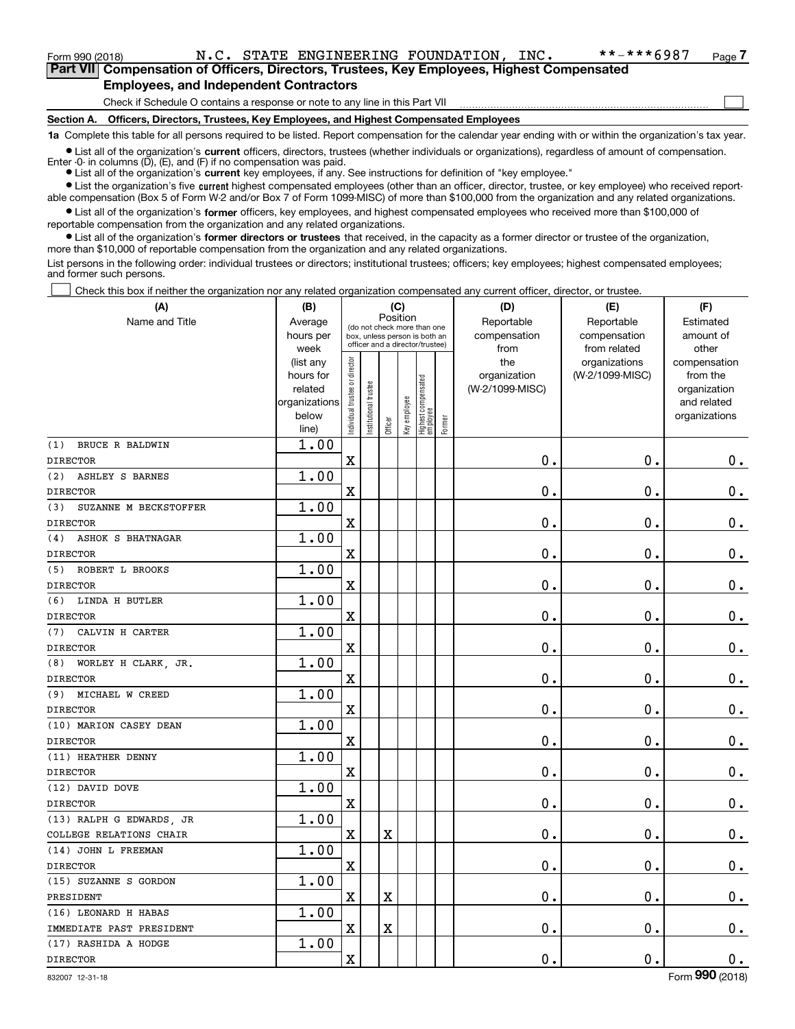Form 990 (2018) N.C. STATE ENGINEERING FOUNDATION, INC. **-***6987 Page 7

## Part VII Compensation of Officers, Directors, Trustees, Key Employees, Highest Compensated Employees, and Independent Contractors

Check if Schedule O contains a response or note to any line in this Part VII

### Section A. Officers, Directors, Trustees, Key Employees, and Highest Compensated Employees

**1a** Complete this table for all persons required to be listed. Report compensation for the calendar year ending with or within the organization's tax year.

- List all of the organization's **current** officers, directors, trustees (whether individuals or organizations), regardless of amount of compensation. Enter -0- in columns (D), (E), and (F) if no compensation was paid.
- List all of the organization's **current** key employees, if any. See instructions for definition of "key employee."
- List the organization's five **current** highest compensated employees (other than an officer, director, trustee, or key employee) who received reportable compensation (Box 5 of Form W-2 and/or Box 7 of Form 1099-MISC) of more than $100,000 from the organization and any related organizations.
- List all of the organization's **former** officers, key employees, and highest compensated employees who received more than $100,000 of reportable compensation from the organization and any related organizations.
- List all of the organization's **former directors or trustees** that received, in the capacity as a former director or trustee of the organization, more than $10,000 of reportable compensation from the organization and any related organizations.

List persons in the following order: individual trustees or directors; institutional trustees; officers; key employees; highest compensated employees; and former such persons.

Check this box if neither the organization nor any related organization compensated any current officer, director, or trustee.

| (A) Name and Title | (B) Average hours per week (list any hours for related organizations below line) | (C) Position: Individual trustee or director | Institutional trustee | Officer | Key employee | Highest compensated employee | Former | (D) Reportable compensation from the organization (W-2/1099-MISC) | (E) Reportable compensation from related organizations (W-2/1099-MISC) | (F) Estimated amount of other compensation from the organization and related organizations |
|---|---|---|---|---|---|---|---|---|---|---|
| (1) BRUCE R BALDWIN<br>DIRECTOR | 1.00 | X | | | | | | 0. | 0. | 0. |
| (2) ASHLEY S BARNES<br>DIRECTOR | 1.00 | X | | | | | | 0. | 0. | 0. |
| (3) SUZANNE M BECKSTOFFER<br>DIRECTOR | 1.00 | X | | | | | | 0. | 0. | 0. |
| (4) ASHOK S BHATNAGAR<br>DIRECTOR | 1.00 | X | | | | | | 0. | 0. | 0. |
| (5) ROBERT L BROOKS<br>DIRECTOR | 1.00 | X | | | | | | 0. | 0. | 0. |
| (6) LINDA H BUTLER<br>DIRECTOR | 1.00 | X | | | | | | 0. | 0. | 0. |
| (7) CALVIN H CARTER<br>DIRECTOR | 1.00 | X | | | | | | 0. | 0. | 0. |
| (8) WORLEY H CLARK, JR.<br>DIRECTOR | 1.00 | X | | | | | | 0. | 0. | 0. |
| (9) MICHAEL W CREED<br>DIRECTOR | 1.00 | X | | | | | | 0. | 0. | 0. |
| (10) MARION CASEY DEAN<br>DIRECTOR | 1.00 | X | | | | | | 0. | 0. | 0. |
| (11) HEATHER DENNY<br>DIRECTOR | 1.00 | X | | | | | | 0. | 0. | 0. |
| (12) DAVID DOVE<br>DIRECTOR | 1.00 | X | | | | | | 0. | 0. | 0. |
| (13) RALPH G EDWARDS, JR<br>COLLEGE RELATIONS CHAIR | 1.00 | X | | X | | | | 0. | 0. | 0. |
| (14) JOHN L FREEMAN<br>DIRECTOR | 1.00 | X | | | | | | 0. | 0. | 0. |
| (15) SUZANNE S GORDON<br>PRESIDENT | 1.00 | X | | X | | | | 0. | 0. | 0. |
| (16) LEONARD H HABAS<br>IMMEDIATE PAST PRESIDENT | 1.00 | X | | X | | | | 0. | 0. | 0. |
| (17) RASHIDA A HODGE<br>DIRECTOR | 1.00 | X | | | | | | 0. | 0. | 0. |

832007 12-31-18 Form **990** (2018)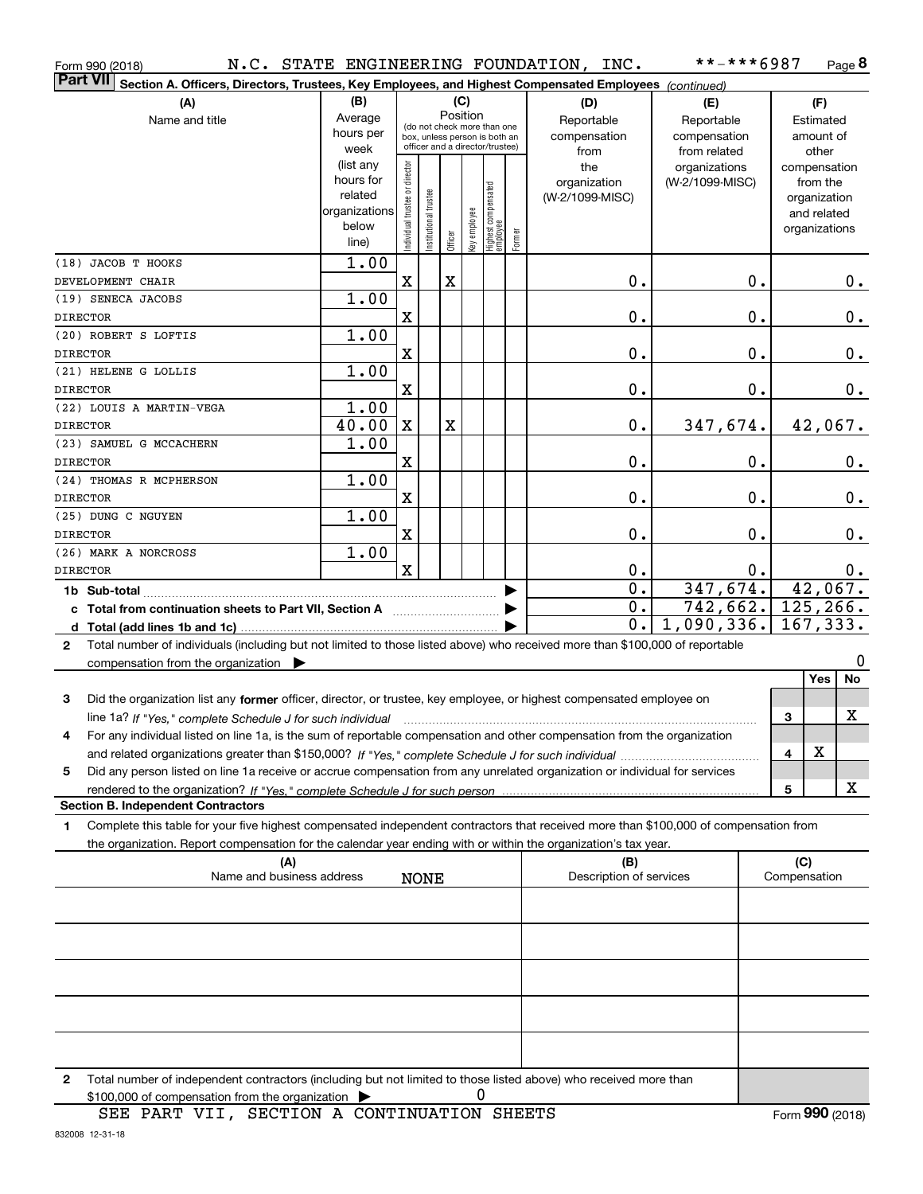Form 990 (2018) N.C. STATE ENGINEERING FOUNDATION, INC. **-***6987

**Part VII Section A. Officers, Directors, Trustees, Key Employees, and Highest Compensated Employees** *(continued)*

| (A) Name and title | (B) Average hours per week (list any hours for related organizations below line) | (C) Position: Individual trustee or director | Institutional trustee | Officer | Key employee | Highest compensated employee | Former | (D) Reportable compensation from the organization (W-2/1099-MISC) | (E) Reportable compensation from related organizations (W-2/1099-MISC) | (F) Estimated amount of other compensation from the organization and related organizations |
|---|---|---|---|---|---|---|---|---|---|---|
| (18) JACOB T HOOKS DEVELOPMENT CHAIR | 1.00 | X | | X | | | | 0. | 0. | 0. |
| (19) SENECA JACOBS DIRECTOR | 1.00 | X | | | | | | 0. | 0. | 0. |
| (20) ROBERT S LOFTIS DIRECTOR | 1.00 | X | | | | | | 0. | 0. | 0. |
| (21) HELENE G LOLLIS DIRECTOR | 1.00 | X | | | | | | 0. | 0. | 0. |
| (22) LOUIS A MARTIN-VEGA DIRECTOR | 1.00 / 40.00 | X | | X | | | | 0. | 347,674. | 42,067. |
| (23) SAMUEL G MCCACHERN DIRECTOR | 1.00 | X | | | | | | 0. | 0. | 0. |
| (24) THOMAS R MCPHERSON DIRECTOR | 1.00 | X | | | | | | 0. | 0. | 0. |
| (25) DUNG C NGUYEN DIRECTOR | 1.00 | X | | | | | | 0. | 0. | 0. |
| (26) MARK A NORCROSS DIRECTOR | 1.00 | X | | | | | | 0. | 0. | 0. |
| 1b Sub-total | | | | | | | | 0. | 347,674. | 42,067. |
| c Total from continuation sheets to Part VII, Section A | | | | | | | | 0. | 742,662. | 125,266. |
| d Total (add lines 1b and 1c) | | | | | | | | 0. | 1,090,336. | 167,333. |

2 Total number of individuals (including but not limited to those listed above) who received more than $100,000 of reportable compensation from the organization ▶ 0

| | | Yes | No |
|---|---|---|---|
| 3 Did the organization list any **former** officer, director, or trustee, key employee, or highest compensated employee on line 1a? *If "Yes," complete Schedule J for such individual* | 3 | | X |
| 4 For any individual listed on line 1a, is the sum of reportable compensation and other compensation from the organization and related organizations greater than $150,000? *If "Yes," complete Schedule J for such individual* | 4 | X | |
| 5 Did any person listed on line 1a receive or accrue compensation from any unrelated organization or individual for services rendered to the organization? *If "Yes," complete Schedule J for such person* | 5 | | X |

**Section B. Independent Contractors**

1 Complete this table for your five highest compensated independent contractors that received more than $100,000 of compensation from the organization. Report compensation for the calendar year ending with or within the organization's tax year.

| (A) Name and business address | (B) Description of services | (C) Compensation |
|---|---|---|
| NONE | | |
| | | |
| | | |
| | | |
| | | |

2 Total number of independent contractors (including but not limited to those listed above) who received more than $100,000 of compensation from the organization ▶ 0

SEE PART VII, SECTION A CONTINUATION SHEETS

Form **990** (2018)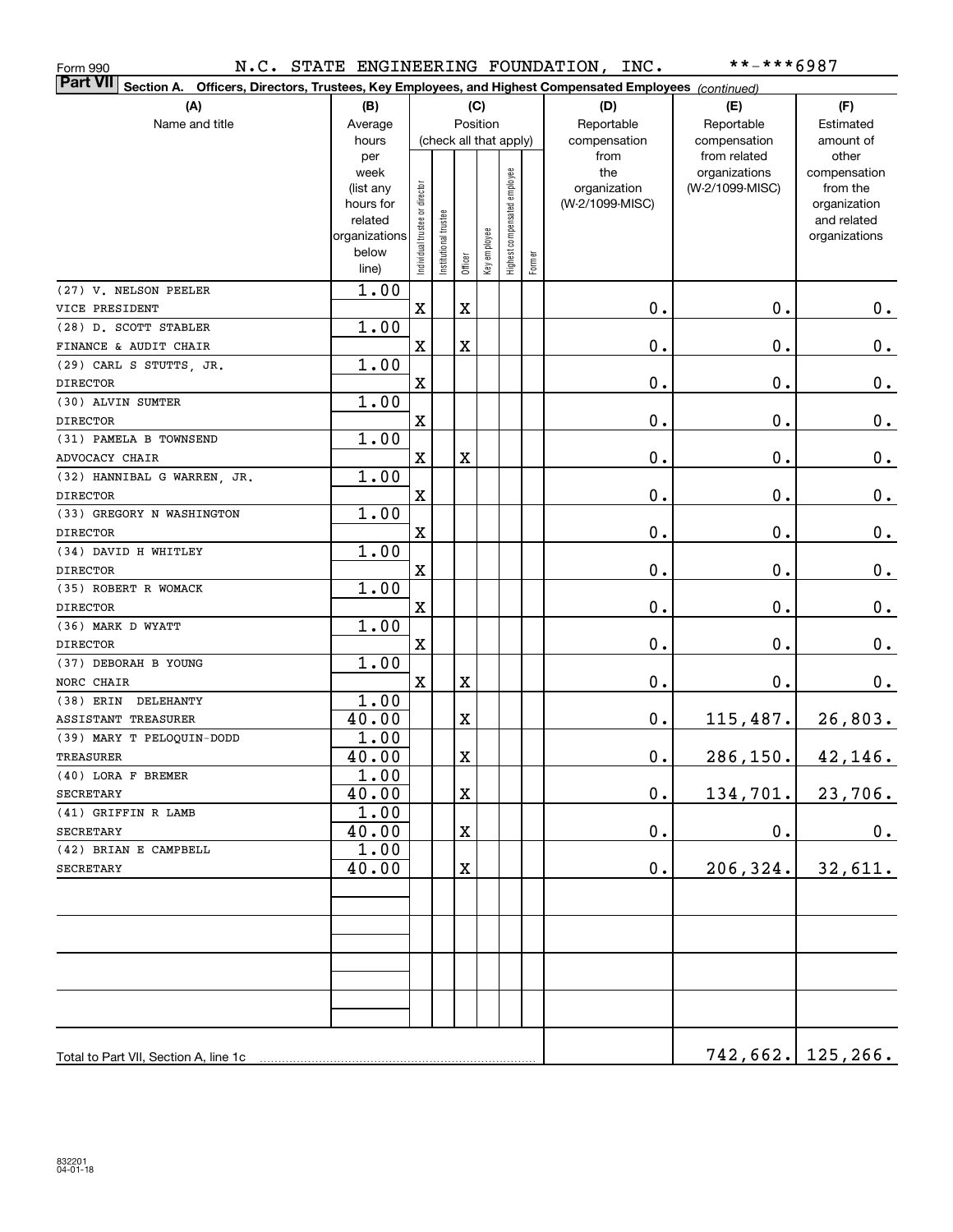Form 990 N.C. STATE ENGINEERING FOUNDATION, INC. **-***6987

**Part VII** Section A. Officers, Directors, Trustees, Key Employees, and Highest Compensated Employees *(continued)*

| (A) Name and title | (B) Average hours per week (list any hours for related organizations below line) | (C) Position (check all that apply): Individual trustee or director | Institutional trustee | Officer | Key employee | Highest compensated employee | Former | (D) Reportable compensation from the organization (W-2/1099-MISC) | (E) Reportable compensation from related organizations (W-2/1099-MISC) | (F) Estimated amount of other compensation from the organization and related organizations |
|---|---|---|---|---|---|---|---|---|---|---|
| (27) V. NELSON PEELER<br>VICE PRESIDENT | 1.00 | X | | X | | | | 0. | 0. | 0. |
| (28) D. SCOTT STABLER<br>FINANCE & AUDIT CHAIR | 1.00 | X | | X | | | | 0. | 0. | 0. |
| (29) CARL S STUTTS, JR.<br>DIRECTOR | 1.00 | X | | | | | | 0. | 0. | 0. |
| (30) ALVIN SUMTER<br>DIRECTOR | 1.00 | X | | | | | | 0. | 0. | 0. |
| (31) PAMELA B TOWNSEND<br>ADVOCACY CHAIR | 1.00 | X | | X | | | | 0. | 0. | 0. |
| (32) HANNIBAL G WARREN, JR.<br>DIRECTOR | 1.00 | X | | | | | | 0. | 0. | 0. |
| (33) GREGORY N WASHINGTON<br>DIRECTOR | 1.00 | X | | | | | | 0. | 0. | 0. |
| (34) DAVID H WHITLEY<br>DIRECTOR | 1.00 | X | | | | | | 0. | 0. | 0. |
| (35) ROBERT R WOMACK<br>DIRECTOR | 1.00 | X | | | | | | 0. | 0. | 0. |
| (36) MARK D WYATT<br>DIRECTOR | 1.00 | X | | | | | | 0. | 0. | 0. |
| (37) DEBORAH B YOUNG<br>NORC CHAIR | 1.00 | X | | X | | | | 0. | 0. | 0. |
| (38) ERIN DELEHANTY<br>ASSISTANT TREASURER | 1.00<br>40.00 | | | X | | | | 0. | 115,487. | 26,803. |
| (39) MARY T PELOQUIN-DODD<br>TREASURER | 1.00<br>40.00 | | | X | | | | 0. | 286,150. | 42,146. |
| (40) LORA F BREMER<br>SECRETARY | 1.00<br>40.00 | | | X | | | | 0. | 134,701. | 23,706. |
| (41) GRIFFIN R LAMB<br>SECRETARY | 1.00<br>40.00 | | | X | | | | 0. | 0. | 0. |
| (42) BRIAN E CAMPBELL<br>SECRETARY | 1.00<br>40.00 | | | X | | | | 0. | 206,324. | 32,611. |
| Total to Part VII, Section A, line 1c | | | | | | | | | 742,662. | 125,266. |

832201
04-01-18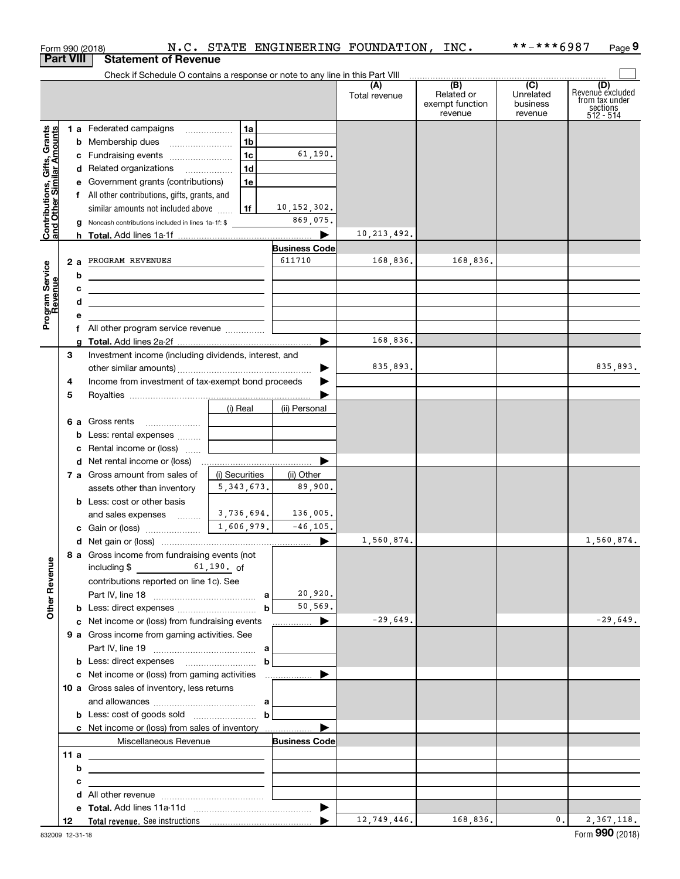Form 990 (2018) N.C. STATE ENGINEERING FOUNDATION, INC. **-***6987 Page 9

**Part VIII Statement of Revenue**

Check if Schedule O contains a response or note to any line in this Part VIII

| | | | (A) Total revenue | (B) Related or exempt function revenue | (C) Unrelated business revenue | (D) Revenue excluded from tax under sections 512 - 514 |
|---|---|---|---|---|---|---|
| **Contributions, Gifts, Grants and Other Similar Amounts** | | | | | | |
| 1 a Federated campaigns | 1a | | | | | |
| b Membership dues | 1b | | | | | |
| c Fundraising events | 1c | 61,190. | | | | |
| d Related organizations | 1d | | | | | |
| e Government grants (contributions) | 1e | | | | | |
| f All other contributions, gifts, grants, and similar amounts not included above | 1f | 10,152,302. | | | | |
| g Noncash contributions included in lines 1a-1f: $ | | 869,075. | | | | |
| h **Total.** Add lines 1a-1f | | | 10,213,492. | | | |
| **Program Service Revenue** | | Business Code | | | | |
| 2 a PROGRAM REVENUES | | 611710 | 168,836. | 168,836. | | |
| b | | | | | | |
| c | | | | | | |
| d | | | | | | |
| e | | | | | | |
| f All other program service revenue | | | | | | |
| g **Total.** Add lines 2a-2f | | | 168,836. | | | |
| 3 Investment income (including dividends, interest, and other similar amounts) | | | 835,893. | | | 835,893. |
| 4 Income from investment of tax-exempt bond proceeds | | | | | | |
| 5 Royalties | | | | | | |
| | (i) Real | (ii) Personal | | | | |
| 6 a Gross rents | | | | | | |
| b Less: rental expenses | | | | | | |
| c Rental income or (loss) | | | | | | |
| d Net rental income or (loss) | | | | | | |
| | (i) Securities | (ii) Other | | | | |
| 7 a Gross amount from sales of assets other than inventory | 5,343,673. | 89,900. | | | | |
| b Less: cost or other basis and sales expenses | 3,736,694. | 136,005. | | | | |
| c Gain or (loss) | 1,606,979. | -46,105. | | | | |
| d Net gain or (loss) | | | 1,560,874. | | | 1,560,874. |
| **Other Revenue** | | | | | | |
| 8 a Gross income from fundraising events (not including $ 61,190. of contributions reported on line 1c). See Part IV, line 18 | a | 20,920. | | | | |
| b Less: direct expenses | b | 50,569. | | | | |
| c Net income or (loss) from fundraising events | | | -29,649. | | | -29,649. |
| 9 a Gross income from gaming activities. See Part IV, line 19 | a | | | | | |
| b Less: direct expenses | b | | | | | |
| c Net income or (loss) from gaming activities | | | | | | |
| 10 a Gross sales of inventory, less returns and allowances | a | | | | | |
| b Less: cost of goods sold | b | | | | | |
| c Net income or (loss) from sales of inventory | | | | | | |
| Miscellaneous Revenue | | Business Code | | | | |
| 11 a | | | | | | |
| b | | | | | | |
| c | | | | | | |
| d All other revenue | | | | | | |
| e **Total.** Add lines 11a-11d | | | | | | |
| 12 **Total revenue.** See instructions | | | 12,749,446. | 168,836. | 0. | 2,367,118. |

832009 12-31-18 Form **990** (2018)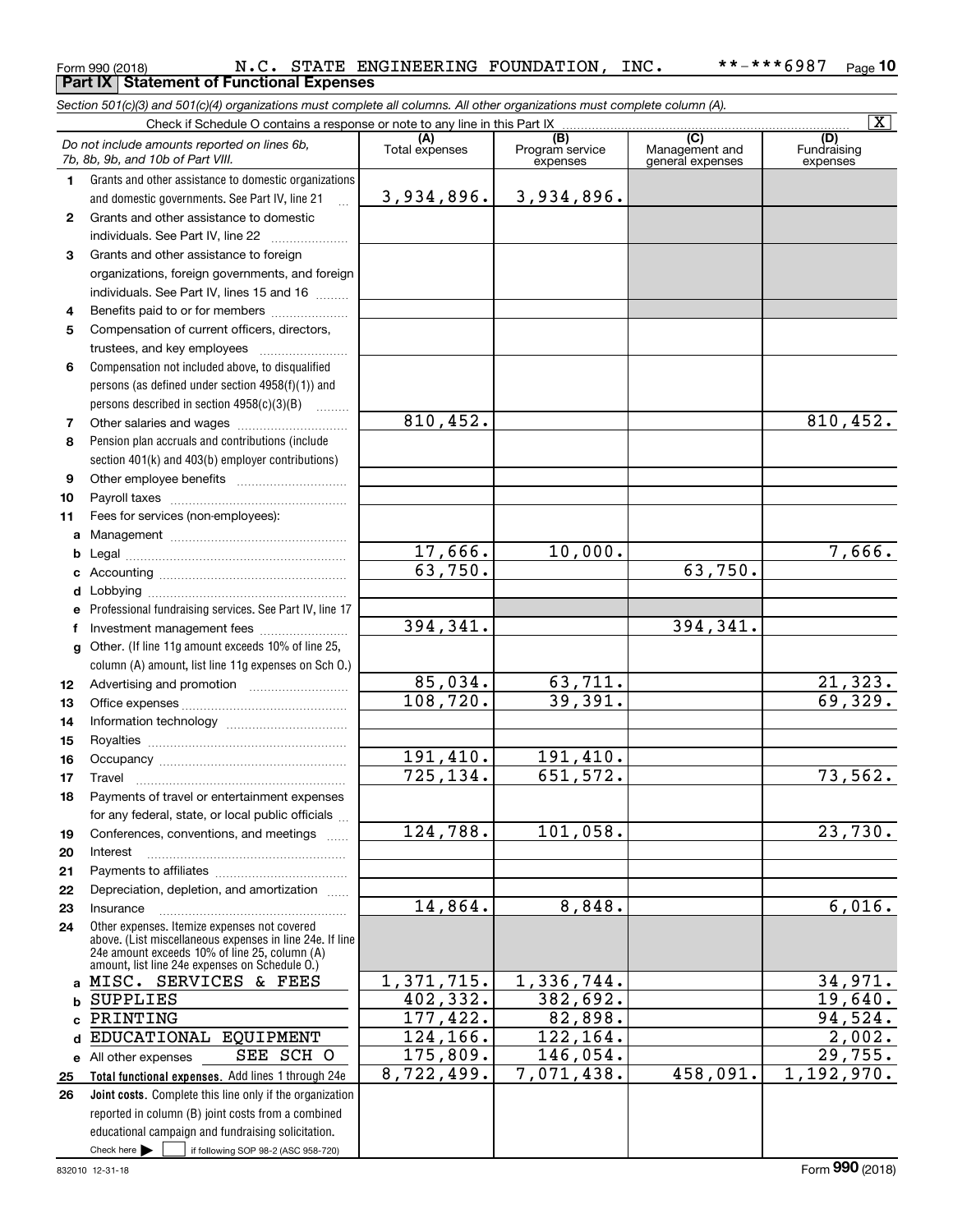Form 990 (2018) N.C. STATE ENGINEERING FOUNDATION, INC. **-***6987

**Part IX Statement of Functional Expenses**

*Section 501(c)(3) and 501(c)(4) organizations must complete all columns. All other organizations must complete column (A).*

Check if Schedule O contains a response or note to any line in this Part IX [X]

| | *Do not include amounts reported on lines 6b, 7b, 8b, 9b, and 10b of Part VIII.* | (A) Total expenses | (B) Program service expenses | (C) Management and general expenses | (D) Fundraising expenses |
|---|---|---|---|---|---|
| 1 | Grants and other assistance to domestic organizations and domestic governments. See Part IV, line 21 | 3,934,896. | 3,934,896. | | |
| 2 | Grants and other assistance to domestic individuals. See Part IV, line 22 | | | | |
| 3 | Grants and other assistance to foreign organizations, foreign governments, and foreign individuals. See Part IV, lines 15 and 16 | | | | |
| 4 | Benefits paid to or for members | | | | |
| 5 | Compensation of current officers, directors, trustees, and key employees | | | | |
| 6 | Compensation not included above, to disqualified persons (as defined under section 4958(f)(1)) and persons described in section 4958(c)(3)(B) | | | | |
| 7 | Other salaries and wages | 810,452. | | | 810,452. |
| 8 | Pension plan accruals and contributions (include section 401(k) and 403(b) employer contributions) | | | | |
| 9 | Other employee benefits | | | | |
| 10 | Payroll taxes | | | | |
| 11 | Fees for services (non-employees): | | | | |
| a | Management | | | | |
| b | Legal | 17,666. | 10,000. | | 7,666. |
| c | Accounting | 63,750. | | 63,750. | |
| d | Lobbying | | | | |
| e | Professional fundraising services. See Part IV, line 17 | | | | |
| f | Investment management fees | 394,341. | | 394,341. | |
| g | Other. (If line 11g amount exceeds 10% of line 25, column (A) amount, list line 11g expenses on Sch O.) | | | | |
| 12 | Advertising and promotion | 85,034. | 63,711. | | 21,323. |
| 13 | Office expenses | 108,720. | 39,391. | | 69,329. |
| 14 | Information technology | | | | |
| 15 | Royalties | | | | |
| 16 | Occupancy | 191,410. | 191,410. | | |
| 17 | Travel | 725,134. | 651,572. | | 73,562. |
| 18 | Payments of travel or entertainment expenses for any federal, state, or local public officials | | | | |
| 19 | Conferences, conventions, and meetings | 124,788. | 101,058. | | 23,730. |
| 20 | Interest | | | | |
| 21 | Payments to affiliates | | | | |
| 22 | Depreciation, depletion, and amortization | | | | |
| 23 | Insurance | 14,864. | 8,848. | | 6,016. |
| 24 | Other expenses. Itemize expenses not covered above. (List miscellaneous expenses in line 24e. If line 24e amount exceeds 10% of line 25, column (A) amount, list line 24e expenses on Schedule O.) | | | | |
| a | MISC. SERVICES & FEES | 1,371,715. | 1,336,744. | | 34,971. |
| b | SUPPLIES | 402,332. | 382,692. | | 19,640. |
| c | PRINTING | 177,422. | 82,898. | | 94,524. |
| d | EDUCATIONAL EQUIPMENT | 124,166. | 122,164. | | 2,002. |
| e | All other expenses SEE SCH O | 175,809. | 146,054. | | 29,755. |
| 25 | **Total functional expenses.** Add lines 1 through 24e | 8,722,499. | 7,071,438. | 458,091. | 1,192,970. |
| 26 | **Joint costs.** Complete this line only if the organization reported in column (B) joint costs from a combined educational campaign and fundraising solicitation. Check here [ ] if following SOP 98-2 (ASC 958-720) | | | | |

832010 12-31-18 Form **990** (2018)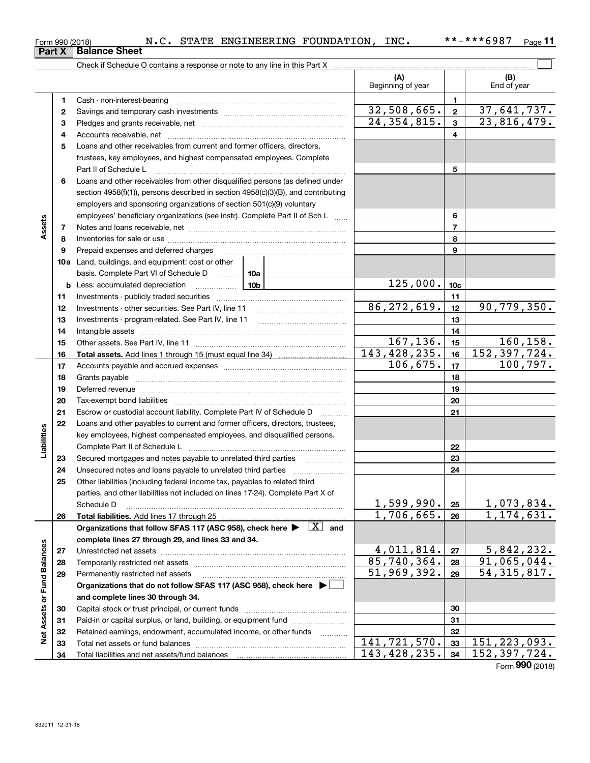Form 990 (2018) N.C. STATE ENGINEERING FOUNDATION, INC. **-***6987

## Part X Balance Sheet

Check if Schedule O contains a response or note to any line in this Part X

| | | | (A) Beginning of year | | (B) End of year |
|---|---|---|---|---|---|
| Assets | 1 | Cash - non-interest-bearing | | 1 | |
| | 2 | Savings and temporary cash investments | 32,508,665. | 2 | 37,641,737. |
| | 3 | Pledges and grants receivable, net | 24,354,815. | 3 | 23,816,479. |
| | 4 | Accounts receivable, net | | 4 | |
| | 5 | Loans and other receivables from current and former officers, directors, trustees, key employees, and highest compensated employees. Complete Part II of Schedule L | | 5 | |
| | 6 | Loans and other receivables from other disqualified persons (as defined under section 4958(f)(1)), persons described in section 4958(c)(3)(B), and contributing employers and sponsoring organizations of section 501(c)(9) voluntary employees' beneficiary organizations (see instr). Complete Part II of Sch L | | 6 | |
| | 7 | Notes and loans receivable, net | | 7 | |
| | 8 | Inventories for sale or use | | 8 | |
| | 9 | Prepaid expenses and deferred charges | | 9 | |
| | 10a | Land, buildings, and equipment: cost or other basis. Complete Part VI of Schedule D 10a | | | |
| | b | Less: accumulated depreciation 10b | 125,000. | 10c | |
| | 11 | Investments - publicly traded securities | | 11 | |
| | 12 | Investments - other securities. See Part IV, line 11 | 86,272,619. | 12 | 90,779,350. |
| | 13 | Investments - program-related. See Part IV, line 11 | | 13 | |
| | 14 | Intangible assets | | 14 | |
| | 15 | Other assets. See Part IV, line 11 | 167,136. | 15 | 160,158. |
| | 16 | **Total assets.** Add lines 1 through 15 (must equal line 34) | 143,428,235. | 16 | 152,397,724. |
| Liabilities | 17 | Accounts payable and accrued expenses | 106,675. | 17 | 100,797. |
| | 18 | Grants payable | | 18 | |
| | 19 | Deferred revenue | | 19 | |
| | 20 | Tax-exempt bond liabilities | | 20 | |
| | 21 | Escrow or custodial account liability. Complete Part IV of Schedule D | | 21 | |
| | 22 | Loans and other payables to current and former officers, directors, trustees, key employees, highest compensated employees, and disqualified persons. Complete Part II of Schedule L | | 22 | |
| | 23 | Secured mortgages and notes payable to unrelated third parties | | 23 | |
| | 24 | Unsecured notes and loans payable to unrelated third parties | | 24 | |
| | 25 | Other liabilities (including federal income tax, payables to related third parties, and other liabilities not included on lines 17-24). Complete Part X of Schedule D | 1,599,990. | 25 | 1,073,834. |
| | 26 | **Total liabilities.** Add lines 17 through 25 | 1,706,665. | 26 | 1,174,631. |
| Net Assets or Fund Balances | | **Organizations that follow SFAS 117 (ASC 958), check here ▶ [X] and complete lines 27 through 29, and lines 33 and 34.** | | | |
| | 27 | Unrestricted net assets | 4,011,814. | 27 | 5,842,232. |
| | 28 | Temporarily restricted net assets | 85,740,364. | 28 | 91,065,044. |
| | 29 | Permanently restricted net assets | 51,969,392. | 29 | 54,315,817. |
| | | **Organizations that do not follow SFAS 117 (ASC 958), check here ▶ [ ] and complete lines 30 through 34.** | | | |
| | 30 | Capital stock or trust principal, or current funds | | 30 | |
| | 31 | Paid-in or capital surplus, or land, building, or equipment fund | | 31 | |
| | 32 | Retained earnings, endowment, accumulated income, or other funds | | 32 | |
| | 33 | Total net assets or fund balances | 141,721,570. | 33 | 151,223,093. |
| | 34 | Total liabilities and net assets/fund balances | 143,428,235. | 34 | 152,397,724. |

Form **990** (2018)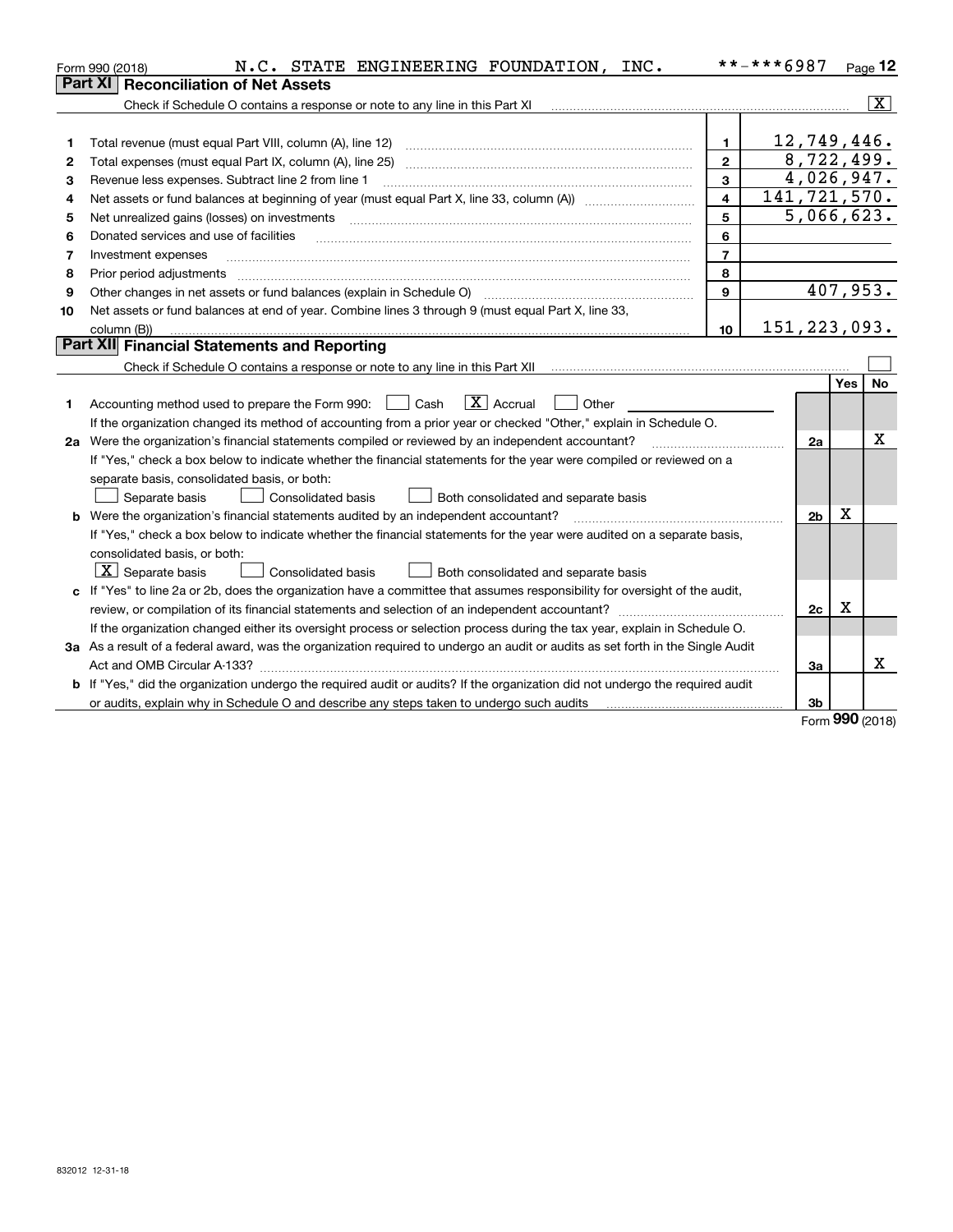Form 990 (2018) N.C. STATE ENGINEERING FOUNDATION, INC. **-***6987 Page 12

## Part XI Reconciliation of Net Assets

Check if Schedule O contains a response or note to any line in this Part XI [X]

| | | | |
|---|---|---|---|
| 1 | Total revenue (must equal Part VIII, column (A), line 12) | 1 | 12,749,446. |
| 2 | Total expenses (must equal Part IX, column (A), line 25) | 2 | 8,722,499. |
| 3 | Revenue less expenses. Subtract line 2 from line 1 | 3 | 4,026,947. |
| 4 | Net assets or fund balances at beginning of year (must equal Part X, line 33, column (A)) | 4 | 141,721,570. |
| 5 | Net unrealized gains (losses) on investments | 5 | 5,066,623. |
| 6 | Donated services and use of facilities | 6 | |
| 7 | Investment expenses | 7 | |
| 8 | Prior period adjustments | 8 | |
| 9 | Other changes in net assets or fund balances (explain in Schedule O) | 9 | 407,953. |
| 10 | Net assets or fund balances at end of year. Combine lines 3 through 9 (must equal Part X, line 33, column (B)) | 10 | 151,223,093. |

## Part XII Financial Statements and Reporting

Check if Schedule O contains a response or note to any line in this Part XII [ ]

| | | | Yes | No |
|---|---|---|---|---|
| 1 | Accounting method used to prepare the Form 990: [ ] Cash [X] Accrual [ ] Other<br>If the organization changed its method of accounting from a prior year or checked "Other," explain in Schedule O. | | | |
| 2a | Were the organization's financial statements compiled or reviewed by an independent accountant?<br>If "Yes," check a box below to indicate whether the financial statements for the year were compiled or reviewed on a separate basis, consolidated basis, or both:<br>[ ] Separate basis [ ] Consolidated basis [ ] Both consolidated and separate basis | 2a | | X |
| b | Were the organization's financial statements audited by an independent accountant?<br>If "Yes," check a box below to indicate whether the financial statements for the year were audited on a separate basis, consolidated basis, or both:<br>[X] Separate basis [ ] Consolidated basis [ ] Both consolidated and separate basis | 2b | X | |
| c | If "Yes" to line 2a or 2b, does the organization have a committee that assumes responsibility for oversight of the audit, review, or compilation of its financial statements and selection of an independent accountant?<br>If the organization changed either its oversight process or selection process during the tax year, explain in Schedule O. | 2c | X | |
| 3a | As a result of a federal award, was the organization required to undergo an audit or audits as set forth in the Single Audit Act and OMB Circular A-133? | 3a | | X |
| b | If "Yes," did the organization undergo the required audit or audits? If the organization did not undergo the required audit or audits, explain why in Schedule O and describe any steps taken to undergo such audits | 3b | | |

Form 990 (2018)

832012 12-31-18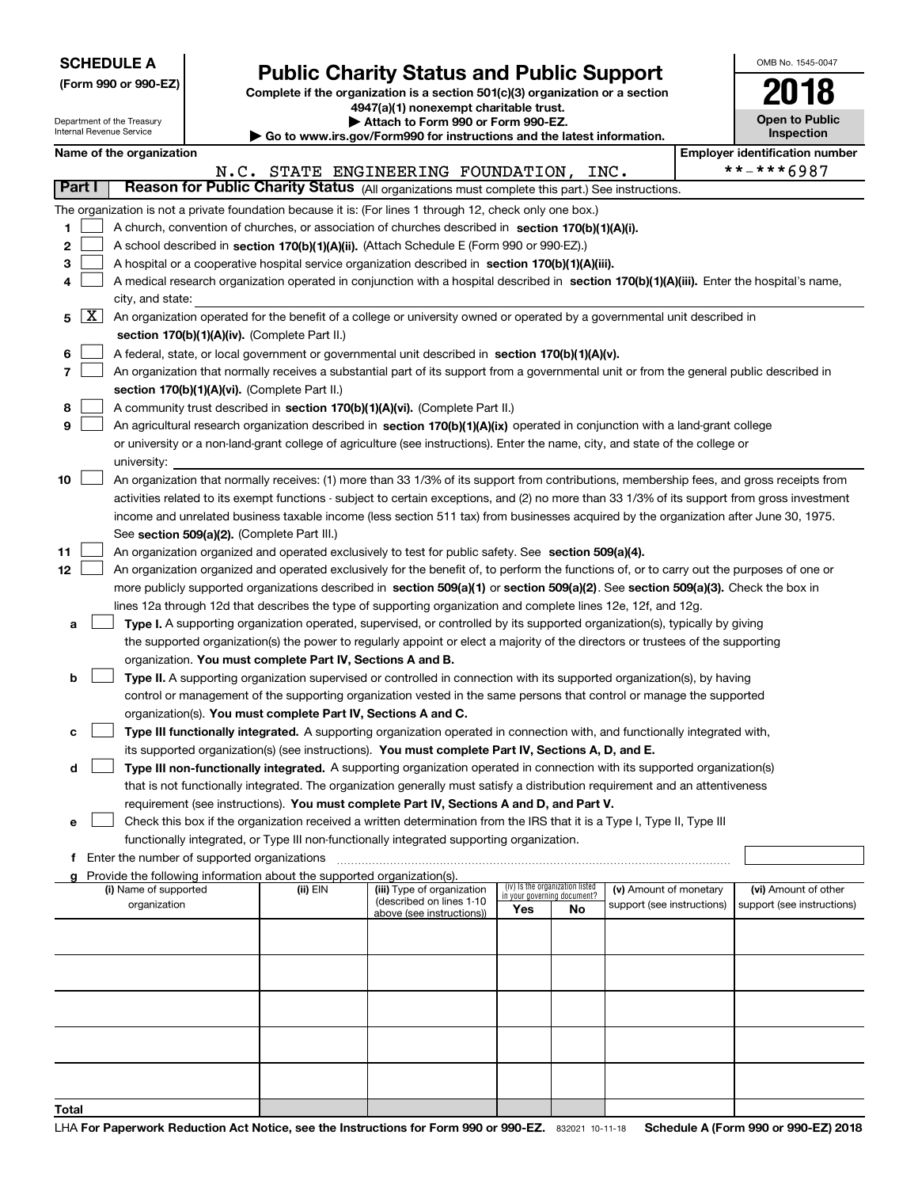**SCHEDULE A**
**(Form 990 or 990-EZ)**

Department of the Treasury
Internal Revenue Service

# Public Charity Status and Public Support

**Complete if the organization is a section 501(c)(3) organization or a section 4947(a)(1) nonexempt charitable trust.**
**▶ Attach to Form 990 or Form 990-EZ.**
**▶ Go to www.irs.gov/Form990 for instructions and the latest information.**

OMB No. 1545-0047

**2018**

**Open to Public Inspection**

**Name of the organization:** N.C. STATE ENGINEERING FOUNDATION, INC.
**Employer identification number:** **-***6987

## Part I — Reason for Public Charity Status (All organizations must complete this part.) See instructions.

The organization is not a private foundation because it is: (For lines 1 through 12, check only one box.)

1. [ ] A church, convention of churches, or association of churches described in **section 170(b)(1)(A)(i).**
2. [ ] A school described in **section 170(b)(1)(A)(ii).** (Attach Schedule E (Form 990 or 990-EZ).)
3. [ ] A hospital or a cooperative hospital service organization described in **section 170(b)(1)(A)(iii).**
4. [ ] A medical research organization operated in conjunction with a hospital described in **section 170(b)(1)(A)(iii).** Enter the hospital's name, city, and state:
5. [X] An organization operated for the benefit of a college or university owned or operated by a governmental unit described in **section 170(b)(1)(A)(iv).** (Complete Part II.)
6. [ ] A federal, state, or local government or governmental unit described in **section 170(b)(1)(A)(v).**
7. [ ] An organization that normally receives a substantial part of its support from a governmental unit or from the general public described in **section 170(b)(1)(A)(vi).** (Complete Part II.)
8. [ ] A community trust described in **section 170(b)(1)(A)(vi).** (Complete Part II.)
9. [ ] An agricultural research organization described in **section 170(b)(1)(A)(ix)** operated in conjunction with a land-grant college or university or a non-land-grant college of agriculture (see instructions). Enter the name, city, and state of the college or university:
10. [ ] An organization that normally receives: (1) more than 33 1/3% of its support from contributions, membership fees, and gross receipts from activities related to its exempt functions - subject to certain exceptions, and (2) no more than 33 1/3% of its support from gross investment income and unrelated business taxable income (less section 511 tax) from businesses acquired by the organization after June 30, 1975. See **section 509(a)(2).** (Complete Part III.)
11. [ ] An organization organized and operated exclusively to test for public safety. See **section 509(a)(4).**
12. [ ] An organization organized and operated exclusively for the benefit of, to perform the functions of, or to carry out the purposes of one or more publicly supported organizations described in **section 509(a)(1)** or **section 509(a)(2)**. See **section 509(a)(3).** Check the box in lines 12a through 12d that describes the type of supporting organization and complete lines 12e, 12f, and 12g.
   - **a** [ ] **Type I.** A supporting organization operated, supervised, or controlled by its supported organization(s), typically by giving the supported organization(s) the power to regularly appoint or elect a majority of the directors or trustees of the supporting organization. **You must complete Part IV, Sections A and B.**
   - **b** [ ] **Type II.** A supporting organization supervised or controlled in connection with its supported organization(s), by having control or management of the supporting organization vested in the same persons that control or manage the supported organization(s). **You must complete Part IV, Sections A and C.**
   - **c** [ ] **Type III functionally integrated.** A supporting organization operated in connection with, and functionally integrated with, its supported organization(s) (see instructions). **You must complete Part IV, Sections A, D, and E.**
   - **d** [ ] **Type III non-functionally integrated.** A supporting organization operated in connection with its supported organization(s) that is not functionally integrated. The organization generally must satisfy a distribution requirement and an attentiveness requirement (see instructions). **You must complete Part IV, Sections A and D, and Part V.**
   - **e** [ ] Check this box if the organization received a written determination from the IRS that it is a Type I, Type II, Type III functionally integrated, or Type III non-functionally integrated supporting organization.
   - **f** Enter the number of supported organizations
   - **g** Provide the following information about the supported organization(s).

| (i) Name of supported organization | (ii) EIN | (iii) Type of organization (described on lines 1-10 above (see instructions)) | (iv) Is the organization listed in your governing document? Yes | No | (v) Amount of monetary support (see instructions) | (vi) Amount of other support (see instructions) |
|---|---|---|---|---|---|---|
| | | | | | | |
| | | | | | | |
| | | | | | | |
| | | | | | | |
| | | | | | | |
| **Total** | | | | | | |

LHA **For Paperwork Reduction Act Notice, see the Instructions for Form 990 or 990-EZ.** 832021 10-11-18 **Schedule A (Form 990 or 990-EZ) 2018**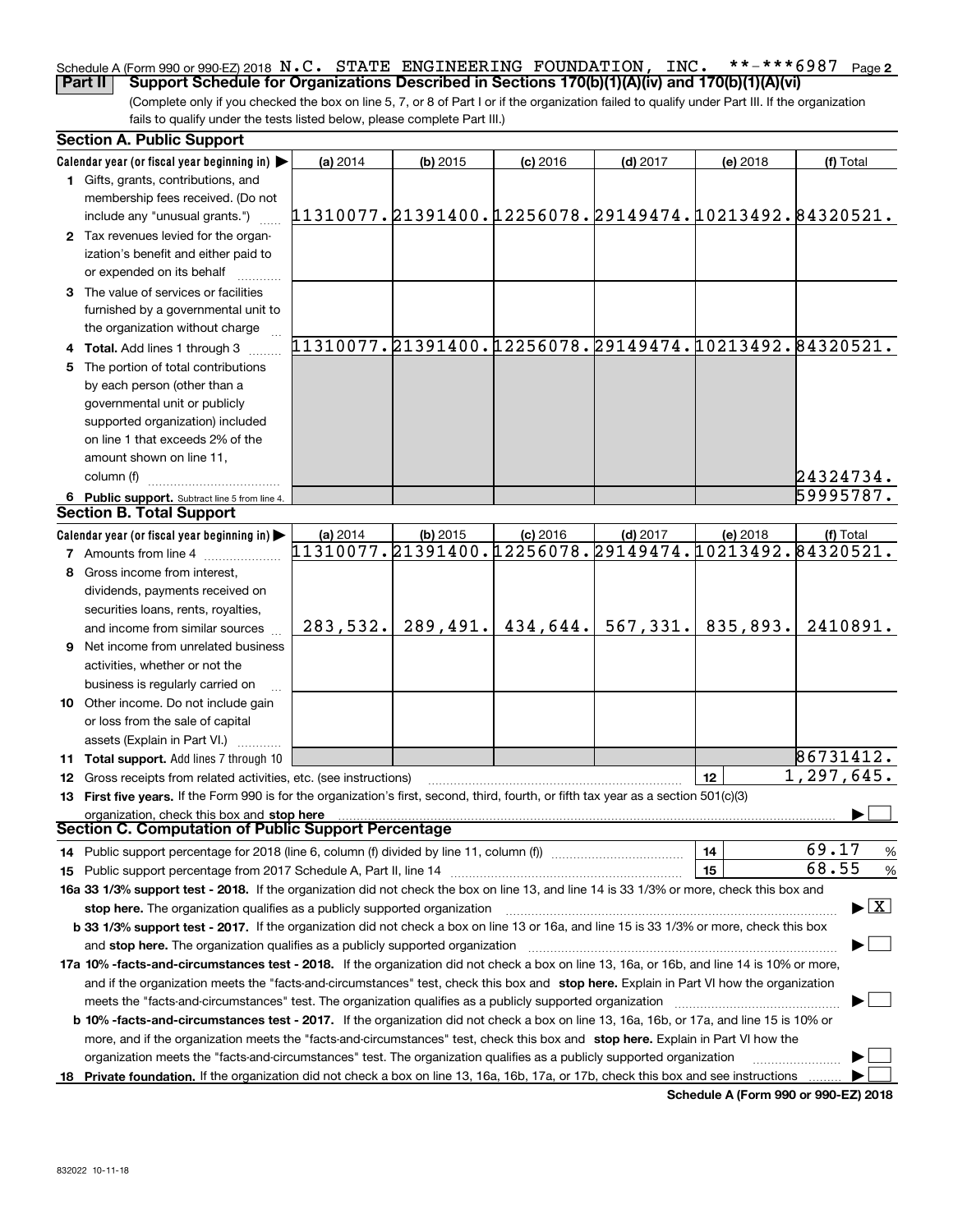Schedule A (Form 990 or 990-EZ) 2018 N.C. STATE ENGINEERING FOUNDATION, INC. **-***6987 Page 2

**Part II Support Schedule for Organizations Described in Sections 170(b)(1)(A)(iv) and 170(b)(1)(A)(vi)**

(Complete only if you checked the box on line 5, 7, or 8 of Part I or if the organization failed to qualify under Part III. If the organization fails to qualify under the tests listed below, please complete Part III.)

**Section A. Public Support**

| Calendar year (or fiscal year beginning in) ▶ | (a) 2014 | (b) 2015 | (c) 2016 | (d) 2017 | (e) 2018 | (f) Total |
|---|---|---|---|---|---|---|
| **1** Gifts, grants, contributions, and membership fees received. (Do not include any "unusual grants.") | 11310077. | 21391400. | 12256078. | 29149474. | 10213492. | 84320521. |
| **2** Tax revenues levied for the organization's benefit and either paid to or expended on its behalf | | | | | | |
| **3** The value of services or facilities furnished by a governmental unit to the organization without charge | | | | | | |
| **4 Total.** Add lines 1 through 3 | 11310077. | 21391400. | 12256078. | 29149474. | 10213492. | 84320521. |
| **5** The portion of total contributions by each person (other than a governmental unit or publicly supported organization) included on line 1 that exceeds 2% of the amount shown on line 11, column (f) | | | | | | 24324734. |
| **6 Public support.** Subtract line 5 from line 4. | | | | | | 59995787. |

**Section B. Total Support**

| Calendar year (or fiscal year beginning in) ▶ | (a) 2014 | (b) 2015 | (c) 2016 | (d) 2017 | (e) 2018 | (f) Total |
|---|---|---|---|---|---|---|
| **7** Amounts from line 4 | 11310077. | 21391400. | 12256078. | 29149474. | 10213492. | 84320521. |
| **8** Gross income from interest, dividends, payments received on securities loans, rents, royalties, and income from similar sources | 283,532. | 289,491. | 434,644. | 567,331. | 835,893. | 2410891. |
| **9** Net income from unrelated business activities, whether or not the business is regularly carried on | | | | | | |
| **10** Other income. Do not include gain or loss from the sale of capital assets (Explain in Part VI.) | | | | | | |
| **11 Total support.** Add lines 7 through 10 | | | | | | 86731412. |

**12** Gross receipts from related activities, etc. (see instructions) | 12 | 1,297,645.

**13 First five years.** If the Form 990 is for the organization's first, second, third, fourth, or fifth tax year as a section 501(c)(3) organization, check this box and **stop here** ▶ ☐

**Section C. Computation of Public Support Percentage**

**14** Public support percentage for 2018 (line 6, column (f) divided by line 11, column (f)) | 14 | 69.17 %

**15** Public support percentage from 2017 Schedule A, Part II, line 14 | 15 | 68.55 %

**16a 33 1/3% support test - 2018.** If the organization did not check the box on line 13, and line 14 is 33 1/3% or more, check this box and **stop here.** The organization qualifies as a publicly supported organization ▶ ☒

**b 33 1/3% support test - 2017.** If the organization did not check a box on line 13 or 16a, and line 15 is 33 1/3% or more, check this box and **stop here.** The organization qualifies as a publicly supported organization ▶ ☐

**17a 10% -facts-and-circumstances test - 2018.** If the organization did not check a box on line 13, 16a, or 16b, and line 14 is 10% or more, and if the organization meets the "facts-and-circumstances" test, check this box and **stop here.** Explain in Part VI how the organization meets the "facts-and-circumstances" test. The organization qualifies as a publicly supported organization ▶ ☐

**b 10% -facts-and-circumstances test - 2017.** If the organization did not check a box on line 13, 16a, 16b, or 17a, and line 15 is 10% or more, and if the organization meets the "facts-and-circumstances" test, check this box and **stop here.** Explain in Part VI how the organization meets the "facts-and-circumstances" test. The organization qualifies as a publicly supported organization ▶ ☐

**18 Private foundation.** If the organization did not check a box on line 13, 16a, 16b, 17a, or 17b, check this box and see instructions ▶ ☐

**Schedule A (Form 990 or 990-EZ) 2018**

832022 10-11-18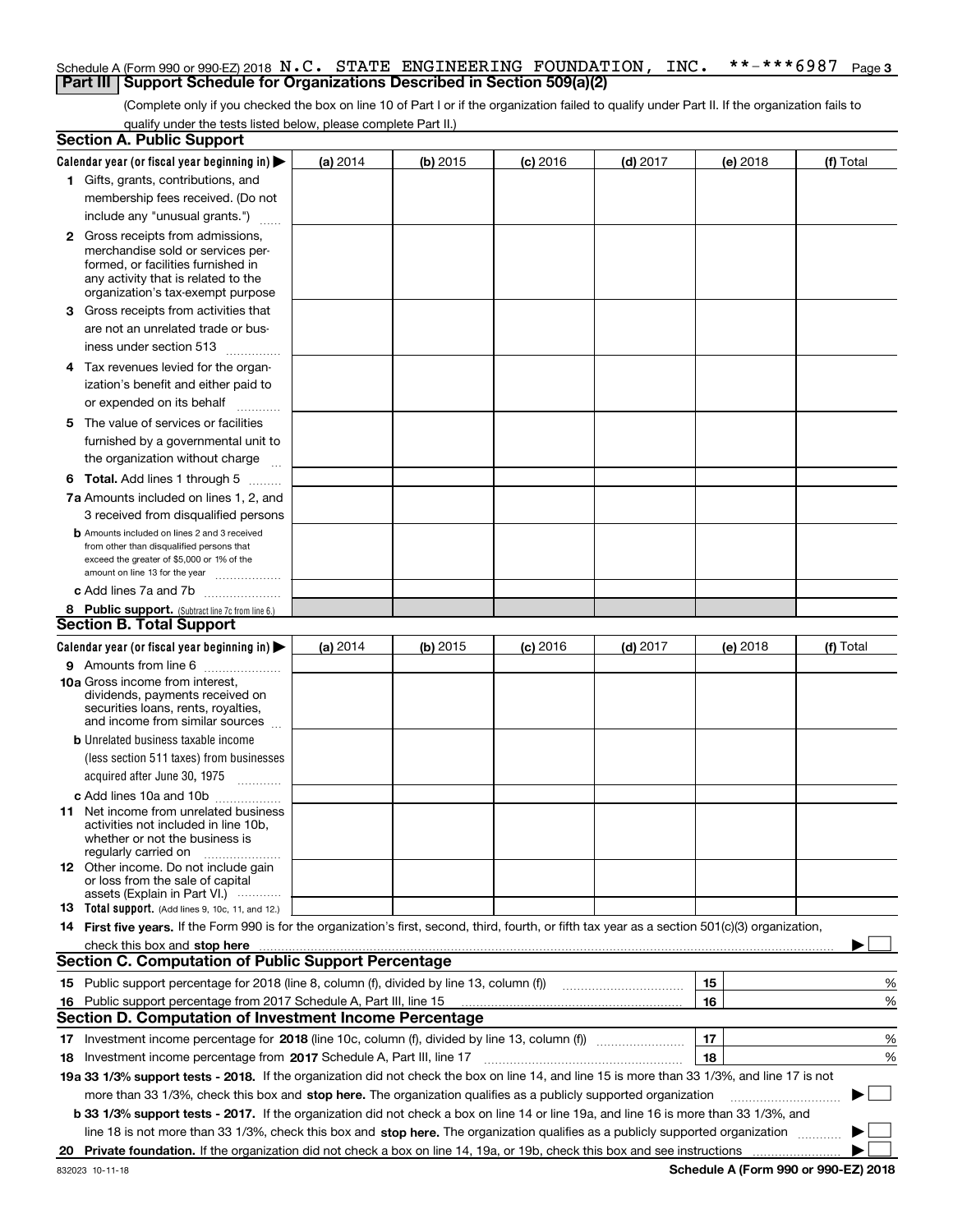Schedule A (Form 990 or 990-EZ) 2018 N.C. STATE ENGINEERING FOUNDATION, INC. **-***6987 Page 3

## Part III Support Schedule for Organizations Described in Section 509(a)(2)

(Complete only if you checked the box on line 10 of Part I or if the organization failed to qualify under Part II. If the organization fails to qualify under the tests listed below, please complete Part II.)

### Section A. Public Support

| Calendar year (or fiscal year beginning in) ▶ | (a) 2014 | (b) 2015 | (c) 2016 | (d) 2017 | (e) 2018 | (f) Total |
|---|---|---|---|---|---|---|
| 1 Gifts, grants, contributions, and membership fees received. (Do not include any "unusual grants.") | | | | | | |
| 2 Gross receipts from admissions, merchandise sold or services performed, or facilities furnished in any activity that is related to the organization's tax-exempt purpose | | | | | | |
| 3 Gross receipts from activities that are not an unrelated trade or business under section 513 | | | | | | |
| 4 Tax revenues levied for the organization's benefit and either paid to or expended on its behalf | | | | | | |
| 5 The value of services or facilities furnished by a governmental unit to the organization without charge | | | | | | |
| 6 **Total.** Add lines 1 through 5 | | | | | | |
| 7a Amounts included on lines 1, 2, and 3 received from disqualified persons | | | | | | |
| b Amounts included on lines 2 and 3 received from other than disqualified persons that exceed the greater of $5,000 or 1% of the amount on line 13 for the year | | | | | | |
| c Add lines 7a and 7b | | | | | | |
| 8 **Public support.** (Subtract line 7c from line 6.) | | | | | | |

### Section B. Total Support

| Calendar year (or fiscal year beginning in) ▶ | (a) 2014 | (b) 2015 | (c) 2016 | (d) 2017 | (e) 2018 | (f) Total |
|---|---|---|---|---|---|---|
| 9 Amounts from line 6 | | | | | | |
| 10a Gross income from interest, dividends, payments received on securities loans, rents, royalties, and income from similar sources | | | | | | |
| b Unrelated business taxable income (less section 511 taxes) from businesses acquired after June 30, 1975 | | | | | | |
| c Add lines 10a and 10b | | | | | | |
| 11 Net income from unrelated business activities not included in line 10b, whether or not the business is regularly carried on | | | | | | |
| 12 Other income. Do not include gain or loss from the sale of capital assets (Explain in Part VI.) | | | | | | |
| 13 **Total support.** (Add lines 9, 10c, 11, and 12.) | | | | | | |

14 **First five years.** If the Form 990 is for the organization's first, second, third, fourth, or fifth tax year as a section 501(c)(3) organization, check this box and **stop here** ▶ ☐

### Section C. Computation of Public Support Percentage

| | | | |
|---|---|---|---|
| 15 | Public support percentage for 2018 (line 8, column (f), divided by line 13, column (f)) | 15 | % |
| 16 | Public support percentage from 2017 Schedule A, Part III, line 15 | 16 | % |

### Section D. Computation of Investment Income Percentage

| | | | |
|---|---|---|---|
| 17 | Investment income percentage for **2018** (line 10c, column (f), divided by line 13, column (f)) | 17 | % |
| 18 | Investment income percentage from **2017** Schedule A, Part III, line 17 | 18 | % |

**19a 33 1/3% support tests - 2018.** If the organization did not check the box on line 14, and line 15 is more than 33 1/3%, and line 17 is not more than 33 1/3%, check this box and **stop here.** The organization qualifies as a publicly supported organization ▶ ☐

**b 33 1/3% support tests - 2017.** If the organization did not check a box on line 14 or line 19a, and line 16 is more than 33 1/3%, and line 18 is not more than 33 1/3%, check this box and **stop here.** The organization qualifies as a publicly supported organization ▶ ☐

**20 Private foundation.** If the organization did not check a box on line 14, 19a, or 19b, check this box and see instructions ▶ ☐

832023 10-11-18 **Schedule A (Form 990 or 990-EZ) 2018**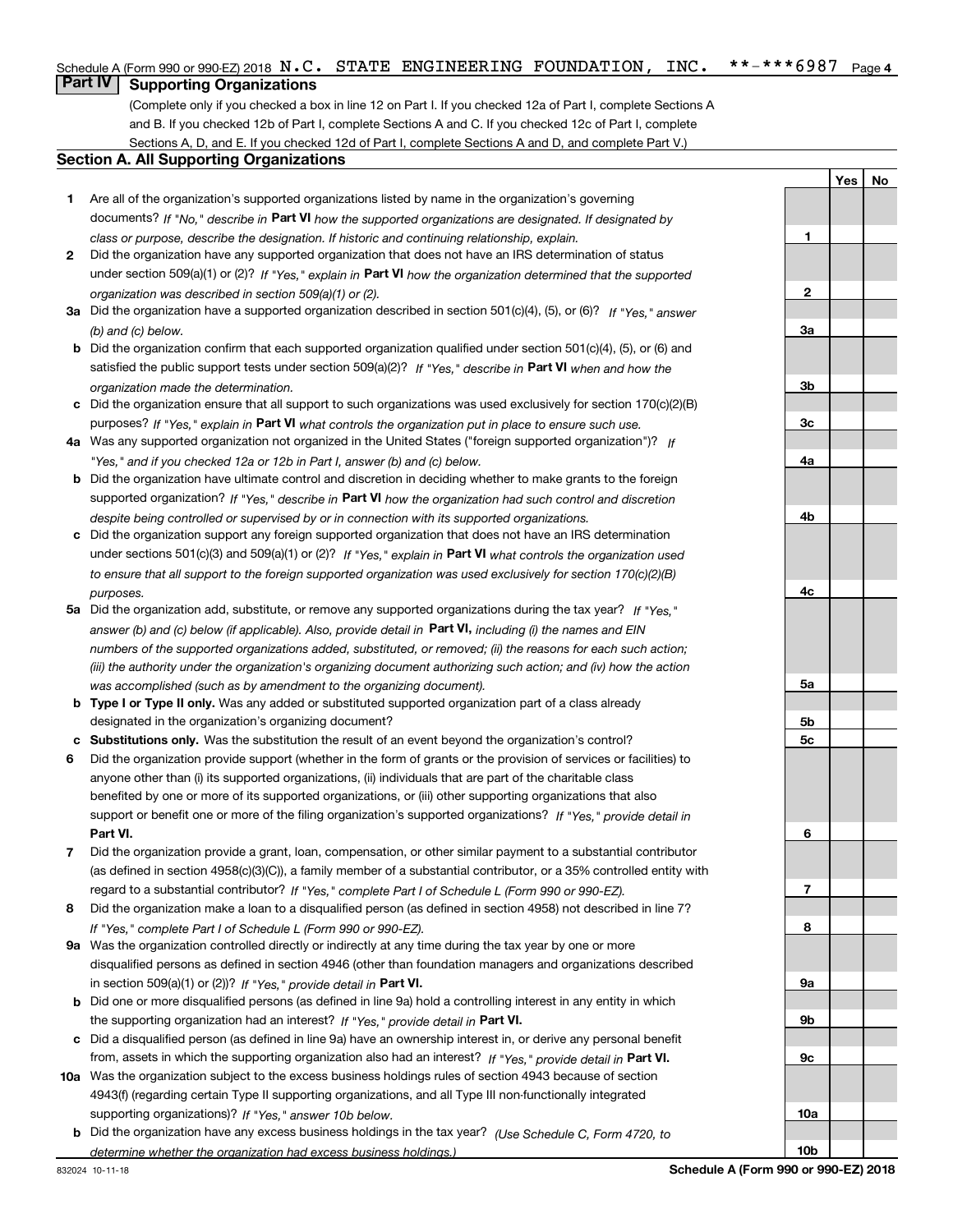Schedule A (Form 990 or 990-EZ) 2018 N.C. STATE ENGINEERING FOUNDATION, INC. **-***6987 Page 4

## Part IV Supporting Organizations

(Complete only if you checked a box in line 12 on Part I. If you checked 12a of Part I, complete Sections A and B. If you checked 12b of Part I, complete Sections A and C. If you checked 12c of Part I, complete Sections A, D, and E. If you checked 12d of Part I, complete Sections A and D, and complete Part V.)

### Section A. All Supporting Organizations

| | | Line | Yes | No |
|---|---|---|---|---|
| **1** | Are all of the organization's supported organizations listed by name in the organization's governing documents? *If "No," describe in* **Part VI** *how the supported organizations are designated. If designated by class or purpose, describe the designation. If historic and continuing relationship, explain.* | **1** | | |
| **2** | Did the organization have any supported organization that does not have an IRS determination of status under section 509(a)(1) or (2)? *If "Yes," explain in* **Part VI** *how the organization determined that the supported organization was described in section 509(a)(1) or (2).* | **2** | | |
| **3a** | Did the organization have a supported organization described in section 501(c)(4), (5), or (6)? *If "Yes," answer (b) and (c) below.* | **3a** | | |
| **b** | Did the organization confirm that each supported organization qualified under section 501(c)(4), (5), or (6) and satisfied the public support tests under section 509(a)(2)? *If "Yes," describe in* **Part VI** *when and how the organization made the determination.* | **3b** | | |
| **c** | Did the organization ensure that all support to such organizations was used exclusively for section 170(c)(2)(B) purposes? *If "Yes," explain in* **Part VI** *what controls the organization put in place to ensure such use.* | **3c** | | |
| **4a** | Was any supported organization not organized in the United States ("foreign supported organization")? *If "Yes," and if you checked 12a or 12b in Part I, answer (b) and (c) below.* | **4a** | | |
| **b** | Did the organization have ultimate control and discretion in deciding whether to make grants to the foreign supported organization? *If "Yes," describe in* **Part VI** *how the organization had such control and discretion despite being controlled or supervised by or in connection with its supported organizations.* | **4b** | | |
| **c** | Did the organization support any foreign supported organization that does not have an IRS determination under sections 501(c)(3) and 509(a)(1) or (2)? *If "Yes," explain in* **Part VI** *what controls the organization used to ensure that all support to the foreign supported organization was used exclusively for section 170(c)(2)(B) purposes.* | **4c** | | |
| **5a** | Did the organization add, substitute, or remove any supported organizations during the tax year? *If "Yes," answer (b) and (c) below (if applicable). Also, provide detail in* **Part VI,** *including (i) the names and EIN numbers of the supported organizations added, substituted, or removed; (ii) the reasons for each such action; (iii) the authority under the organization's organizing document authorizing such action; and (iv) how the action was accomplished (such as by amendment to the organizing document).* | **5a** | | |
| **b** | **Type I or Type II only.** Was any added or substituted supported organization part of a class already designated in the organization's organizing document? | **5b** | | |
| **c** | **Substitutions only.** Was the substitution the result of an event beyond the organization's control? | **5c** | | |
| **6** | Did the organization provide support (whether in the form of grants or the provision of services or facilities) to anyone other than (i) its supported organizations, (ii) individuals that are part of the charitable class benefited by one or more of its supported organizations, or (iii) other supporting organizations that also support or benefit one or more of the filing organization's supported organizations? *If "Yes," provide detail in* **Part VI.** | **6** | | |
| **7** | Did the organization provide a grant, loan, compensation, or other similar payment to a substantial contributor (as defined in section 4958(c)(3)(C)), a family member of a substantial contributor, or a 35% controlled entity with regard to a substantial contributor? *If "Yes," complete Part I of Schedule L (Form 990 or 990-EZ).* | **7** | | |
| **8** | Did the organization make a loan to a disqualified person (as defined in section 4958) not described in line 7? *If "Yes," complete Part I of Schedule L (Form 990 or 990-EZ).* | **8** | | |
| **9a** | Was the organization controlled directly or indirectly at any time during the tax year by one or more disqualified persons as defined in section 4946 (other than foundation managers and organizations described in section 509(a)(1) or (2))? *If "Yes," provide detail in* **Part VI.** | **9a** | | |
| **b** | Did one or more disqualified persons (as defined in line 9a) hold a controlling interest in any entity in which the supporting organization had an interest? *If "Yes," provide detail in* **Part VI.** | **9b** | | |
| **c** | Did a disqualified person (as defined in line 9a) have an ownership interest in, or derive any personal benefit from, assets in which the supporting organization also had an interest? *If "Yes," provide detail in* **Part VI.** | **9c** | | |
| **10a** | Was the organization subject to the excess business holdings rules of section 4943 because of section 4943(f) (regarding certain Type II supporting organizations, and all Type III non-functionally integrated supporting organizations)? *If "Yes," answer 10b below.* | **10a** | | |
| **b** | Did the organization have any excess business holdings in the tax year? *(Use Schedule C, Form 4720, to determine whether the organization had excess business holdings.)* | **10b** | | |

832024 10-11-18 **Schedule A (Form 990 or 990-EZ) 2018**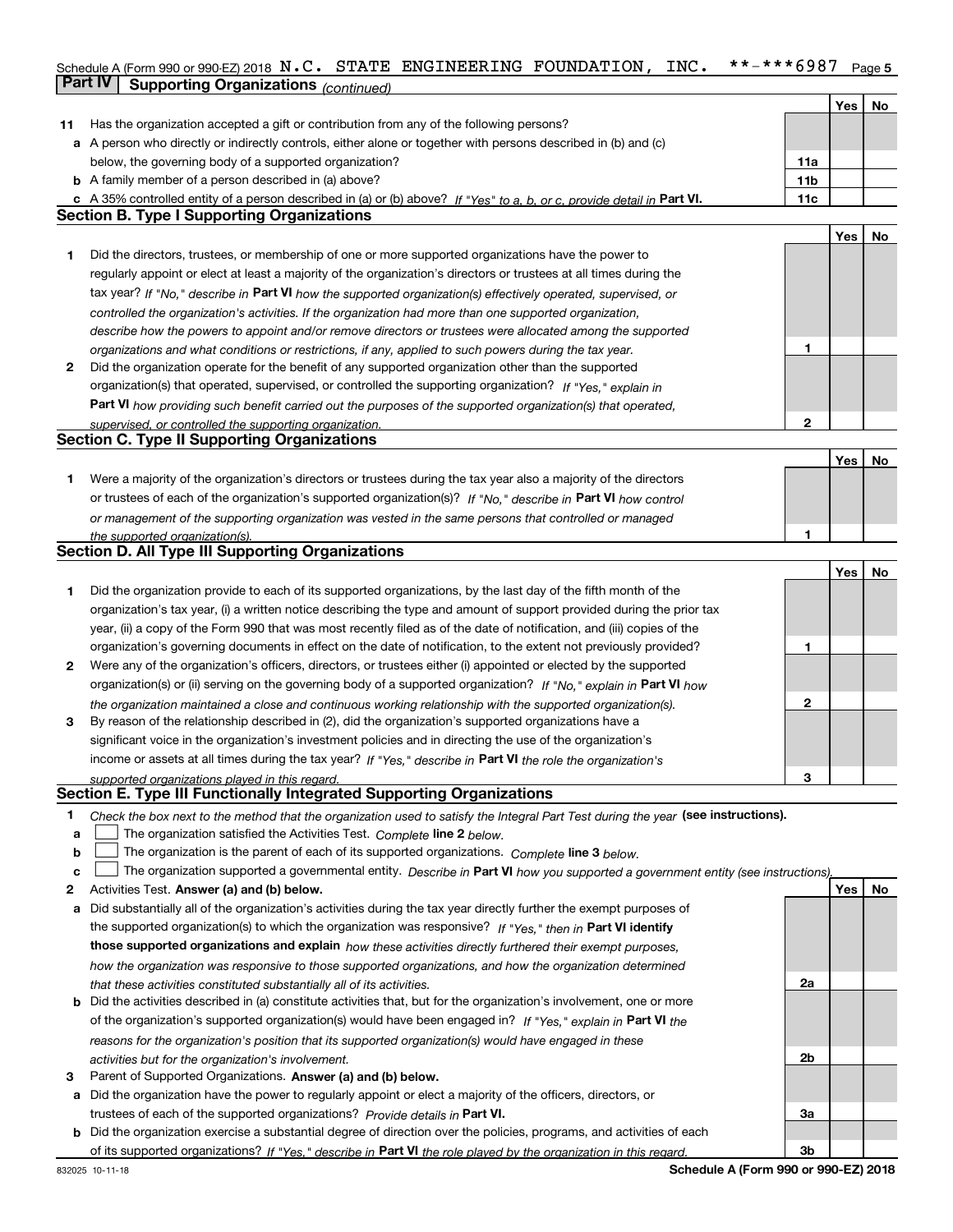Schedule A (Form 990 or 990-EZ) 2018 N.C. STATE ENGINEERING FOUNDATION, INC. **-***6987 Page 5

**Part IV | Supporting Organizations** *(continued)*

| | | | Yes | No |
|---|---|---|---|---|
| **11** | Has the organization accepted a gift or contribution from any of the following persons? | | | |
| **a** | A person who directly or indirectly controls, either alone or together with persons described in (b) and (c) below, the governing body of a supported organization? | **11a** | | |
| **b** | A family member of a person described in (a) above? | **11b** | | |
| **c** | A 35% controlled entity of a person described in (a) or (b) above? *If "Yes" to a, b, or c, provide detail in* **Part VI.** | **11c** | | |

## Section B. Type I Supporting Organizations

| | | | Yes | No |
|---|---|---|---|---|
| **1** | Did the directors, trustees, or membership of one or more supported organizations have the power to regularly appoint or elect at least a majority of the organization's directors or trustees at all times during the tax year? *If "No," describe in* **Part VI** *how the supported organization(s) effectively operated, supervised, or controlled the organization's activities. If the organization had more than one supported organization, describe how the powers to appoint and/or remove directors or trustees were allocated among the supported organizations and what conditions or restrictions, if any, applied to such powers during the tax year.* | **1** | | |
| **2** | Did the organization operate for the benefit of any supported organization other than the supported organization(s) that operated, supervised, or controlled the supporting organization? *If "Yes," explain in* **Part VI** *how providing such benefit carried out the purposes of the supported organization(s) that operated, supervised, or controlled the supporting organization.* | **2** | | |

## Section C. Type II Supporting Organizations

| | | | Yes | No |
|---|---|---|---|---|
| **1** | Were a majority of the organization's directors or trustees during the tax year also a majority of the directors or trustees of each of the organization's supported organization(s)? *If "No," describe in* **Part VI** *how control or management of the supporting organization was vested in the same persons that controlled or managed the supported organization(s).* | **1** | | |

## Section D. All Type III Supporting Organizations

| | | | Yes | No |
|---|---|---|---|---|
| **1** | Did the organization provide to each of its supported organizations, by the last day of the fifth month of the organization's tax year, (i) a written notice describing the type and amount of support provided during the prior tax year, (ii) a copy of the Form 990 that was most recently filed as of the date of notification, and (iii) copies of the organization's governing documents in effect on the date of notification, to the extent not previously provided? | **1** | | |
| **2** | Were any of the organization's officers, directors, or trustees either (i) appointed or elected by the supported organization(s) or (ii) serving on the governing body of a supported organization? *If "No," explain in* **Part VI** *how the organization maintained a close and continuous working relationship with the supported organization(s).* | **2** | | |
| **3** | By reason of the relationship described in (2), did the organization's supported organizations have a significant voice in the organization's investment policies and in directing the use of the organization's income or assets at all times during the tax year? *If "Yes," describe in* **Part VI** *the role the organization's supported organizations played in this regard.* | **3** | | |

## Section E. Type III Functionally Integrated Supporting Organizations

**1** *Check the box next to the method that the organization used to satisfy the Integral Part Test during the year* **(see instructions).**

- **a** ☐ The organization satisfied the Activities Test. *Complete* **line 2** *below.*
- **b** ☐ The organization is the parent of each of its supported organizations. *Complete* **line 3** *below.*
- **c** ☐ The organization supported a governmental entity. *Describe in* **Part VI** *how you supported a government entity (see instructions).*

| | | | Yes | No |
|---|---|---|---|---|
| **2** | Activities Test. **Answer (a) and (b) below.** | | | |
| **a** | Did substantially all of the organization's activities during the tax year directly further the exempt purposes of the supported organization(s) to which the organization was responsive? *If "Yes," then in* **Part VI identify those supported organizations and explain** *how these activities directly furthered their exempt purposes, how the organization was responsive to those supported organizations, and how the organization determined that these activities constituted substantially all of its activities.* | **2a** | | |
| **b** | Did the activities described in (a) constitute activities that, but for the organization's involvement, one or more of the organization's supported organization(s) would have been engaged in? *If "Yes," explain in* **Part VI** *the reasons for the organization's position that its supported organization(s) would have engaged in these activities but for the organization's involvement.* | **2b** | | |
| **3** | Parent of Supported Organizations. **Answer (a) and (b) below.** | | | |
| **a** | Did the organization have the power to regularly appoint or elect a majority of the officers, directors, or trustees of each of the supported organizations? *Provide details in* **Part VI.** | **3a** | | |
| **b** | Did the organization exercise a substantial degree of direction over the policies, programs, and activities of each of its supported organizations? *If "Yes," describe in* **Part VI** *the role played by the organization in this regard.* | **3b** | | |

832025 10-11-18 **Schedule A (Form 990 or 990-EZ) 2018**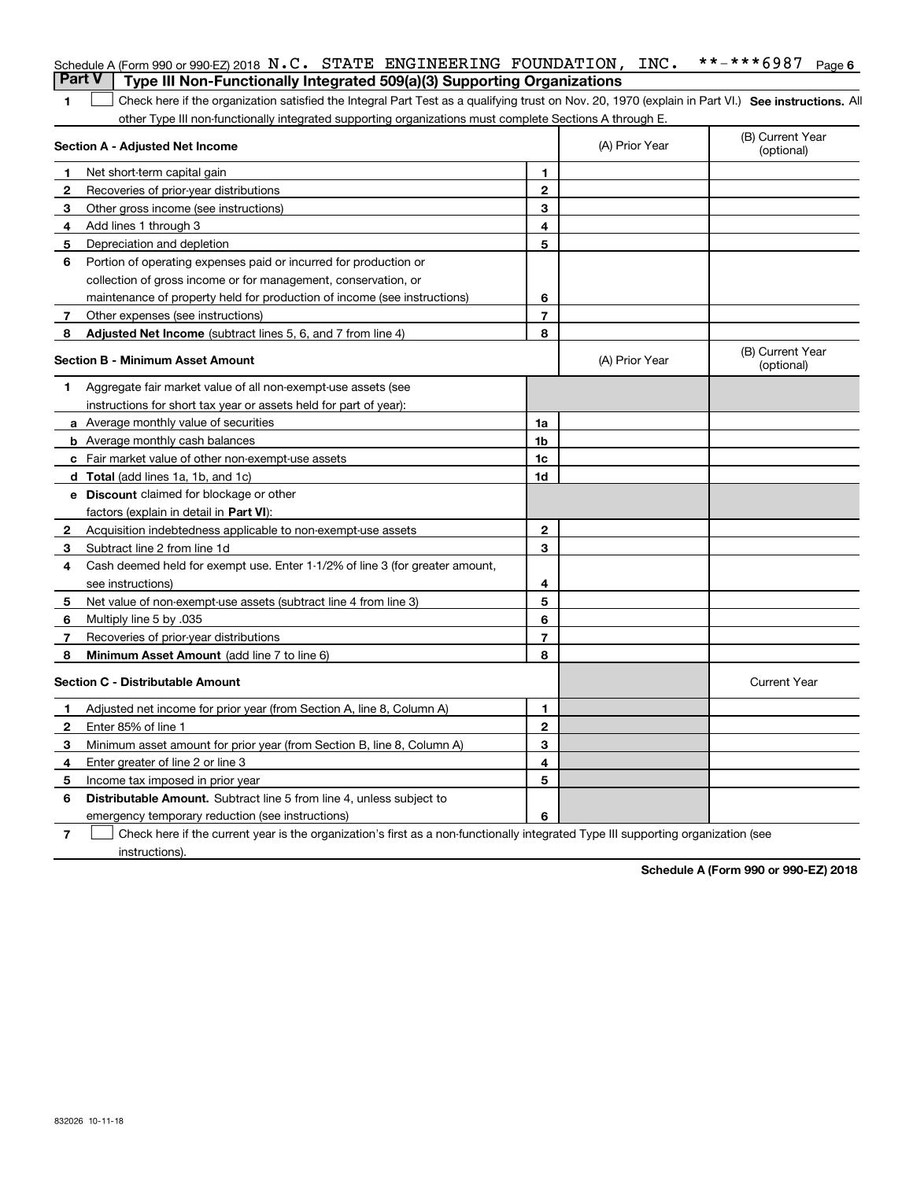Schedule A (Form 990 or 990-EZ) 2018 N.C. STATE ENGINEERING FOUNDATION, INC. **-***6987 Page 6

**Part V | Type III Non-Functionally Integrated 509(a)(3) Supporting Organizations**

1 ☐ Check here if the organization satisfied the Integral Part Test as a qualifying trust on Nov. 20, 1970 (explain in Part VI.) **See instructions.** All other Type III non-functionally integrated supporting organizations must complete Sections A through E.

| **Section A - Adjusted Net Income** | | (A) Prior Year | (B) Current Year (optional) |
|---|---|---|---|
| **1** Net short-term capital gain | 1 | | |
| **2** Recoveries of prior-year distributions | 2 | | |
| **3** Other gross income (see instructions) | 3 | | |
| **4** Add lines 1 through 3 | 4 | | |
| **5** Depreciation and depletion | 5 | | |
| **6** Portion of operating expenses paid or incurred for production or collection of gross income or for management, conservation, or maintenance of property held for production of income (see instructions) | 6 | | |
| **7** Other expenses (see instructions) | 7 | | |
| **8** **Adjusted Net Income** (subtract lines 5, 6, and 7 from line 4) | 8 | | |

| **Section B - Minimum Asset Amount** | | (A) Prior Year | (B) Current Year (optional) |
|---|---|---|---|
| **1** Aggregate fair market value of all non-exempt-use assets (see instructions for short tax year or assets held for part of year): | | | |
| **a** Average monthly value of securities | 1a | | |
| **b** Average monthly cash balances | 1b | | |
| **c** Fair market value of other non-exempt-use assets | 1c | | |
| **d** **Total** (add lines 1a, 1b, and 1c) | 1d | | |
| **e** **Discount** claimed for blockage or other factors (explain in detail in **Part VI**): | | | |
| **2** Acquisition indebtedness applicable to non-exempt-use assets | 2 | | |
| **3** Subtract line 2 from line 1d | 3 | | |
| **4** Cash deemed held for exempt use. Enter 1-1/2% of line 3 (for greater amount, see instructions) | 4 | | |
| **5** Net value of non-exempt-use assets (subtract line 4 from line 3) | 5 | | |
| **6** Multiply line 5 by .035 | 6 | | |
| **7** Recoveries of prior-year distributions | 7 | | |
| **8** **Minimum Asset Amount** (add line 7 to line 6) | 8 | | |

| **Section C - Distributable Amount** | | | Current Year |
|---|---|---|---|
| **1** Adjusted net income for prior year (from Section A, line 8, Column A) | 1 | | |
| **2** Enter 85% of line 1 | 2 | | |
| **3** Minimum asset amount for prior year (from Section B, line 8, Column A) | 3 | | |
| **4** Enter greater of line 2 or line 3 | 4 | | |
| **5** Income tax imposed in prior year | 5 | | |
| **6** **Distributable Amount.** Subtract line 5 from line 4, unless subject to emergency temporary reduction (see instructions) | 6 | | |

7 ☐ Check here if the current year is the organization's first as a non-functionally integrated Type III supporting organization (see instructions).

**Schedule A (Form 990 or 990-EZ) 2018**

832026 10-11-18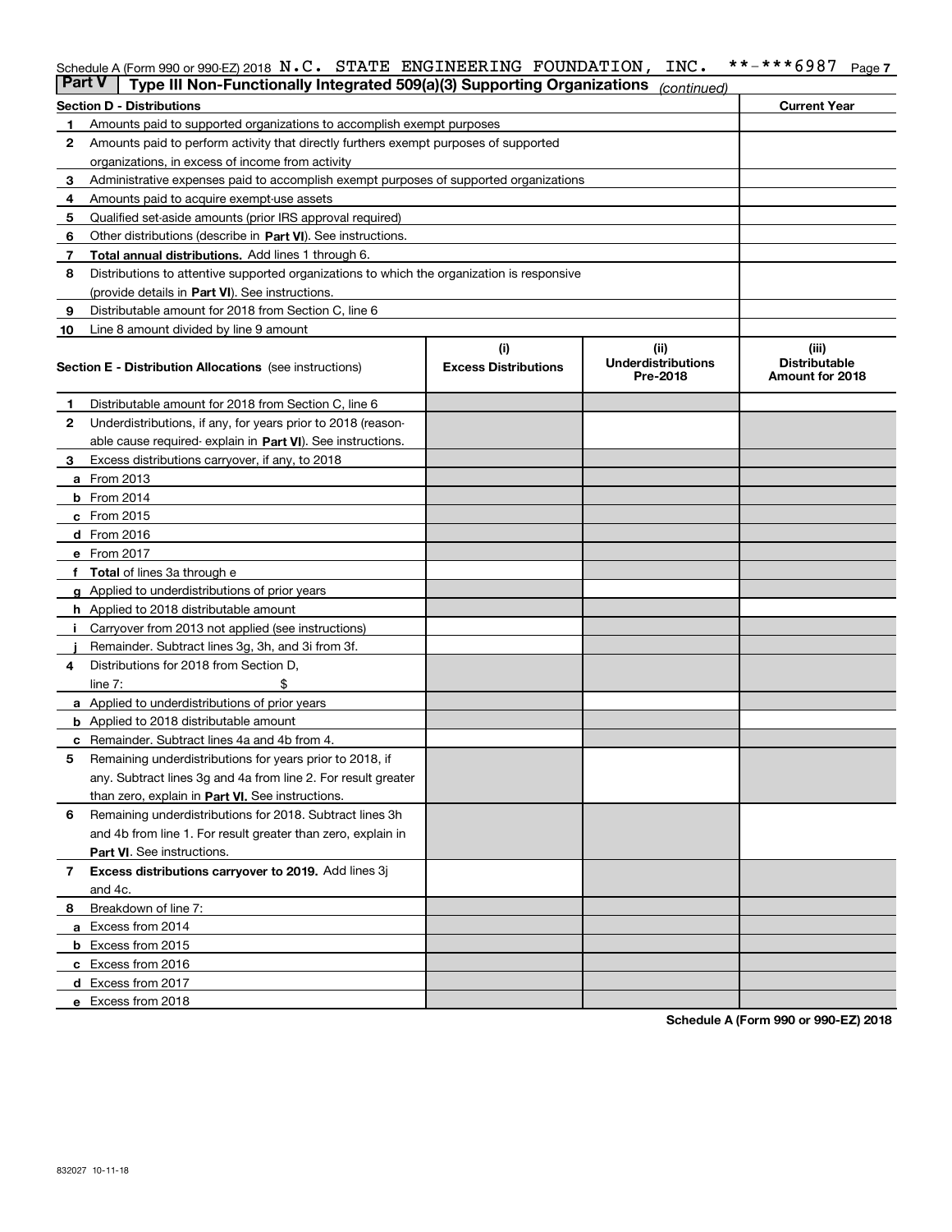Schedule A (Form 990 or 990-EZ) 2018 N.C. STATE ENGINEERING FOUNDATION, INC. **-***6987 Page 7

**Part V | Type III Non-Functionally Integrated 509(a)(3) Supporting Organizations** *(continued)*

| Section D - Distributions | | Current Year |
|---|---|---|
| 1 | Amounts paid to supported organizations to accomplish exempt purposes | |
| 2 | Amounts paid to perform activity that directly furthers exempt purposes of supported organizations, in excess of income from activity | |
| 3 | Administrative expenses paid to accomplish exempt purposes of supported organizations | |
| 4 | Amounts paid to acquire exempt-use assets | |
| 5 | Qualified set-aside amounts (prior IRS approval required) | |
| 6 | Other distributions (describe in **Part VI**). See instructions. | |
| 7 | **Total annual distributions.** Add lines 1 through 6. | |
| 8 | Distributions to attentive supported organizations to which the organization is responsive (provide details in **Part VI**). See instructions. | |
| 9 | Distributable amount for 2018 from Section C, line 6 | |
| 10 | Line 8 amount divided by line 9 amount | |

| **Section E - Distribution Allocations** (see instructions) | (i) Excess Distributions | (ii) Underdistributions Pre-2018 | (iii) Distributable Amount for 2018 |
|---|---|---|---|
| **1** Distributable amount for 2018 from Section C, line 6 | | | |
| **2** Underdistributions, if any, for years prior to 2018 (reasonable cause required- explain in **Part VI**). See instructions. | | | |
| **3** Excess distributions carryover, if any, to 2018 | | | |
| **a** From 2013 | | | |
| **b** From 2014 | | | |
| **c** From 2015 | | | |
| **d** From 2016 | | | |
| **e** From 2017 | | | |
| **f Total** of lines 3a through e | | | |
| **g** Applied to underdistributions of prior years | | | |
| **h** Applied to 2018 distributable amount | | | |
| **i** Carryover from 2013 not applied (see instructions) | | | |
| **j** Remainder. Subtract lines 3g, 3h, and 3i from 3f. | | | |
| **4** Distributions for 2018 from Section D, line 7: $ | | | |
| **a** Applied to underdistributions of prior years | | | |
| **b** Applied to 2018 distributable amount | | | |
| **c** Remainder. Subtract lines 4a and 4b from 4. | | | |
| **5** Remaining underdistributions for years prior to 2018, if any. Subtract lines 3g and 4a from line 2. For result greater than zero, explain in **Part VI.** See instructions. | | | |
| **6** Remaining underdistributions for 2018. Subtract lines 3h and 4b from line 1. For result greater than zero, explain in **Part VI**. See instructions. | | | |
| **7 Excess distributions carryover to 2019.** Add lines 3j and 4c. | | | |
| **8** Breakdown of line 7: | | | |
| **a** Excess from 2014 | | | |
| **b** Excess from 2015 | | | |
| **c** Excess from 2016 | | | |
| **d** Excess from 2017 | | | |
| **e** Excess from 2018 | | | |

**Schedule A (Form 990 or 990-EZ) 2018**

832027 10-11-18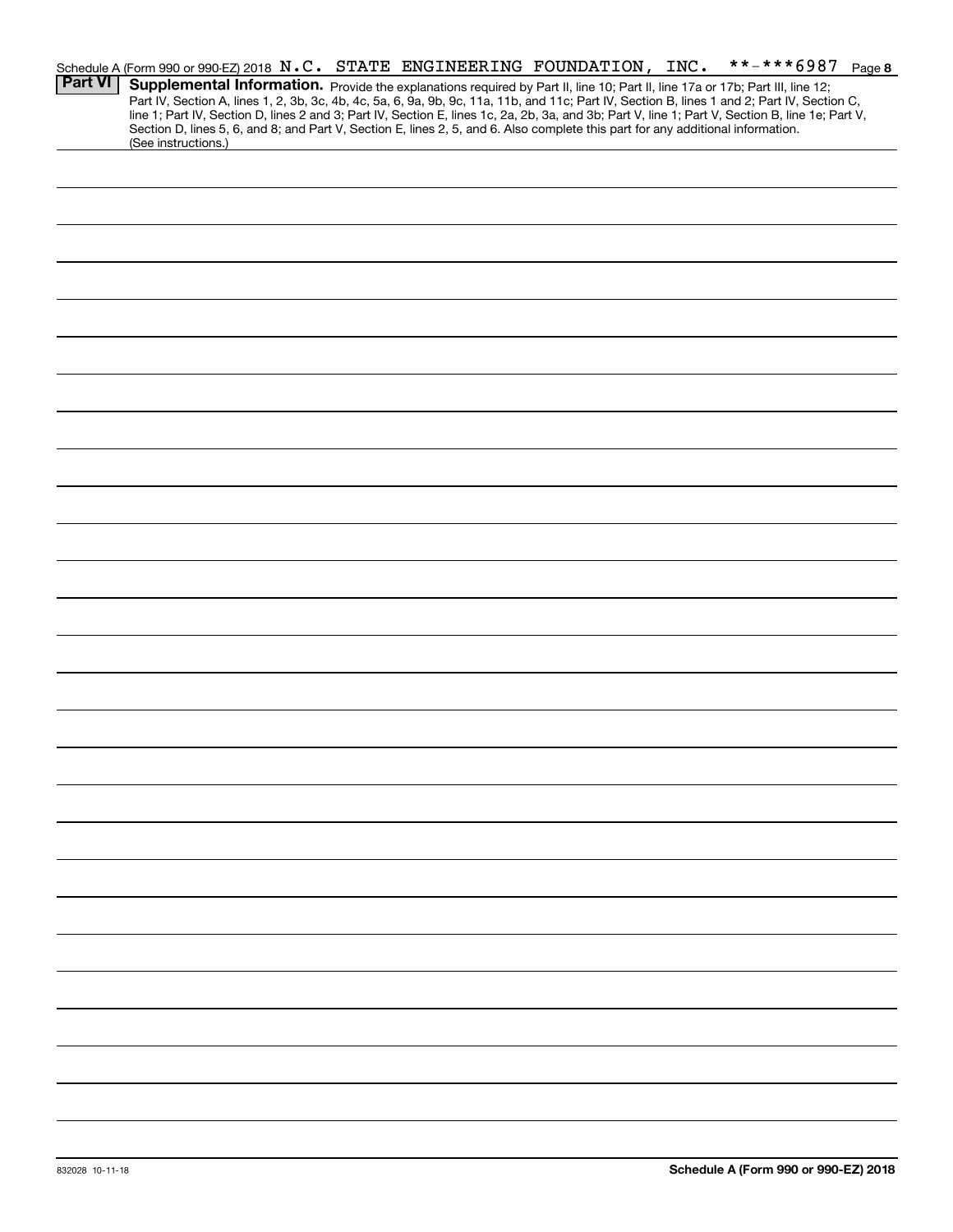Schedule A (Form 990 or 990-EZ) 2018 N.C. STATE ENGINEERING FOUNDATION, INC. **-***6987 Page 8

**Part VI** **Supplemental Information.** Provide the explanations required by Part II, line 10; Part II, line 17a or 17b; Part III, line 12; Part IV, Section A, lines 1, 2, 3b, 3c, 4b, 4c, 5a, 6, 9a, 9b, 9c, 11a, 11b, and 11c; Part IV, Section B, lines 1 and 2; Part IV, Section C, line 1; Part IV, Section D, lines 2 and 3; Part IV, Section E, lines 1c, 2a, 2b, 3a, and 3b; Part V, line 1; Part V, Section B, line 1e; Part V, Section D, lines 5, 6, and 8; and Part V, Section E, lines 2, 5, and 6. Also complete this part for any additional information. (See instructions.)

832028 10-11-18

**Schedule A (Form 990 or 990-EZ) 2018**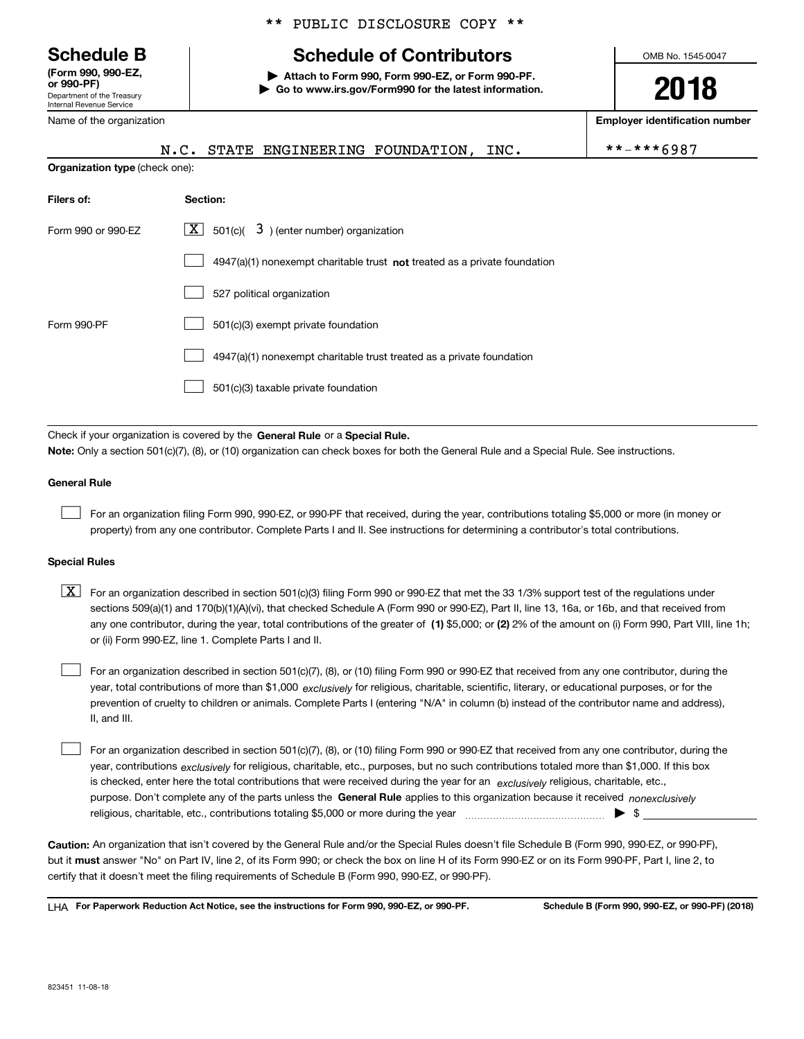** PUBLIC DISCLOSURE COPY **

# Schedule B

**(Form 990, 990-EZ, or 990-PF)**
Department of the Treasury
Internal Revenue Service

## Schedule of Contributors

▶ **Attach to Form 990, Form 990-EZ, or Form 990-PF.**
▶ **Go to www.irs.gov/Form990 for the latest information.**

OMB No. 1545-0047

**2018**

Name of the organization: N.C. STATE ENGINEERING FOUNDATION, INC.

**Employer identification number**: **-***6987

**Organization type** (check one):

| **Filers of:** | **Section:** |
|---|---|
| Form 990 or 990-EZ | [X] 501(c)( 3 ) (enter number) organization |
| | [ ] 4947(a)(1) nonexempt charitable trust **not** treated as a private foundation |
| | [ ] 527 political organization |
| Form 990-PF | [ ] 501(c)(3) exempt private foundation |
| | [ ] 4947(a)(1) nonexempt charitable trust treated as a private foundation |
| | [ ] 501(c)(3) taxable private foundation |

Check if your organization is covered by the **General Rule** or a **Special Rule.**

**Note:** Only a section 501(c)(7), (8), or (10) organization can check boxes for both the General Rule and a Special Rule. See instructions.

### General Rule

[ ] For an organization filing Form 990, 990-EZ, or 990-PF that received, during the year, contributions totaling $5,000 or more (in money or property) from any one contributor. Complete Parts I and II. See instructions for determining a contributor's total contributions.

### Special Rules

[X] For an organization described in section 501(c)(3) filing Form 990 or 990-EZ that met the 33 1/3% support test of the regulations under sections 509(a)(1) and 170(b)(1)(A)(vi), that checked Schedule A (Form 990 or 990-EZ), Part II, line 13, 16a, or 16b, and that received from any one contributor, during the year, total contributions of the greater of **(1)** $5,000; or **(2)** 2% of the amount on (i) Form 990, Part VIII, line 1h; or (ii) Form 990-EZ, line 1. Complete Parts I and II.

[ ] For an organization described in section 501(c)(7), (8), or (10) filing Form 990 or 990-EZ that received from any one contributor, during the year, total contributions of more than $1,000 *exclusively* for religious, charitable, scientific, literary, or educational purposes, or for the prevention of cruelty to children or animals. Complete Parts I (entering "N/A" in column (b) instead of the contributor name and address), II, and III.

[ ] For an organization described in section 501(c)(7), (8), or (10) filing Form 990 or 990-EZ that received from any one contributor, during the year, contributions *exclusively* for religious, charitable, etc., purposes, but no such contributions totaled more than $1,000. If this box is checked, enter here the total contributions that were received during the year for an *exclusively* religious, charitable, etc., purpose. Don't complete any of the parts unless the **General Rule** applies to this organization because it received *nonexclusively* religious, charitable, etc., contributions totaling $5,000 or more during the year ▶ $ ____________

**Caution:** An organization that isn't covered by the General Rule and/or the Special Rules doesn't file Schedule B (Form 990, 990-EZ, or 990-PF), but it **must** answer "No" on Part IV, line 2, of its Form 990; or check the box on line H of its Form 990-EZ or on its Form 990-PF, Part I, line 2, to certify that it doesn't meet the filing requirements of Schedule B (Form 990, 990-EZ, or 990-PF).

LHA **For Paperwork Reduction Act Notice, see the instructions for Form 990, 990-EZ, or 990-PF.** **Schedule B (Form 990, 990-EZ, or 990-PF) (2018)**

823451 11-08-18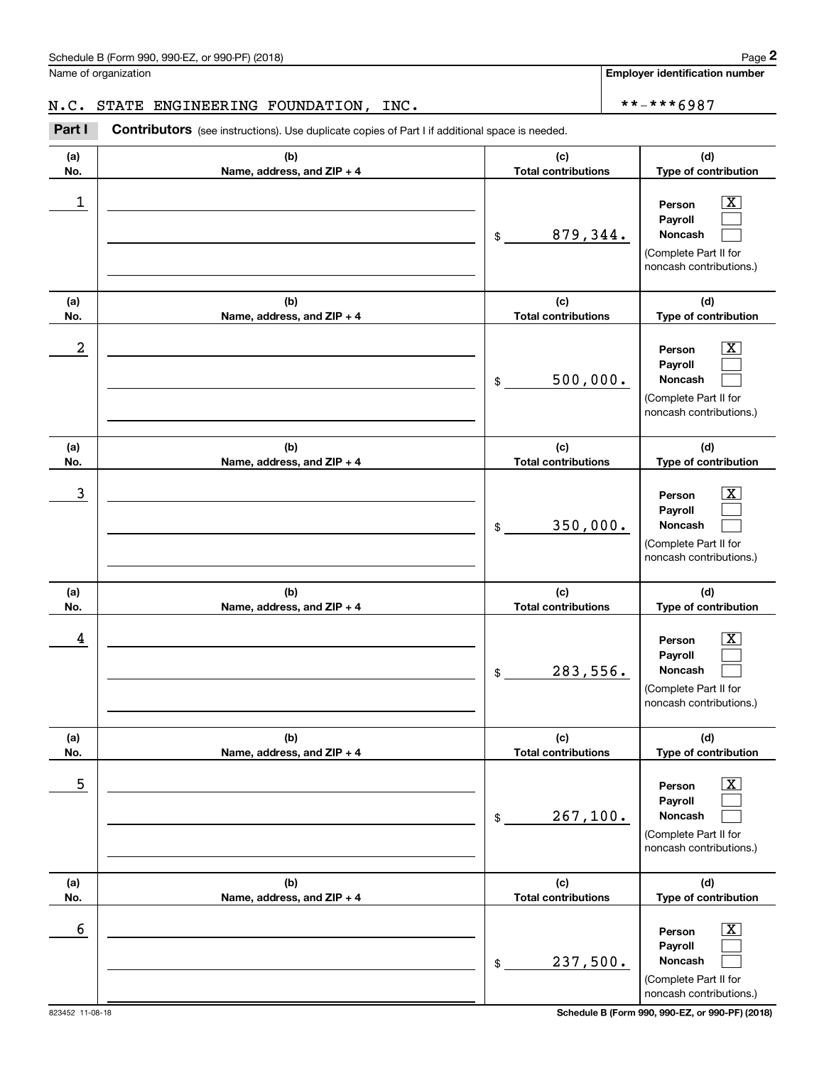Schedule B (Form 990, 990-EZ, or 990-PF) (2018)

Name of organization: N.C. STATE ENGINEERING FOUNDATION, INC.

Employer identification number: **-***6987

**Part I** **Contributors** (see instructions). Use duplicate copies of Part I if additional space is needed.

| (a) No. | (b) Name, address, and ZIP + 4 | (c) Total contributions | (d) Type of contribution |
|---|---|---|---|
| 1 | | $ 879,344. | Person [X] Payroll [ ] Noncash [ ] (Complete Part II for noncash contributions.) |
| 2 | | $ 500,000. | Person [X] Payroll [ ] Noncash [ ] (Complete Part II for noncash contributions.) |
| 3 | | $ 350,000. | Person [X] Payroll [ ] Noncash [ ] (Complete Part II for noncash contributions.) |
| 4 | | $ 283,556. | Person [X] Payroll [ ] Noncash [ ] (Complete Part II for noncash contributions.) |
| 5 | | $ 267,100. | Person [X] Payroll [ ] Noncash [ ] (Complete Part II for noncash contributions.) |
| 6 | | $ 237,500. | Person [X] Payroll [ ] Noncash [ ] (Complete Part II for noncash contributions.) |

823452 11-08-18

Schedule B (Form 990, 990-EZ, or 990-PF) (2018)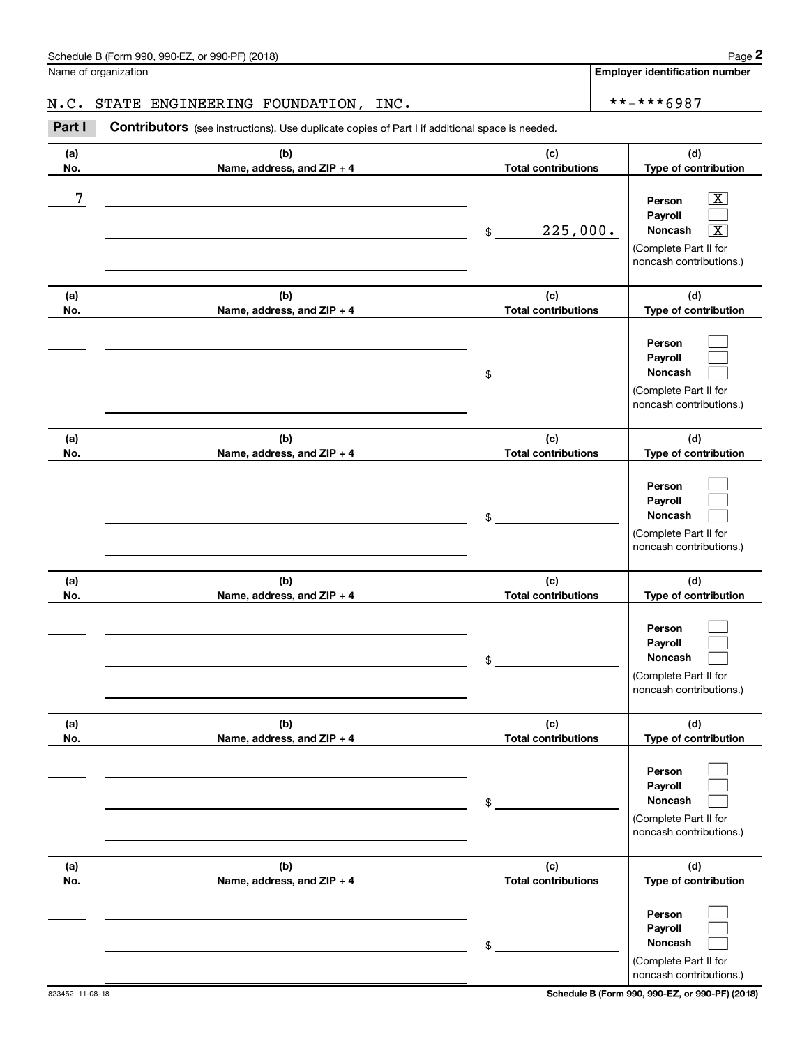Name of organization

**Employer identification number**

N.C. STATE ENGINEERING FOUNDATION, INC. | **-***6987

**Part I** **Contributors** (see instructions). Use duplicate copies of Part I if additional space is needed.

| (a) No. | (b) Name, address, and ZIP + 4 | (c) Total contributions | (d) Type of contribution |
|---|---|---|---|
| 7 | | $ 225,000. | Person [X] Payroll [ ] Noncash [X] (Complete Part II for noncash contributions.) |
| | | $ | Person [ ] Payroll [ ] Noncash [ ] (Complete Part II for noncash contributions.) |
| | | $ | Person [ ] Payroll [ ] Noncash [ ] (Complete Part II for noncash contributions.) |
| | | $ | Person [ ] Payroll [ ] Noncash [ ] (Complete Part II for noncash contributions.) |
| | | $ | Person [ ] Payroll [ ] Noncash [ ] (Complete Part II for noncash contributions.) |
| | | $ | Person [ ] Payroll [ ] Noncash [ ] (Complete Part II for noncash contributions.) |

823452 11-08-18

**Schedule B (Form 990, 990-EZ, or 990-PF) (2018)**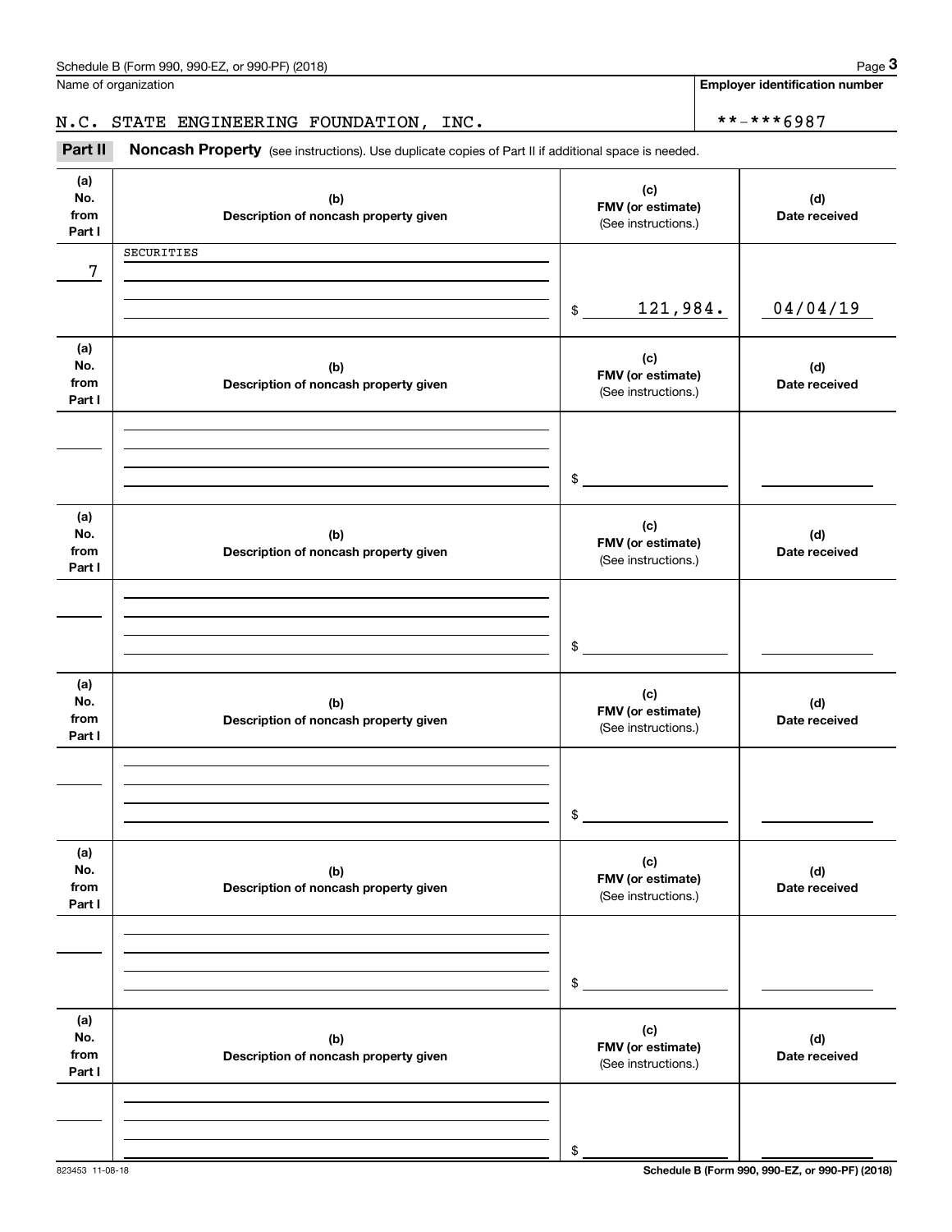Name of organization

N.C. STATE ENGINEERING FOUNDATION, INC.

**Employer identification number**

**-***6987

**Part II** **Noncash Property** (see instructions). Use duplicate copies of Part II if additional space is needed.

| (a) No. from Part I | (b) Description of noncash property given | (c) FMV (or estimate) (See instructions.) | (d) Date received |
|---|---|---|---|
| 7 | SECURITIES | $ 121,984. | 04/04/19 |
| | | $ | |
| | | $ | |
| | | $ | |
| | | $ | |
| | | $ | |

823453 11-08-18

**Schedule B (Form 990, 990-EZ, or 990-PF) (2018)**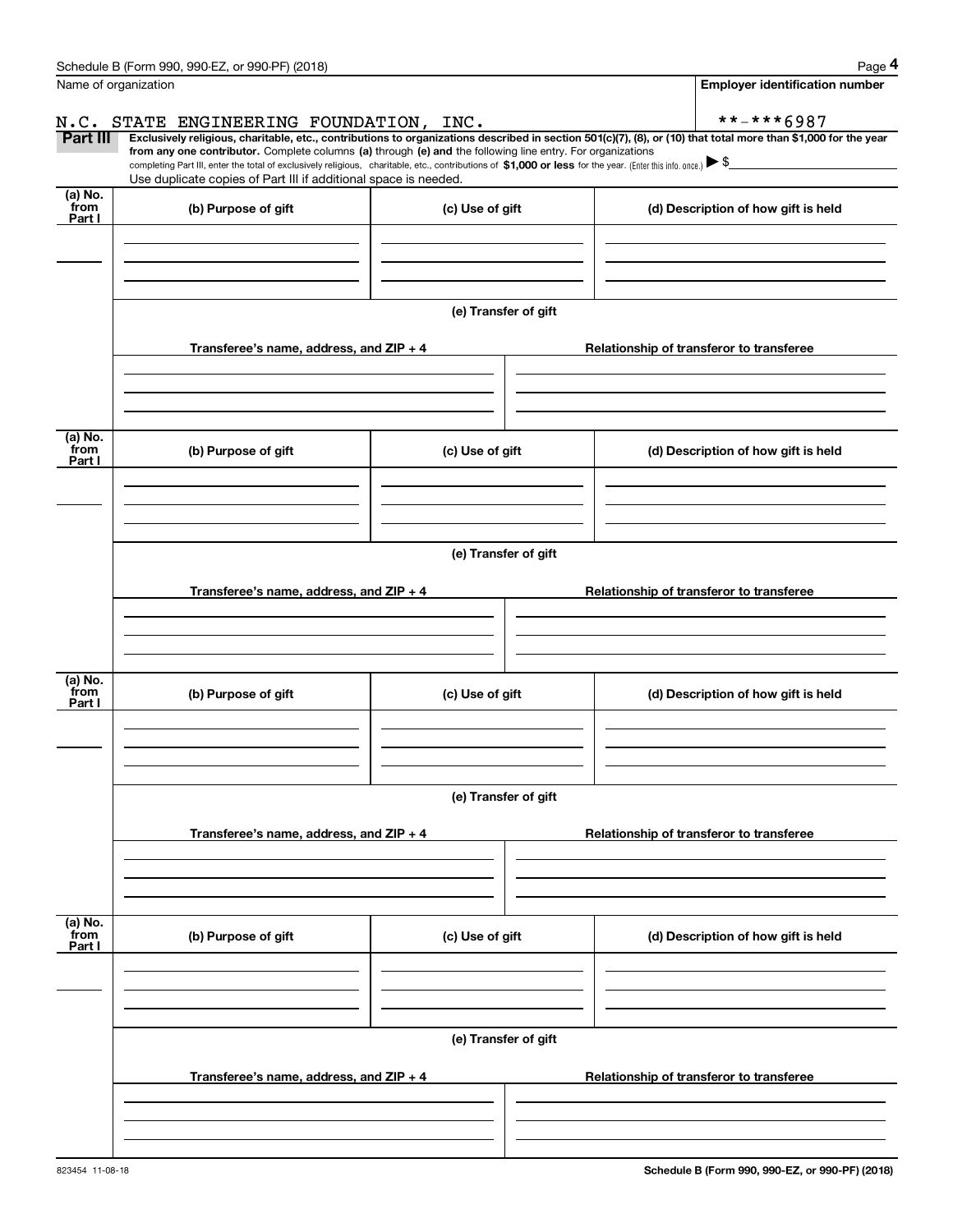Name of organization

**Employer identification number**

N.C. STATE ENGINEERING FOUNDATION, INC.

**-***6987

**Part III** **Exclusively religious, charitable, etc., contributions to organizations described in section 501(c)(7), (8), or (10) that total more than $1,000 for the year from any one contributor.** Complete columns **(a)** through **(e) and** the following line entry. For organizations completing Part III, enter the total of exclusively religious, charitable, etc., contributions of **$1,000 or less** for the year. (Enter this info. once.) ▶ $

Use duplicate copies of Part III if additional space is needed.

| (a) No. from Part I | (b) Purpose of gift | (c) Use of gift | (d) Description of how gift is held |
| --- | --- | --- | --- |
| | | | |

**(e) Transfer of gift**

| Transferee's name, address, and ZIP + 4 | Relationship of transferor to transferee |
| --- | --- |
| | |

| (a) No. from Part I | (b) Purpose of gift | (c) Use of gift | (d) Description of how gift is held |
| --- | --- | --- | --- |
| | | | |

**(e) Transfer of gift**

| Transferee's name, address, and ZIP + 4 | Relationship of transferor to transferee |
| --- | --- |
| | |

| (a) No. from Part I | (b) Purpose of gift | (c) Use of gift | (d) Description of how gift is held |
| --- | --- | --- | --- |
| | | | |

**(e) Transfer of gift**

| Transferee's name, address, and ZIP + 4 | Relationship of transferor to transferee |
| --- | --- |
| | |

| (a) No. from Part I | (b) Purpose of gift | (c) Use of gift | (d) Description of how gift is held |
| --- | --- | --- | --- |
| | | | |

**(e) Transfer of gift**

| Transferee's name, address, and ZIP + 4 | Relationship of transferor to transferee |
| --- | --- |
| | |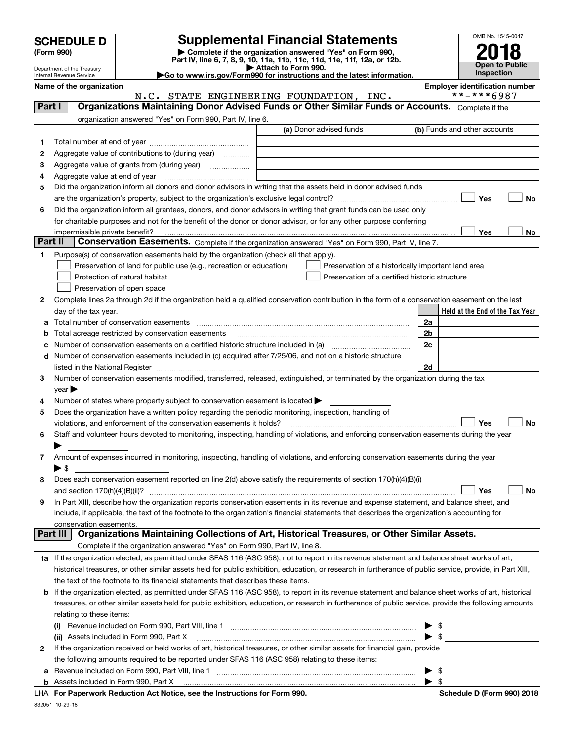# SCHEDULE D (Form 990)

Department of the Treasury
Internal Revenue Service

## Supplemental Financial Statements

▶ Complete if the organization answered "Yes" on Form 990, Part IV, line 6, 7, 8, 9, 10, 11a, 11b, 11c, 11d, 11e, 11f, 12a, or 12b.
▶ Attach to Form 990.
▶Go to www.irs.gov/Form990 for instructions and the latest information.

OMB No. 1545-0047

**2018**

**Open to Public Inspection**

**Name of the organization**
N.C. STATE ENGINEERING FOUNDATION, INC.

**Employer identification number**
**-***6987

## Part I — Organizations Maintaining Donor Advised Funds or Other Similar Funds or Accounts.

Complete if the organization answered "Yes" on Form 990, Part IV, line 6.

| | | (a) Donor advised funds | (b) Funds and other accounts |
|---|---|---|---|
| 1 | Total number at end of year | | |
| 2 | Aggregate value of contributions to (during year) | | |
| 3 | Aggregate value of grants from (during year) | | |
| 4 | Aggregate value at end of year | | |

5 Did the organization inform all donors and donor advisors in writing that the assets held in donor advised funds are the organization's property, subject to the organization's exclusive legal control? ☐ Yes ☐ No

6 Did the organization inform all grantees, donors, and donor advisors in writing that grant funds can be used only for charitable purposes and not for the benefit of the donor or donor advisor, or for any other purpose conferring impermissible private benefit? ☐ Yes ☐ No

## Part II — Conservation Easements.

Complete if the organization answered "Yes" on Form 990, Part IV, line 7.

1 Purpose(s) of conservation easements held by the organization (check all that apply).

- ☐ Preservation of land for public use (e.g., recreation or education)
- ☐ Protection of natural habitat
- ☐ Preservation of open space
- ☐ Preservation of a historically important land area
- ☐ Preservation of a certified historic structure

2 Complete lines 2a through 2d if the organization held a qualified conservation contribution in the form of a conservation easement on the last day of the tax year.

| | | | Held at the End of the Tax Year |
|---|---|---|---|
| a | Total number of conservation easements | 2a | |
| b | Total acreage restricted by conservation easements | 2b | |
| c | Number of conservation easements on a certified historic structure included in (a) | 2c | |
| d | Number of conservation easements included in (c) acquired after 7/25/06, and not on a historic structure listed in the National Register | 2d | |

3 Number of conservation easements modified, transferred, released, extinguished, or terminated by the organization during the tax year ▶

4 Number of states where property subject to conservation easement is located ▶

5 Does the organization have a written policy regarding the periodic monitoring, inspection, handling of violations, and enforcement of the conservation easements it holds? ☐ Yes ☐ No

6 Staff and volunteer hours devoted to monitoring, inspecting, handling of violations, and enforcing conservation easements during the year ▶

7 Amount of expenses incurred in monitoring, inspecting, handling of violations, and enforcing conservation easements during the year ▶ $

8 Does each conservation easement reported on line 2(d) above satisfy the requirements of section 170(h)(4)(B)(i) and section 170(h)(4)(B)(ii)? ☐ Yes ☐ No

9 In Part XIII, describe how the organization reports conservation easements in its revenue and expense statement, and balance sheet, and include, if applicable, the text of the footnote to the organization's financial statements that describes the organization's accounting for conservation easements.

## Part III — Organizations Maintaining Collections of Art, Historical Treasures, or Other Similar Assets.

Complete if the organization answered "Yes" on Form 990, Part IV, line 8.

1a If the organization elected, as permitted under SFAS 116 (ASC 958), not to report in its revenue statement and balance sheet works of art, historical treasures, or other similar assets held for public exhibition, education, or research in furtherance of public service, provide, in Part XIII, the text of the footnote to its financial statements that describes these items.

b If the organization elected, as permitted under SFAS 116 (ASC 958), to report in its revenue statement and balance sheet works of art, historical treasures, or other similar assets held for public exhibition, education, or research in furtherance of public service, provide the following amounts relating to these items:

(i) Revenue included on Form 990, Part VIII, line 1 ▶ $

(ii) Assets included in Form 990, Part X ▶ $

2 If the organization received or held works of art, historical treasures, or other similar assets for financial gain, provide the following amounts required to be reported under SFAS 116 (ASC 958) relating to these items:

a Revenue included on Form 990, Part VIII, line 1 ▶ $

b Assets included in Form 990, Part X ▶ $

LHA **For Paperwork Reduction Act Notice, see the Instructions for Form 990.** **Schedule D (Form 990) 2018**

832051 10-29-18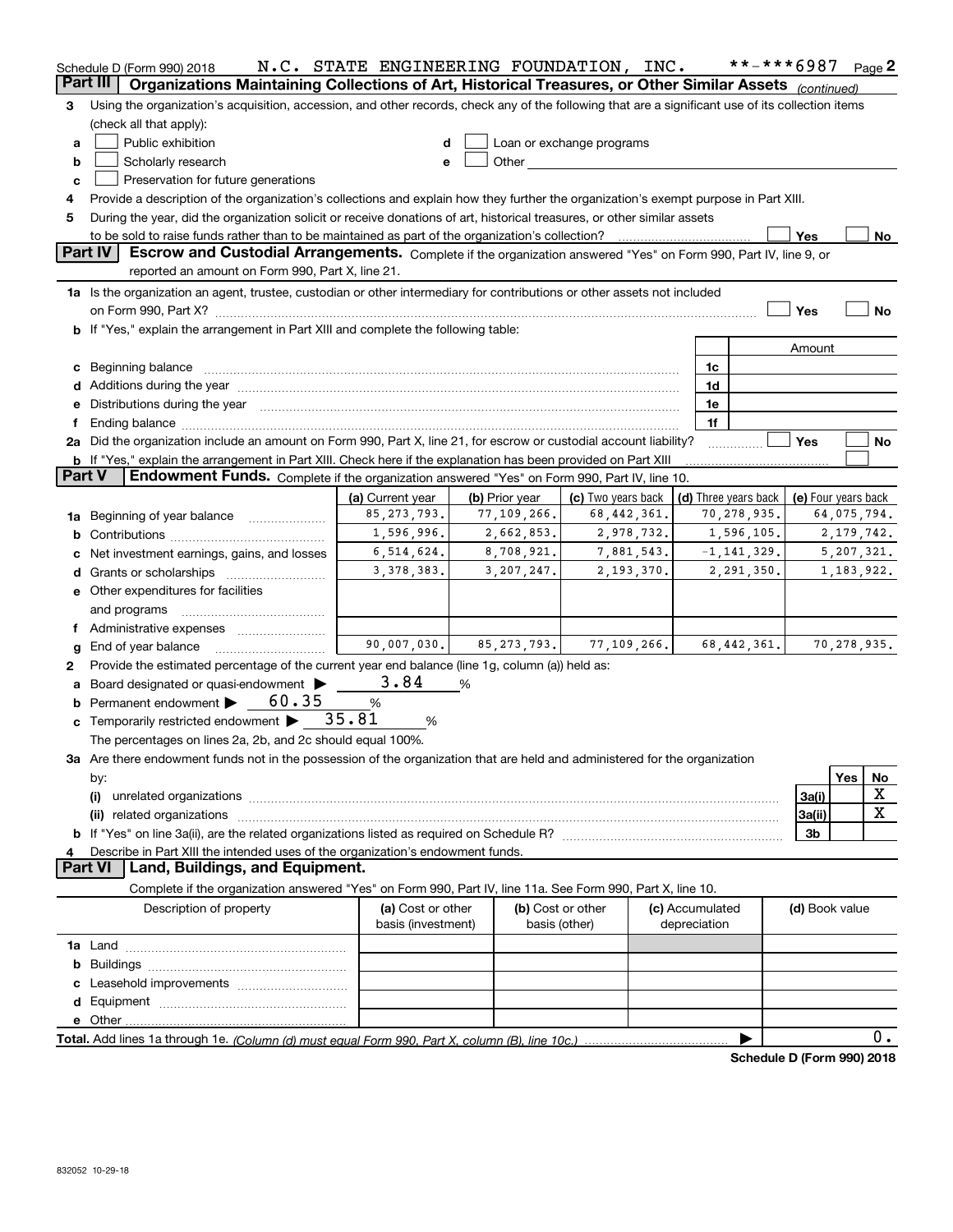Schedule D (Form 990) 2018 N.C. STATE ENGINEERING FOUNDATION, INC. **-***6987 Page 2

**Part III** Organizations Maintaining Collections of Art, Historical Treasures, or Other Similar Assets *(continued)*

3 Using the organization's acquisition, accession, and other records, check any of the following that are a significant use of its collection items (check all that apply):

a ☐ Public exhibition
b ☐ Scholarly research
c ☐ Preservation for future generations
d ☐ Loan or exchange programs
e ☐ Other

4 Provide a description of the organization's collections and explain how they further the organization's exempt purpose in Part XIII.

5 During the year, did the organization solicit or receive donations of art, historical treasures, or other similar assets to be sold to raise funds rather than to be maintained as part of the organization's collection? ☐ Yes ☐ No

**Part IV** **Escrow and Custodial Arrangements.** Complete if the organization answered "Yes" on Form 990, Part IV, line 9, or reported an amount on Form 990, Part X, line 21.

1a Is the organization an agent, trustee, custodian or other intermediary for contributions or other assets not included on Form 990, Part X? ☐ Yes ☐ No

b If "Yes," explain the arrangement in Part XIII and complete the following table:

| | | Amount |
|---|---|---|
| c Beginning balance | 1c | |
| d Additions during the year | 1d | |
| e Distributions during the year | 1e | |
| f Ending balance | 1f | |

2a Did the organization include an amount on Form 990, Part X, line 21, for escrow or custodial account liability? ☐ Yes ☐ No

b If "Yes," explain the arrangement in Part XIII. Check here if the explanation has been provided on Part XIII ☐

**Part V** **Endowment Funds.** Complete if the organization answered "Yes" on Form 990, Part IV, line 10.

| | (a) Current year | (b) Prior year | (c) Two years back | (d) Three years back | (e) Four years back |
|---|---|---|---|---|---|
| 1a Beginning of year balance | 85,273,793. | 77,109,266. | 68,442,361. | 70,278,935. | 64,075,794. |
| b Contributions | 1,596,996. | 2,662,853. | 2,978,732. | 1,596,105. | 2,179,742. |
| c Net investment earnings, gains, and losses | 6,514,624. | 8,708,921. | 7,881,543. | -1,141,329. | 5,207,321. |
| d Grants or scholarships | 3,378,383. | 3,207,247. | 2,193,370. | 2,291,350. | 1,183,922. |
| e Other expenditures for facilities and programs | | | | | |
| f Administrative expenses | | | | | |
| g End of year balance | 90,007,030. | 85,273,793. | 77,109,266. | 68,442,361. | 70,278,935. |

2 Provide the estimated percentage of the current year end balance (line 1g, column (a)) held as:

a Board designated or quasi-endowment ▶ 3.84 %
b Permanent endowment ▶ 60.35 %
c Temporarily restricted endowment ▶ 35.81 %

The percentages on lines 2a, 2b, and 2c should equal 100%.

3a Are there endowment funds not in the possession of the organization that are held and administered for the organization by:

| | | Yes | No |
|---|---|---|---|
| (i) unrelated organizations | 3a(i) | | X |
| (ii) related organizations | 3a(ii) | | X |
| b If "Yes" on line 3a(ii), are the related organizations listed as required on Schedule R? | 3b | | |

4 Describe in Part XIII the intended uses of the organization's endowment funds.

**Part VI** **Land, Buildings, and Equipment.**

Complete if the organization answered "Yes" on Form 990, Part IV, line 11a. See Form 990, Part X, line 10.

| Description of property | (a) Cost or other basis (investment) | (b) Cost or other basis (other) | (c) Accumulated depreciation | (d) Book value |
|---|---|---|---|---|
| 1a Land | | | | |
| b Buildings | | | | |
| c Leasehold improvements | | | | |
| d Equipment | | | | |
| e Other | | | | |

**Total.** Add lines 1a through 1e. *(Column (d) must equal Form 990, Part X, column (B), line 10c.)* ▶ 0.

**Schedule D (Form 990) 2018**

832052 10-29-18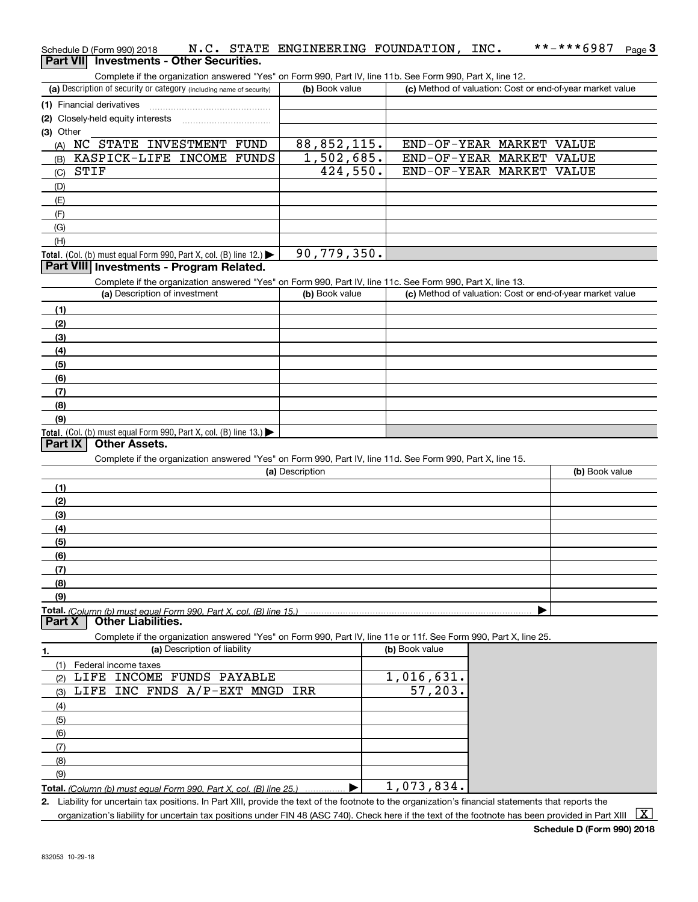Schedule D (Form 990) 2018 N.C. STATE ENGINEERING FOUNDATION, INC. **-***6987 Page 3

## Part VII Investments - Other Securities.

Complete if the organization answered "Yes" on Form 990, Part IV, line 11b. See Form 990, Part X, line 12.

| (a) Description of security or category (including name of security) | (b) Book value | (c) Method of valuation: Cost or end-of-year market value |
|---|---|---|
| (1) Financial derivatives | | |
| (2) Closely-held equity interests | | |
| (3) Other | | |
| (A) NC STATE INVESTMENT FUND | 88,852,115. | END-OF-YEAR MARKET VALUE |
| (B) KASPICK-LIFE INCOME FUNDS | 1,502,685. | END-OF-YEAR MARKET VALUE |
| (C) STIF | 424,550. | END-OF-YEAR MARKET VALUE |
| (D) | | |
| (E) | | |
| (F) | | |
| (G) | | |
| (H) | | |
| **Total.** (Col. (b) must equal Form 990, Part X, col. (B) line 12.) | 90,779,350. | |

## Part VIII Investments - Program Related.

Complete if the organization answered "Yes" on Form 990, Part IV, line 11c. See Form 990, Part X, line 13.

| (a) Description of investment | (b) Book value | (c) Method of valuation: Cost or end-of-year market value |
|---|---|---|
| (1) | | |
| (2) | | |
| (3) | | |
| (4) | | |
| (5) | | |
| (6) | | |
| (7) | | |
| (8) | | |
| (9) | | |
| **Total.** (Col. (b) must equal Form 990, Part X, col. (B) line 13.) | | |

## Part IX Other Assets.

Complete if the organization answered "Yes" on Form 990, Part IV, line 11d. See Form 990, Part X, line 15.

| (a) Description | (b) Book value |
|---|---|
| (1) | |
| (2) | |
| (3) | |
| (4) | |
| (5) | |
| (6) | |
| (7) | |
| (8) | |
| (9) | |
| **Total.** *(Column (b) must equal Form 990, Part X, col. (B) line 15.)* | |

## Part X Other Liabilities.

Complete if the organization answered "Yes" on Form 990, Part IV, line 11e or 11f. See Form 990, Part X, line 25.

| 1. (a) Description of liability | (b) Book value |
|---|---|
| (1) Federal income taxes | |
| (2) LIFE INCOME FUNDS PAYABLE | 1,016,631. |
| (3) LIFE INC FNDS A/P-EXT MNGD IRR | 57,203. |
| (4) | |
| (5) | |
| (6) | |
| (7) | |
| (8) | |
| (9) | |
| **Total.** *(Column (b) must equal Form 990, Part X, col. (B) line 25.)* | 1,073,834. |

2. Liability for uncertain tax positions. In Part XIII, provide the text of the footnote to the organization's financial statements that reports the organization's liability for uncertain tax positions under FIN 48 (ASC 740). Check here if the text of the footnote has been provided in Part XIII [X]

**Schedule D (Form 990) 2018**

832053 10-29-18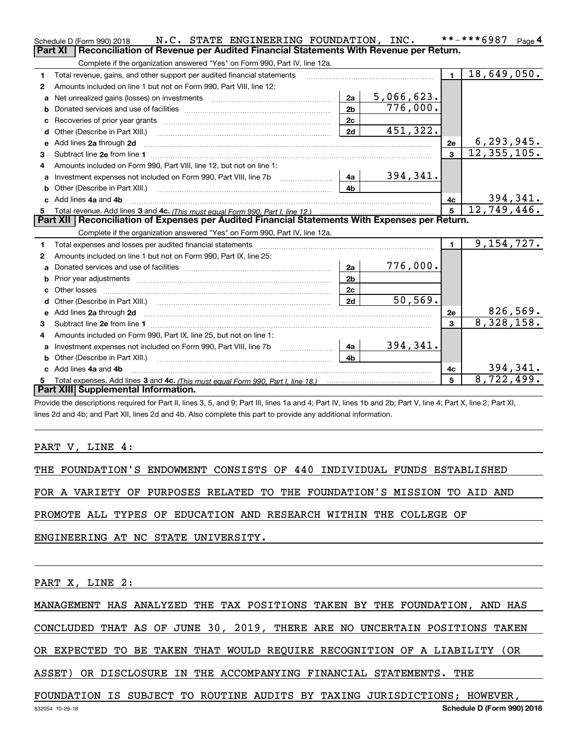Schedule D (Form 990) 2018 N.C. STATE ENGINEERING FOUNDATION, INC. **-***6987 Page 4

## Part XI Reconciliation of Revenue per Audited Financial Statements With Revenue per Return.

Complete if the organization answered "Yes" on Form 990, Part IV, line 12a.

| | | | | | |
|---|---|---|---|---|---|
| 1 | Total revenue, gains, and other support per audited financial statements | | | 1 | 18,649,050. |
| 2 | Amounts included on line 1 but not on Form 990, Part VIII, line 12: | | | | |
| a | Net unrealized gains (losses) on investments | 2a | 5,066,623. | | |
| b | Donated services and use of facilities | 2b | 776,000. | | |
| c | Recoveries of prior year grants | 2c | | | |
| d | Other (Describe in Part XIII.) | 2d | 451,322. | | |
| e | Add lines 2a through 2d | | | 2e | 6,293,945. |
| 3 | Subtract line 2e from line 1 | | | 3 | 12,355,105. |
| 4 | Amounts included on Form 990, Part VIII, line 12, but not on line 1: | | | | |
| a | Investment expenses not included on Form 990, Part VIII, line 7b | 4a | 394,341. | | |
| b | Other (Describe in Part XIII.) | 4b | | | |
| c | Add lines 4a and 4b | | | 4c | 394,341. |
| 5 | Total revenue. Add lines 3 and 4c. *(This must equal Form 990, Part I, line 12.)* | | | 5 | 12,749,446. |

## Part XII Reconciliation of Expenses per Audited Financial Statements With Expenses per Return.

Complete if the organization answered "Yes" on Form 990, Part IV, line 12a.

| | | | | | |
|---|---|---|---|---|---|
| 1 | Total expenses and losses per audited financial statements | | | 1 | 9,154,727. |
| 2 | Amounts included on line 1 but not on Form 990, Part IX, line 25: | | | | |
| a | Donated services and use of facilities | 2a | 776,000. | | |
| b | Prior year adjustments | 2b | | | |
| c | Other losses | 2c | | | |
| d | Other (Describe in Part XIII.) | 2d | 50,569. | | |
| e | Add lines 2a through 2d | | | 2e | 826,569. |
| 3 | Subtract line 2e from line 1 | | | 3 | 8,328,158. |
| 4 | Amounts included on Form 990, Part IX, line 25, but not on line 1: | | | | |
| a | Investment expenses not included on Form 990, Part VIII, line 7b | 4a | 394,341. | | |
| b | Other (Describe in Part XIII.) | 4b | | | |
| c | Add lines 4a and 4b | | | 4c | 394,341. |
| 5 | Total expenses. Add lines 3 and 4c. *(This must equal Form 990, Part I, line 18.)* | | | 5 | 8,722,499. |

## Part XIII Supplemental Information.

Provide the descriptions required for Part II, lines 3, 5, and 9; Part III, lines 1a and 4; Part IV, lines 1b and 2b; Part V, line 4; Part X, line 2; Part XI, lines 2d and 4b; and Part XII, lines 2d and 4b. Also complete this part to provide any additional information.

PART V, LINE 4:

THE FOUNDATION'S ENDOWMENT CONSISTS OF 440 INDIVIDUAL FUNDS ESTABLISHED FOR A VARIETY OF PURPOSES RELATED TO THE FOUNDATION'S MISSION TO AID AND PROMOTE ALL TYPES OF EDUCATION AND RESEARCH WITHIN THE COLLEGE OF ENGINEERING AT NC STATE UNIVERSITY.

PART X, LINE 2:

MANAGEMENT HAS ANALYZED THE TAX POSITIONS TAKEN BY THE FOUNDATION, AND HAS CONCLUDED THAT AS OF JUNE 30, 2019, THERE ARE NO UNCERTAIN POSITIONS TAKEN OR EXPECTED TO BE TAKEN THAT WOULD REQUIRE RECOGNITION OF A LIABILITY (OR ASSET) OR DISCLOSURE IN THE ACCOMPANYING FINANCIAL STATEMENTS. THE FOUNDATION IS SUBJECT TO ROUTINE AUDITS BY TAXING JURISDICTIONS; HOWEVER,

832054 10-29-18 Schedule D (Form 990) 2018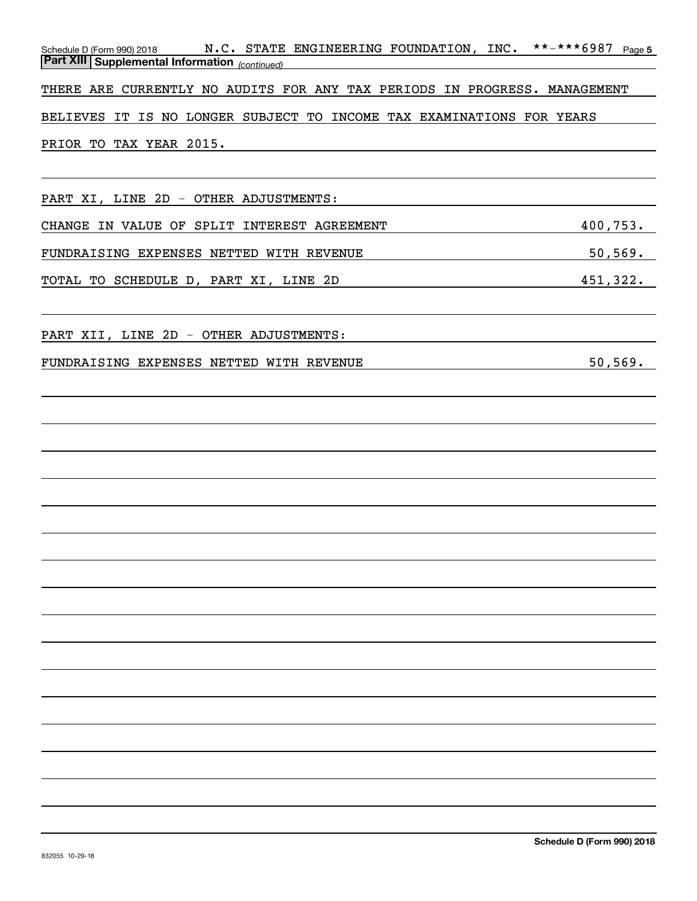Schedule D (Form 990) 2018 N.C. STATE ENGINEERING FOUNDATION, INC. **-***6987 Page 5

**Part XIII Supplemental Information** *(continued)*

THERE ARE CURRENTLY NO AUDITS FOR ANY TAX PERIODS IN PROGRESS. MANAGEMENT BELIEVES IT IS NO LONGER SUBJECT TO INCOME TAX EXAMINATIONS FOR YEARS PRIOR TO TAX YEAR 2015.

PART XI, LINE 2D - OTHER ADJUSTMENTS:

| | |
|---|---|
| CHANGE IN VALUE OF SPLIT INTEREST AGREEMENT | 400,753. |
| FUNDRAISING EXPENSES NETTED WITH REVENUE | 50,569. |
| TOTAL TO SCHEDULE D, PART XI, LINE 2D | 451,322. |

PART XII, LINE 2D - OTHER ADJUSTMENTS:

| | |
|---|---|
| FUNDRAISING EXPENSES NETTED WITH REVENUE | 50,569. |

Schedule D (Form 990) 2018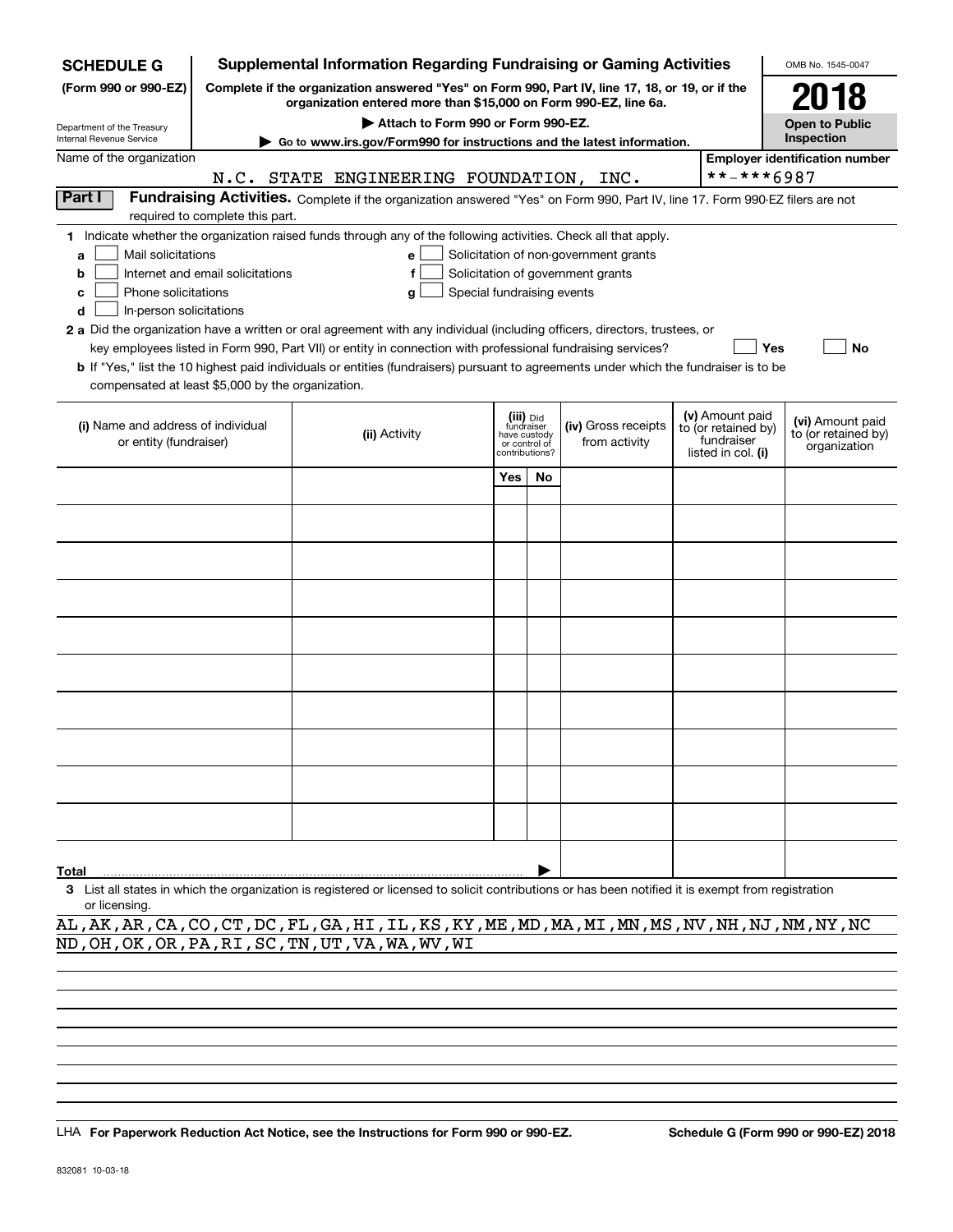**SCHEDULE G** (Form 990 or 990-EZ)

Department of the Treasury
Internal Revenue Service

# Supplemental Information Regarding Fundraising or Gaming Activities

**Complete if the organization answered "Yes" on Form 990, Part IV, line 17, 18, or 19, or if the organization entered more than $15,000 on Form 990-EZ, line 6a.**

**▶ Attach to Form 990 or Form 990-EZ.**

**▶ Go to www.irs.gov/Form990 for instructions and the latest information.**

OMB No. 1545-0047

**2018**

**Open to Public Inspection**

Name of the organization: N.C. STATE ENGINEERING FOUNDATION, INC.

Employer identification number: **-***6987

**Part I** **Fundraising Activities.** Complete if the organization answered "Yes" on Form 990, Part IV, line 17. Form 990-EZ filers are not required to complete this part.

**1** Indicate whether the organization raised funds through any of the following activities. Check all that apply.

- **a** ☐ Mail solicitations
- **b** ☐ Internet and email solicitations
- **c** ☐ Phone solicitations
- **d** ☐ In-person solicitations
- **e** ☐ Solicitation of non-government grants
- **f** ☐ Solicitation of government grants
- **g** ☐ Special fundraising events

**2 a** Did the organization have a written or oral agreement with any individual (including officers, directors, trustees, or key employees listed in Form 990, Part VII) or entity in connection with professional fundraising services? ☐ **Yes** ☐ **No**

**b** If "Yes," list the 10 highest paid individuals or entities (fundraisers) pursuant to agreements under which the fundraiser is to be compensated at least $5,000 by the organization.

| (i) Name and address of individual or entity (fundraiser) | (ii) Activity | (iii) Did fundraiser have custody or control of contributions? | | (iv) Gross receipts from activity | (v) Amount paid to (or retained by) fundraiser listed in col. (i) | (vi) Amount paid to (or retained by) organization |
|---|---|---|---|---|---|---|
| | | Yes | No | | | |
| | | | | | | |
| | | | | | | |
| | | | | | | |
| | | | | | | |
| | | | | | | |
| | | | | | | |
| | | | | | | |
| | | | | | | |
| | | | | | | |
| | | | | | | |
| **Total** ▶ | | | | | | |

**3** List all states in which the organization is registered or licensed to solicit contributions or has been notified it is exempt from registration or licensing.

AL,AK,AR,CA,CO,CT,DC,FL,GA,HI,IL,KS,KY,ME,MD,MA,MI,MN,MS,NV,NH,NJ,NM,NY,NC
ND,OH,OK,OR,PA,RI,SC,TN,UT,VA,WA,WV,WI

LHA **For Paperwork Reduction Act Notice, see the Instructions for Form 990 or 990-EZ.** **Schedule G (Form 990 or 990-EZ) 2018**

832081 10-03-18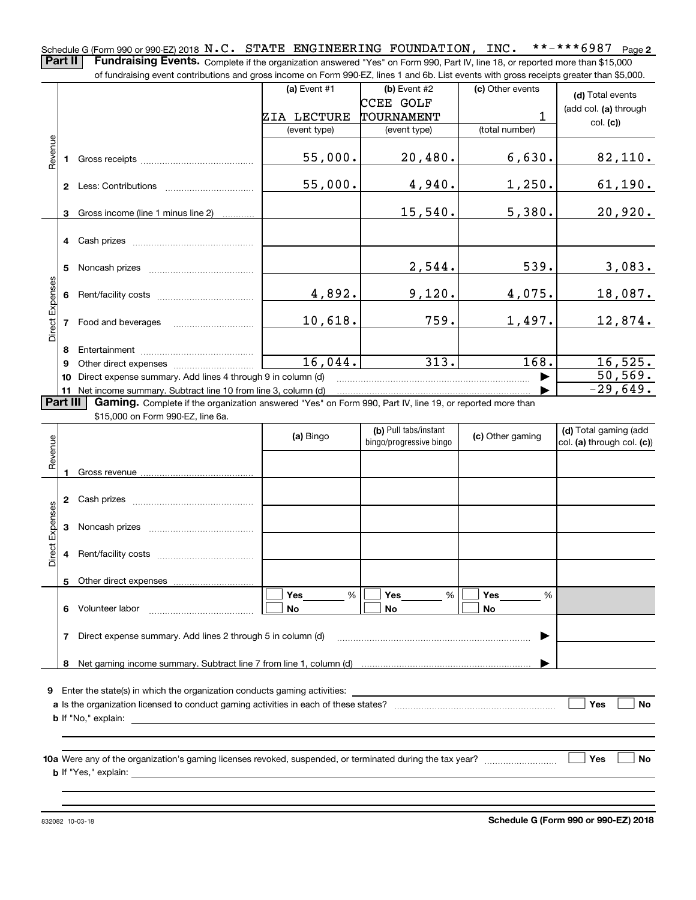Schedule G (Form 990 or 990-EZ) 2018 N.C. STATE ENGINEERING FOUNDATION, INC. **-***6987 Page 2

**Part II** **Fundraising Events.** Complete if the organization answered "Yes" on Form 990, Part IV, line 18, or reported more than $15,000 of fundraising event contributions and gross income on Form 990-EZ, lines 1 and 6b. List events with gross receipts greater than $5,000.

| | | (a) Event #1 | (b) Event #2 | (c) Other events | (d) Total events (add col. (a) through col. (c)) |
|---|---|---|---|---|---|
| | | ZIA LECTURE | CCEE GOLF TOURNAMENT | 1 | |
| | | (event type) | (event type) | (total number) | |
| Revenue | 1 Gross receipts | 55,000. | 20,480. | 6,630. | 82,110. |
| | 2 Less: Contributions | 55,000. | 4,940. | 1,250. | 61,190. |
| | 3 Gross income (line 1 minus line 2) | | 15,540. | 5,380. | 20,920. |
| Direct Expenses | 4 Cash prizes | | | | |
| | 5 Noncash prizes | | 2,544. | 539. | 3,083. |
| | 6 Rent/facility costs | 4,892. | 9,120. | 4,075. | 18,087. |
| | 7 Food and beverages | 10,618. | 759. | 1,497. | 12,874. |
| | 8 Entertainment | | | | |
| | 9 Other direct expenses | 16,044. | 313. | 168. | 16,525. |
| | 10 Direct expense summary. Add lines 4 through 9 in column (d) | | | ▶ | 50,569. |
| | 11 Net income summary. Subtract line 10 from line 3, column (d) | | | ▶ | -29,649. |

**Part III** **Gaming.** Complete if the organization answered "Yes" on Form 990, Part IV, line 19, or reported more than $15,000 on Form 990-EZ, line 6a.

| | | (a) Bingo | (b) Pull tabs/instant bingo/progressive bingo | (c) Other gaming | (d) Total gaming (add col. (a) through col. (c)) |
|---|---|---|---|---|---|
| Revenue | 1 Gross revenue | | | | |
| Direct Expenses | 2 Cash prizes | | | | |
| | 3 Noncash prizes | | | | |
| | 4 Rent/facility costs | | | | |
| | 5 Other direct expenses | | | | |
| | 6 Volunteer labor | ☐ Yes ___ % ☐ No | ☐ Yes ___ % ☐ No | ☐ Yes ___ % ☐ No | |
| | 7 Direct expense summary. Add lines 2 through 5 in column (d) | | | ▶ | |
| | 8 Net gaming income summary. Subtract line 7 from line 1, column (d) | | | ▶ | |

9 Enter the state(s) in which the organization conducts gaming activities: ____________

a Is the organization licensed to conduct gaming activities in each of these states? ☐ Yes ☐ No

b If "No," explain: ____________

10a Were any of the organization's gaming licenses revoked, suspended, or terminated during the tax year? ☐ Yes ☐ No

b If "Yes," explain: ____________

832082 10-03-18 **Schedule G (Form 990 or 990-EZ) 2018**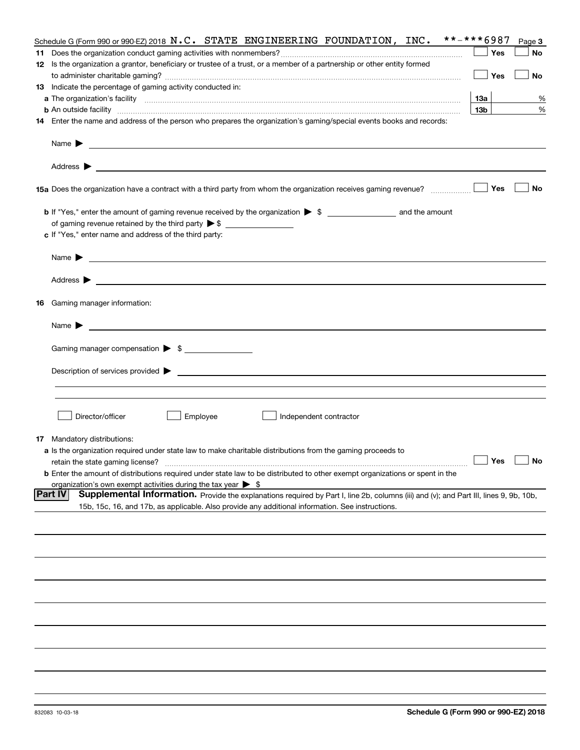Schedule G (Form 990 or 990-EZ) 2018 N.C. STATE ENGINEERING FOUNDATION, INC. **-***6987 Page 3

**11** Does the organization conduct gaming activities with nonmembers? ☐ Yes ☐ No

**12** Is the organization a grantor, beneficiary or trustee of a trust, or a member of a partnership or other entity formed to administer charitable gaming? ☐ Yes ☐ No

**13** Indicate the percentage of gaming activity conducted in:

**a** The organization's facility **13a** %

**b** An outside facility **13b** %

**14** Enter the name and address of the person who prepares the organization's gaming/special events books and records:

Name ▶

Address ▶

**15a** Does the organization have a contract with a third party from whom the organization receives gaming revenue? ☐ Yes ☐ No

**b** If "Yes," enter the amount of gaming revenue received by the organization ▶ $ ________ and the amount of gaming revenue retained by the third party ▶ $ ________

**c** If "Yes," enter name and address of the third party:

Name ▶

Address ▶

**16** Gaming manager information:

Name ▶

Gaming manager compensation ▶ $

Description of services provided ▶

☐ Director/officer ☐ Employee ☐ Independent contractor

**17** Mandatory distributions:

**a** Is the organization required under state law to make charitable distributions from the gaming proceeds to retain the state gaming license? ☐ Yes ☐ No

**b** Enter the amount of distributions required under state law to be distributed to other exempt organizations or spent in the organization's own exempt activities during the tax year ▶ $

**Part IV** **Supplemental Information.** Provide the explanations required by Part I, line 2b, columns (iii) and (v); and Part III, lines 9, 9b, 10b, 15b, 15c, 16, and 17b, as applicable. Also provide any additional information. See instructions.

832083 10-03-18 **Schedule G (Form 990 or 990-EZ) 2018**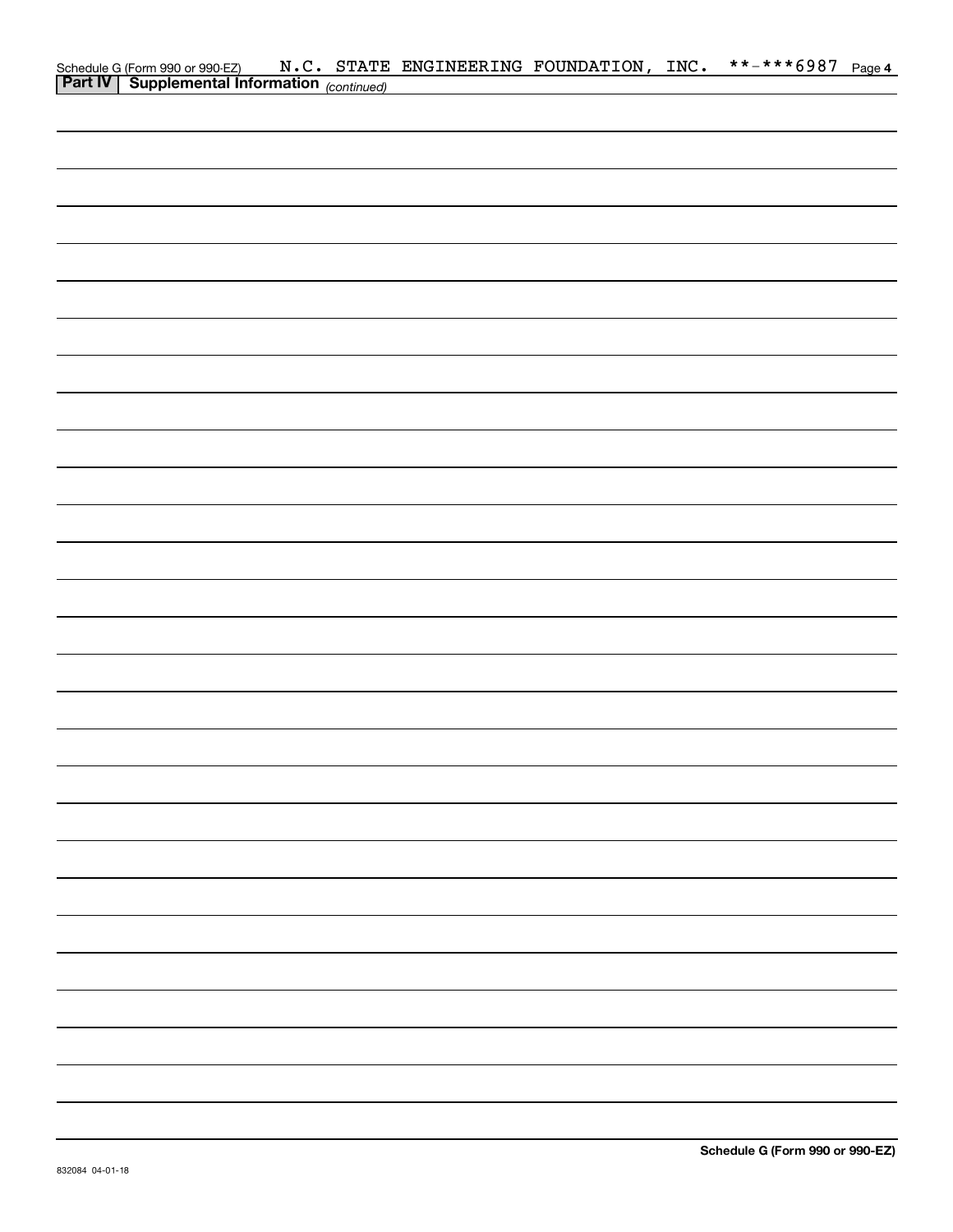Schedule G (Form 990 or 990-EZ) N.C. STATE ENGINEERING FOUNDATION, INC. **-***6987 Page 4

**Part IV | Supplemental Information** *(continued)*

**Schedule G (Form 990 or 990-EZ)**

832084 04-01-18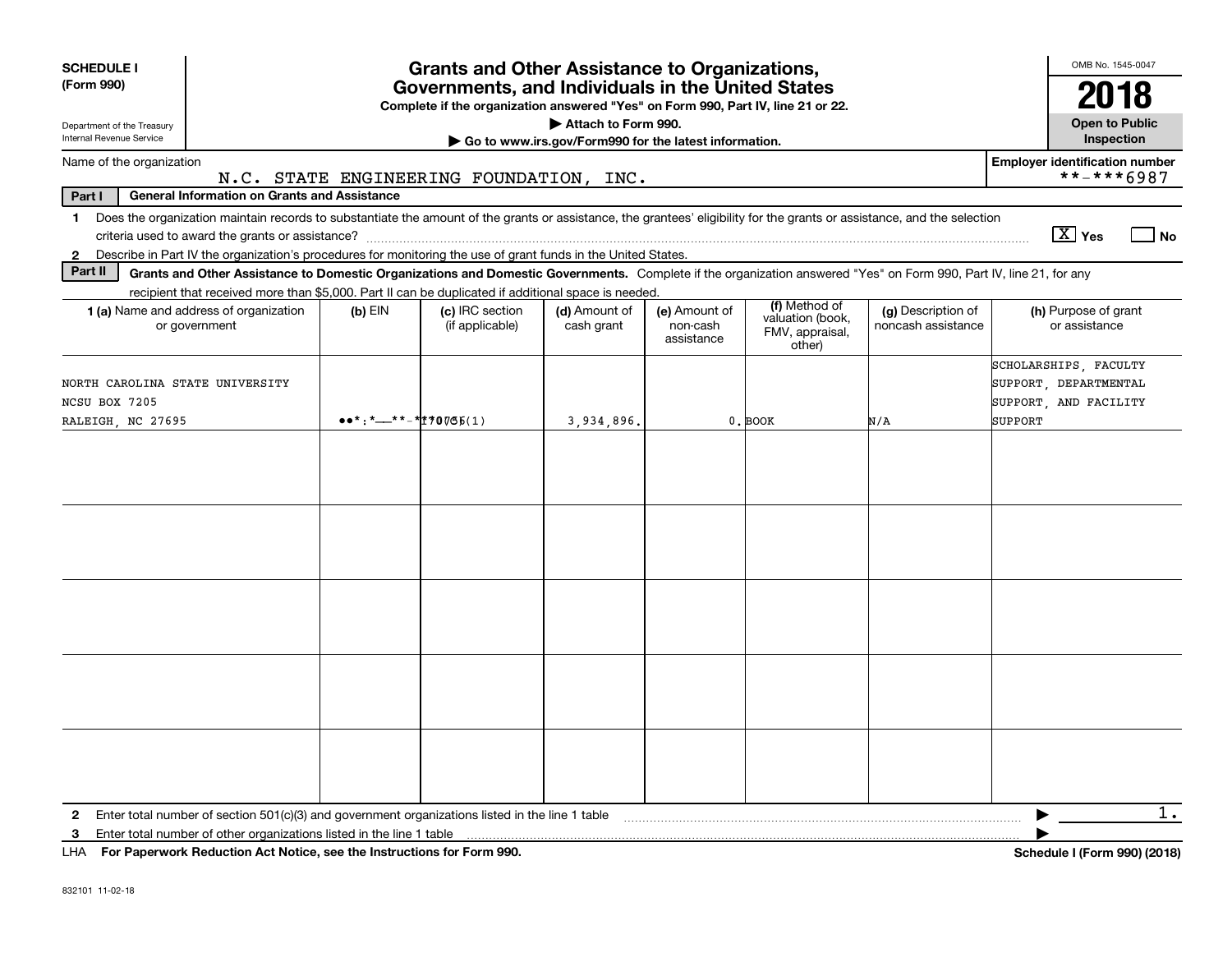**SCHEDULE I (Form 990)**

Department of the Treasury
Internal Revenue Service

# Grants and Other Assistance to Organizations, Governments, and Individuals in the United States

**Complete if the organization answered "Yes" on Form 990, Part IV, line 21 or 22.**

**▶ Attach to Form 990.**

**▶ Go to www.irs.gov/Form990 for the latest information.**

OMB No. 1545-0047

**2018**

**Open to Public Inspection**

Name of the organization: N.C. STATE ENGINEERING FOUNDATION, INC.

Employer identification number: **-***6987

**Part I General Information on Grants and Assistance**

1 Does the organization maintain records to substantiate the amount of the grants or assistance, the grantees' eligibility for the grants or assistance, and the selection criteria used to award the grants or assistance? [X] Yes [ ] No

2 Describe in Part IV the organization's procedures for monitoring the use of grant funds in the United States.

**Part II Grants and Other Assistance to Domestic Organizations and Domestic Governments.** Complete if the organization answered "Yes" on Form 990, Part IV, line 21, for any recipient that received more than $5,000. Part II can be duplicated if additional space is needed.

| 1 (a) Name and address of organization or government | (b) EIN | (c) IRC section (if applicable) | (d) Amount of cash grant | (e) Amount of non-cash assistance | (f) Method of valuation (book, FMV, appraisal, other) | (g) Description of noncash assistance | (h) Purpose of grant or assistance |
|---|---|---|---|---|---|---|---|
| NORTH CAROLINA STATE UNIVERSITY NCSU BOX 7205 RALEIGH, NC 27695 | **-***1707 | 501(C)(1) | 3,934,896. | 0. | BOOK | N/A | SCHOLARSHIPS, FACULTY SUPPORT, DEPARTMENTAL SUPPORT, AND FACILITY SUPPORT |
| | | | | | | | |
| | | | | | | | |
| | | | | | | | |
| | | | | | | | |
| | | | | | | | |

2 Enter total number of section 501(c)(3) and government organizations listed in the line 1 table ▶ 1.

3 Enter total number of other organizations listed in the line 1 table ▶

LHA **For Paperwork Reduction Act Notice, see the Instructions for Form 990.** **Schedule I (Form 990) (2018)**

832101 11-02-18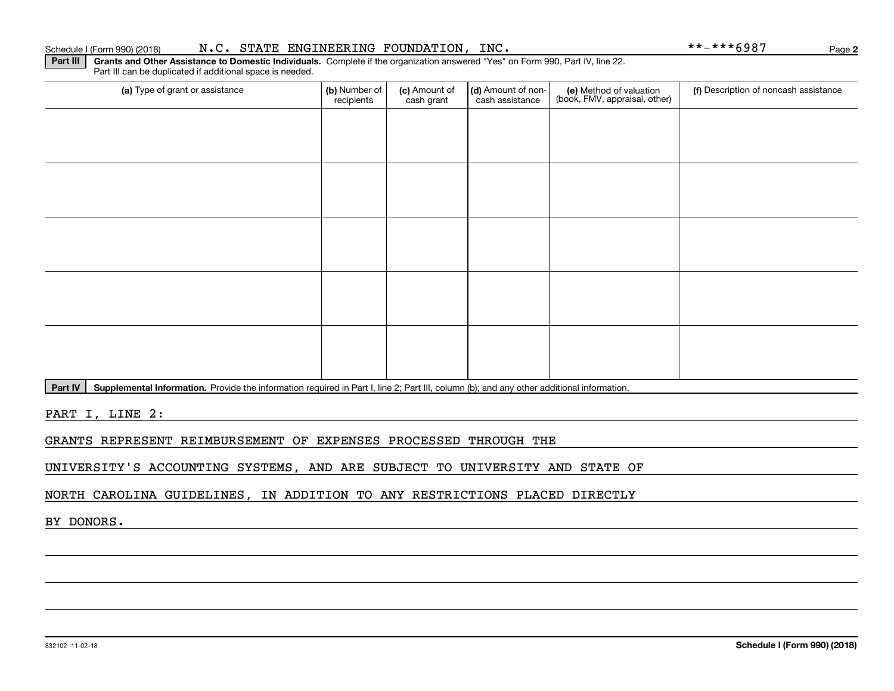Schedule I (Form 990) (2018) N.C. STATE ENGINEERING FOUNDATION, INC. **-***6987

**Part III** **Grants and Other Assistance to Domestic Individuals.** Complete if the organization answered "Yes" on Form 990, Part IV, line 22. Part III can be duplicated if additional space is needed.

| (a) Type of grant or assistance | (b) Number of recipients | (c) Amount of cash grant | (d) Amount of non-cash assistance | (e) Method of valuation (book, FMV, appraisal, other) | (f) Description of noncash assistance |
|---|---|---|---|---|---|
| | | | | | |
| | | | | | |
| | | | | | |
| | | | | | |
| | | | | | |

**Part IV** **Supplemental Information.** Provide the information required in Part I, line 2; Part III, column (b); and any other additional information.

PART I, LINE 2:

GRANTS REPRESENT REIMBURSEMENT OF EXPENSES PROCESSED THROUGH THE UNIVERSITY'S ACCOUNTING SYSTEMS, AND ARE SUBJECT TO UNIVERSITY AND STATE OF NORTH CAROLINA GUIDELINES, IN ADDITION TO ANY RESTRICTIONS PLACED DIRECTLY BY DONORS.

832102 11-02-18

**Schedule I (Form 990) (2018)**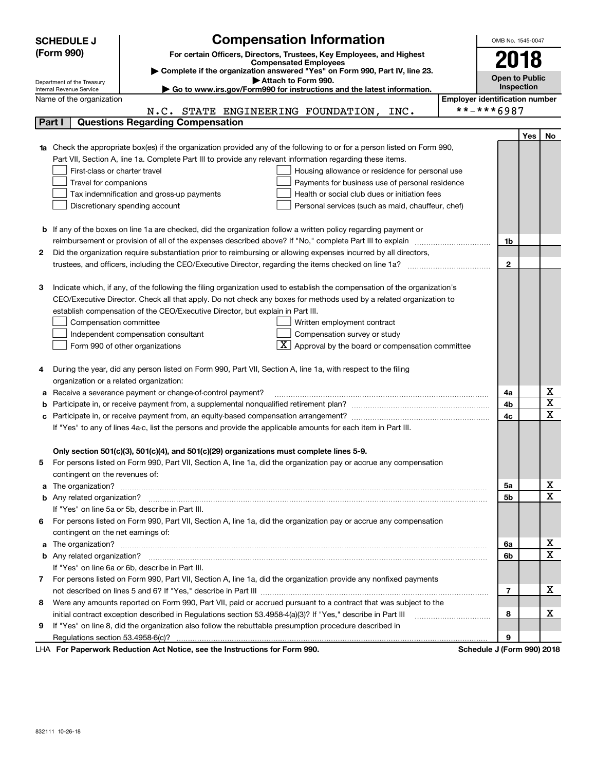# SCHEDULE J (Form 990)

Department of the Treasury
Internal Revenue Service

## Compensation Information

**For certain Officers, Directors, Trustees, Key Employees, and Highest Compensated Employees**

▶ Complete if the organization answered "Yes" on Form 990, Part IV, line 23.

▶ Attach to Form 990.

▶ Go to www.irs.gov/Form990 for instructions and the latest information.

OMB No. 1545-0047

**2018**

**Open to Public Inspection**

Name of the organization: N.C. STATE ENGINEERING FOUNDATION, INC.

Employer identification number: **-***6987

### Part I | Questions Regarding Compensation

| | | | Yes | No |
|---|---|---|---|---|
| **1a** | Check the appropriate box(es) if the organization provided any of the following to or for a person listed on Form 990, Part VII, Section A, line 1a. Complete Part III to provide any relevant information regarding these items.<br>☐ First-class or charter travel ☐ Housing allowance or residence for personal use<br>☐ Travel for companions ☐ Payments for business use of personal residence<br>☐ Tax indemnification and gross-up payments ☐ Health or social club dues or initiation fees<br>☐ Discretionary spending account ☐ Personal services (such as maid, chauffeur, chef) | | | |
| **b** | If any of the boxes on line 1a are checked, did the organization follow a written policy regarding payment or reimbursement or provision of all of the expenses described above? If "No," complete Part III to explain | 1b | | |
| **2** | Did the organization require substantiation prior to reimbursing or allowing expenses incurred by all directors, trustees, and officers, including the CEO/Executive Director, regarding the items checked on line 1a? | 2 | | |
| **3** | Indicate which, if any, of the following the filing organization used to establish the compensation of the organization's CEO/Executive Director. Check all that apply. Do not check any boxes for methods used by a related organization to establish compensation of the CEO/Executive Director, but explain in Part III.<br>☐ Compensation committee ☐ Written employment contract<br>☐ Independent compensation consultant ☐ Compensation survey or study<br>☐ Form 990 of other organizations ☒ Approval by the board or compensation committee | | | |
| **4** | During the year, did any person listed on Form 990, Part VII, Section A, line 1a, with respect to the filing organization or a related organization: | | | |
| **a** | Receive a severance payment or change-of-control payment? | 4a | | X |
| **b** | Participate in, or receive payment from, a supplemental nonqualified retirement plan? | 4b | | X |
| **c** | Participate in, or receive payment from, an equity-based compensation arrangement? | 4c | | X |
| | If "Yes" to any of lines 4a-c, list the persons and provide the applicable amounts for each item in Part III. | | | |
| | **Only section 501(c)(3), 501(c)(4), and 501(c)(29) organizations must complete lines 5-9.** | | | |
| **5** | For persons listed on Form 990, Part VII, Section A, line 1a, did the organization pay or accrue any compensation contingent on the revenues of: | | | |
| **a** | The organization? | 5a | | X |
| **b** | Any related organization? | 5b | | X |
| | If "Yes" on line 5a or 5b, describe in Part III. | | | |
| **6** | For persons listed on Form 990, Part VII, Section A, line 1a, did the organization pay or accrue any compensation contingent on the net earnings of: | | | |
| **a** | The organization? | 6a | | X |
| **b** | Any related organization? | 6b | | X |
| | If "Yes" on line 6a or 6b, describe in Part III. | | | |
| **7** | For persons listed on Form 990, Part VII, Section A, line 1a, did the organization provide any nonfixed payments not described on lines 5 and 6? If "Yes," describe in Part III | 7 | | X |
| **8** | Were any amounts reported on Form 990, Part VII, paid or accrued pursuant to a contract that was subject to the initial contract exception described in Regulations section 53.4958-4(a)(3)? If "Yes," describe in Part III | 8 | | X |
| **9** | If "Yes" on line 8, did the organization also follow the rebuttable presumption procedure described in Regulations section 53.4958-6(c)? | 9 | | |

LHA **For Paperwork Reduction Act Notice, see the Instructions for Form 990.** **Schedule J (Form 990) 2018**

832111 10-26-18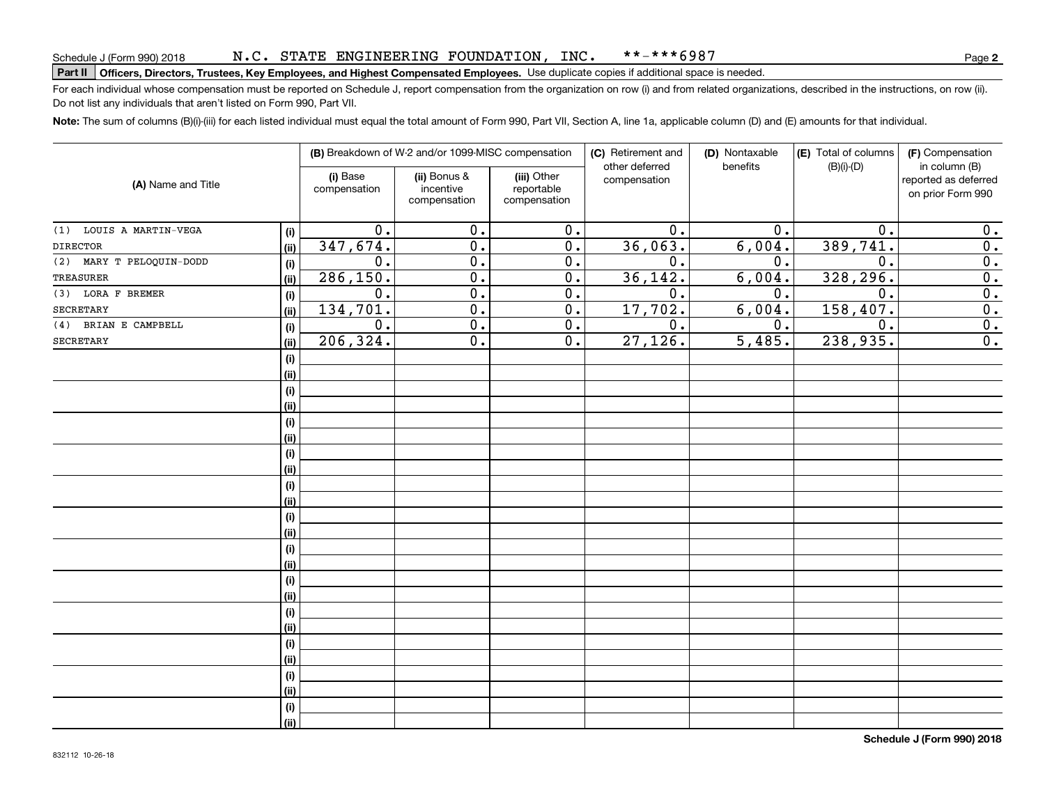Schedule J (Form 990) 2018 N.C. STATE ENGINEERING FOUNDATION, INC. **-***6987

**Part II** **Officers, Directors, Trustees, Key Employees, and Highest Compensated Employees.** Use duplicate copies if additional space is needed.

For each individual whose compensation must be reported on Schedule J, report compensation from the organization on row (i) and from related organizations, described in the instructions, on row (ii). Do not list any individuals that aren't listed on Form 990, Part VII.

**Note:** The sum of columns (B)(i)-(iii) for each listed individual must equal the total amount of Form 990, Part VII, Section A, line 1a, applicable column (D) and (E) amounts for that individual.

| (A) Name and Title | | (B) Breakdown of W-2 and/or 1099-MISC compensation | | | (C) Retirement and other deferred compensation | (D) Nontaxable benefits | (E) Total of columns (B)(i)-(D) | (F) Compensation in column (B) reported as deferred on prior Form 990 |
|---|---|---|---|---|---|---|---|---|
| | | (i) Base compensation | (ii) Bonus & incentive compensation | (iii) Other reportable compensation | | | | |
| (1) LOUIS A MARTIN-VEGA | (i) | 0. | 0. | 0. | 0. | 0. | 0. | 0. |
| DIRECTOR | (ii) | 347,674. | 0. | 0. | 36,063. | 6,004. | 389,741. | 0. |
| (2) MARY T PELOQUIN-DODD | (i) | 0. | 0. | 0. | 0. | 0. | 0. | 0. |
| TREASURER | (ii) | 286,150. | 0. | 0. | 36,142. | 6,004. | 328,296. | 0. |
| (3) LORA F BREMER | (i) | 0. | 0. | 0. | 0. | 0. | 0. | 0. |
| SECRETARY | (ii) | 134,701. | 0. | 0. | 17,702. | 6,004. | 158,407. | 0. |
| (4) BRIAN E CAMPBELL | (i) | 0. | 0. | 0. | 0. | 0. | 0. | 0. |
| SECRETARY | (ii) | 206,324. | 0. | 0. | 27,126. | 5,485. | 238,935. | 0. |

Schedule J (Form 990) 2018

832112 10-26-18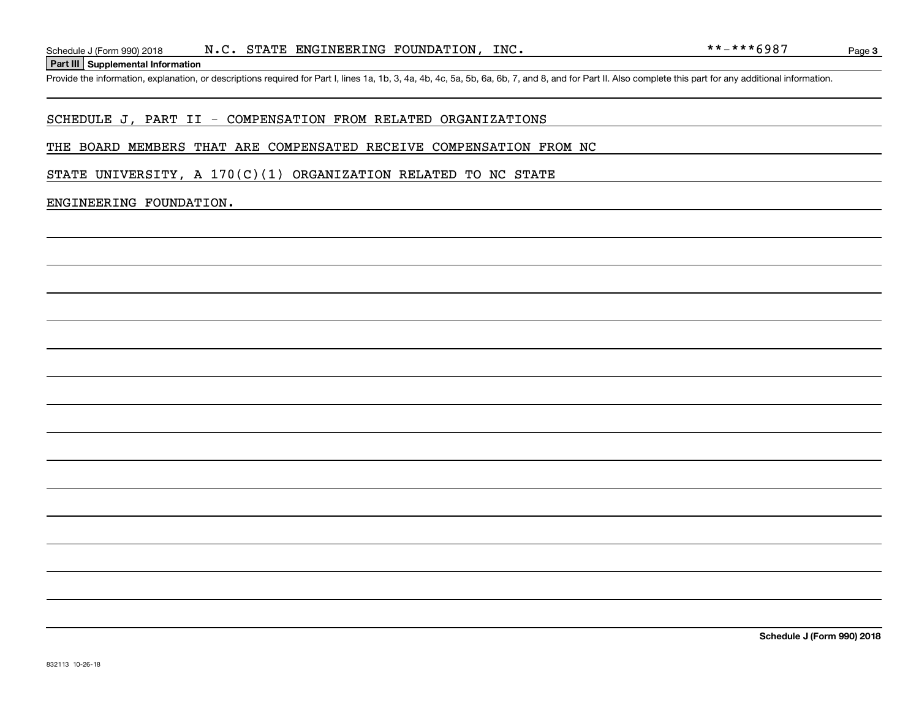**Part III Supplemental Information**

Provide the information, explanation, or descriptions required for Part I, lines 1a, 1b, 3, 4a, 4b, 4c, 5a, 5b, 6a, 6b, 7, and 8, and for Part II. Also complete this part for any additional information.

SCHEDULE J, PART II - COMPENSATION FROM RELATED ORGANIZATIONS

THE BOARD MEMBERS THAT ARE COMPENSATED RECEIVE COMPENSATION FROM NC STATE UNIVERSITY, A 170(C)(1) ORGANIZATION RELATED TO NC STATE ENGINEERING FOUNDATION.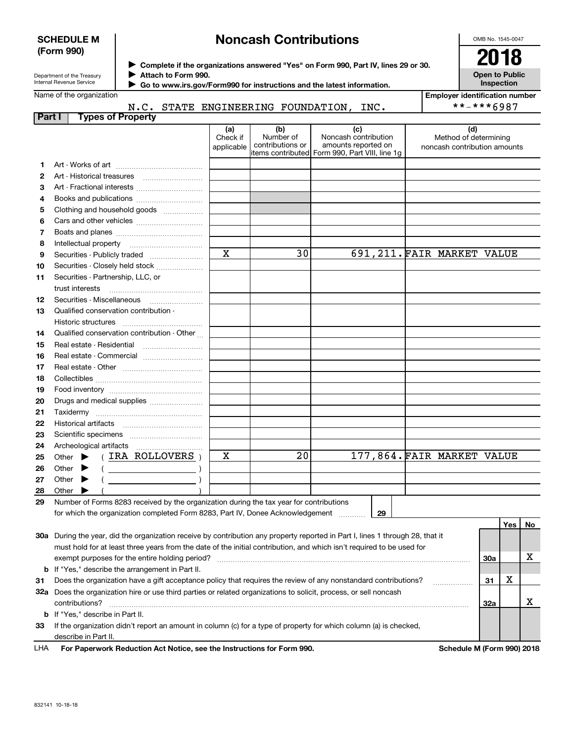**SCHEDULE M (Form 990)**

Department of the Treasury
Internal Revenue Service

# Noncash Contributions

▶ Complete if the organizations answered "Yes" on Form 990, Part IV, lines 29 or 30.
▶ Attach to Form 990.
▶ Go to www.irs.gov/Form990 for instructions and the latest information.

OMB No. 1545-0047

**2018**

**Open to Public Inspection**

Name of the organization: N.C. STATE ENGINEERING FOUNDATION, INC.

Employer identification number: **-***6987

## Part I Types of Property

| | | (a) Check if applicable | (b) Number of contributions or items contributed | (c) Noncash contribution amounts reported on Form 990, Part VIII, line 1g | (d) Method of determining noncash contribution amounts |
|---|---|---|---|---|---|
| 1 | Art - Works of art | | | | |
| 2 | Art - Historical treasures | | | | |
| 3 | Art - Fractional interests | | | | |
| 4 | Books and publications | | | | |
| 5 | Clothing and household goods | | | | |
| 6 | Cars and other vehicles | | | | |
| 7 | Boats and planes | | | | |
| 8 | Intellectual property | | | | |
| 9 | Securities - Publicly traded | X | 30 | 691,211. | FAIR MARKET VALUE |
| 10 | Securities - Closely held stock | | | | |
| 11 | Securities - Partnership, LLC, or trust interests | | | | |
| 12 | Securities - Miscellaneous | | | | |
| 13 | Qualified conservation contribution - Historic structures | | | | |
| 14 | Qualified conservation contribution - Other | | | | |
| 15 | Real estate - Residential | | | | |
| 16 | Real estate - Commercial | | | | |
| 17 | Real estate - Other | | | | |
| 18 | Collectibles | | | | |
| 19 | Food inventory | | | | |
| 20 | Drugs and medical supplies | | | | |
| 21 | Taxidermy | | | | |
| 22 | Historical artifacts | | | | |
| 23 | Scientific specimens | | | | |
| 24 | Archeological artifacts | | | | |
| 25 | Other ▶ ( IRA ROLLOVERS ) | X | 20 | 177,864. | FAIR MARKET VALUE |
| 26 | Other ▶ ( ) | | | | |
| 27 | Other ▶ ( ) | | | | |
| 28 | Other ▶ ( ) | | | | |

29 Number of Forms 8283 received by the organization during the tax year for contributions for which the organization completed Form 8283, Part IV, Donee Acknowledgement ..... 29

| | | | Yes | No |
|---|---|---|---|---|
| 30a | During the year, did the organization receive by contribution any property reported in Part I, lines 1 through 28, that it must hold for at least three years from the date of the initial contribution, and which isn't required to be used for exempt purposes for the entire holding period? | 30a | | X |
| b | If "Yes," describe the arrangement in Part II. | | | |
| 31 | Does the organization have a gift acceptance policy that requires the review of any nonstandard contributions? | 31 | X | |
| 32a | Does the organization hire or use third parties or related organizations to solicit, process, or sell noncash contributions? | 32a | | X |
| b | If "Yes," describe in Part II. | | | |
| 33 | If the organization didn't report an amount in column (c) for a type of property for which column (a) is checked, describe in Part II. | | | |

LHA **For Paperwork Reduction Act Notice, see the Instructions for Form 990.** **Schedule M (Form 990) 2018**

832141 10-18-18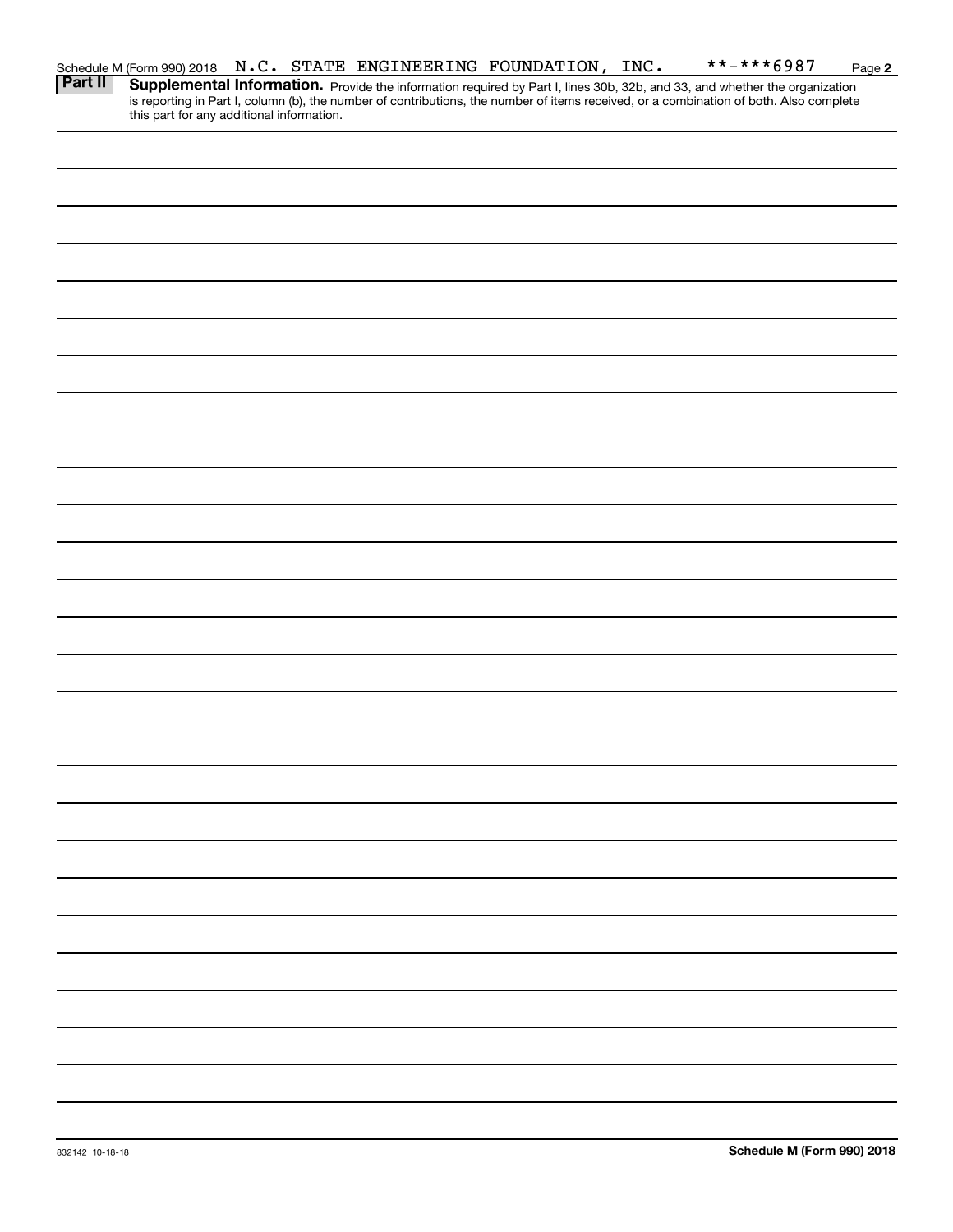Schedule M (Form 990) 2018 N.C. STATE ENGINEERING FOUNDATION, INC. **-***6987 Page **2**

**Part II** **Supplemental Information.** Provide the information required by Part I, lines 30b, 32b, and 33, and whether the organization is reporting in Part I, column (b), the number of contributions, the number of items received, or a combination of both. Also complete this part for any additional information.

832142 10-18-18 **Schedule M (Form 990) 2018**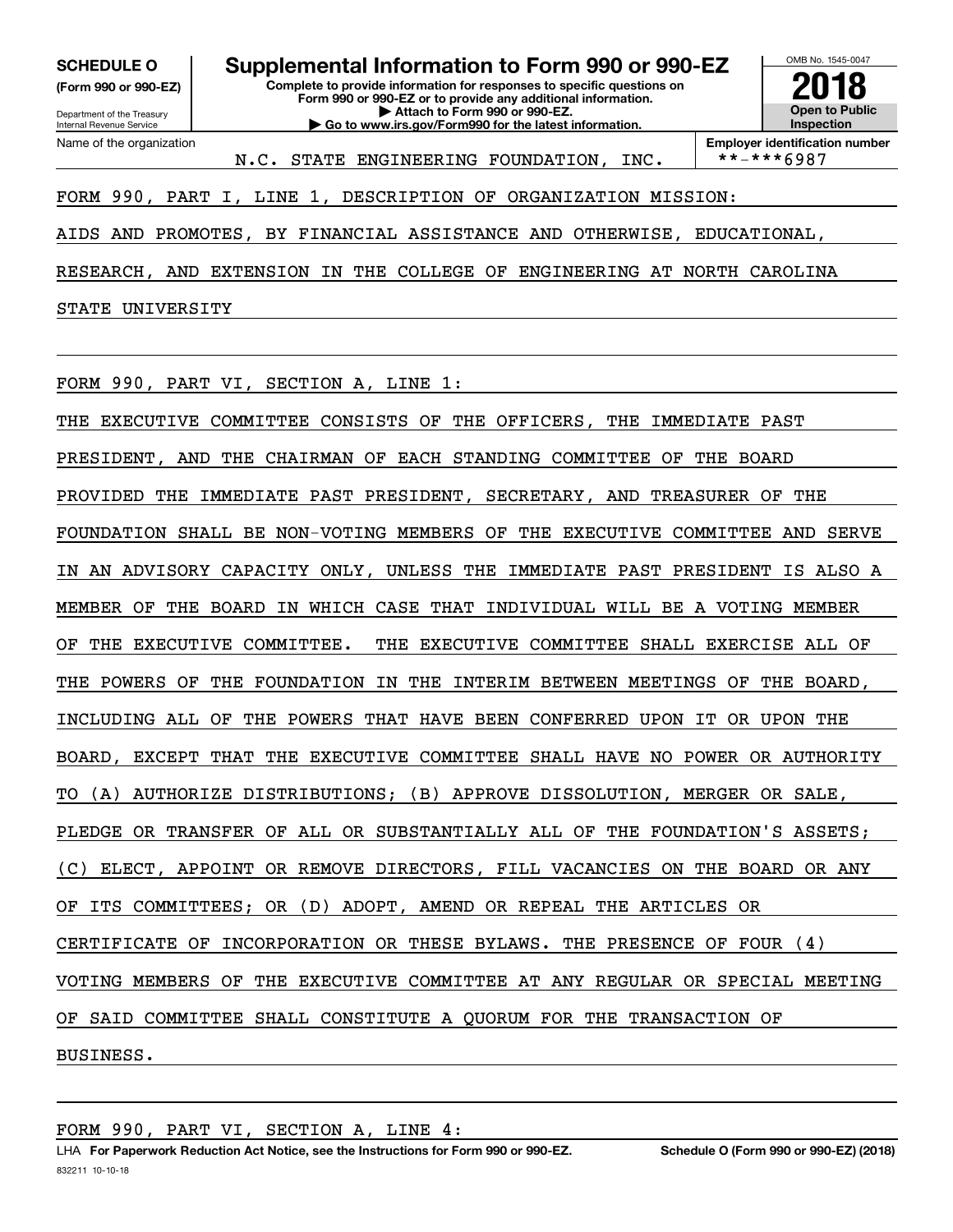**SCHEDULE O**
**(Form 990 or 990-EZ)**

Department of the Treasury
Internal Revenue Service

# Supplemental Information to Form 990 or 990-EZ

**Complete to provide information for responses to specific questions on Form 990 or 990-EZ or to provide any additional information.**
**▶ Attach to Form 990 or 990-EZ.**
**▶ Go to www.irs.gov/Form990 for the latest information.**

OMB No. 1545-0047
**2018**
**Open to Public Inspection**

Name of the organization: N.C. STATE ENGINEERING FOUNDATION, INC.
**Employer identification number**: **-***6987

FORM 990, PART I, LINE 1, DESCRIPTION OF ORGANIZATION MISSION:

AIDS AND PROMOTES, BY FINANCIAL ASSISTANCE AND OTHERWISE, EDUCATIONAL, RESEARCH, AND EXTENSION IN THE COLLEGE OF ENGINEERING AT NORTH CAROLINA STATE UNIVERSITY

FORM 990, PART VI, SECTION A, LINE 1:

THE EXECUTIVE COMMITTEE CONSISTS OF THE OFFICERS, THE IMMEDIATE PAST PRESIDENT, AND THE CHAIRMAN OF EACH STANDING COMMITTEE OF THE BOARD PROVIDED THE IMMEDIATE PAST PRESIDENT, SECRETARY, AND TREASURER OF THE FOUNDATION SHALL BE NON-VOTING MEMBERS OF THE EXECUTIVE COMMITTEE AND SERVE IN AN ADVISORY CAPACITY ONLY, UNLESS THE IMMEDIATE PAST PRESIDENT IS ALSO A MEMBER OF THE BOARD IN WHICH CASE THAT INDIVIDUAL WILL BE A VOTING MEMBER OF THE EXECUTIVE COMMITTEE. THE EXECUTIVE COMMITTEE SHALL EXERCISE ALL OF THE POWERS OF THE FOUNDATION IN THE INTERIM BETWEEN MEETINGS OF THE BOARD, INCLUDING ALL OF THE POWERS THAT HAVE BEEN CONFERRED UPON IT OR UPON THE BOARD, EXCEPT THAT THE EXECUTIVE COMMITTEE SHALL HAVE NO POWER OR AUTHORITY TO (A) AUTHORIZE DISTRIBUTIONS; (B) APPROVE DISSOLUTION, MERGER OR SALE, PLEDGE OR TRANSFER OF ALL OR SUBSTANTIALLY ALL OF THE FOUNDATION'S ASSETS; (C) ELECT, APPOINT OR REMOVE DIRECTORS, FILL VACANCIES ON THE BOARD OR ANY OF ITS COMMITTEES; OR (D) ADOPT, AMEND OR REPEAL THE ARTICLES OR CERTIFICATE OF INCORPORATION OR THESE BYLAWS. THE PRESENCE OF FOUR (4) VOTING MEMBERS OF THE EXECUTIVE COMMITTEE AT ANY REGULAR OR SPECIAL MEETING OF SAID COMMITTEE SHALL CONSTITUTE A QUORUM FOR THE TRANSACTION OF BUSINESS.

FORM 990, PART VI, SECTION A, LINE 4:

LHA **For Paperwork Reduction Act Notice, see the Instructions for Form 990 or 990-EZ.** **Schedule O (Form 990 or 990-EZ) (2018)**
832211 10-10-18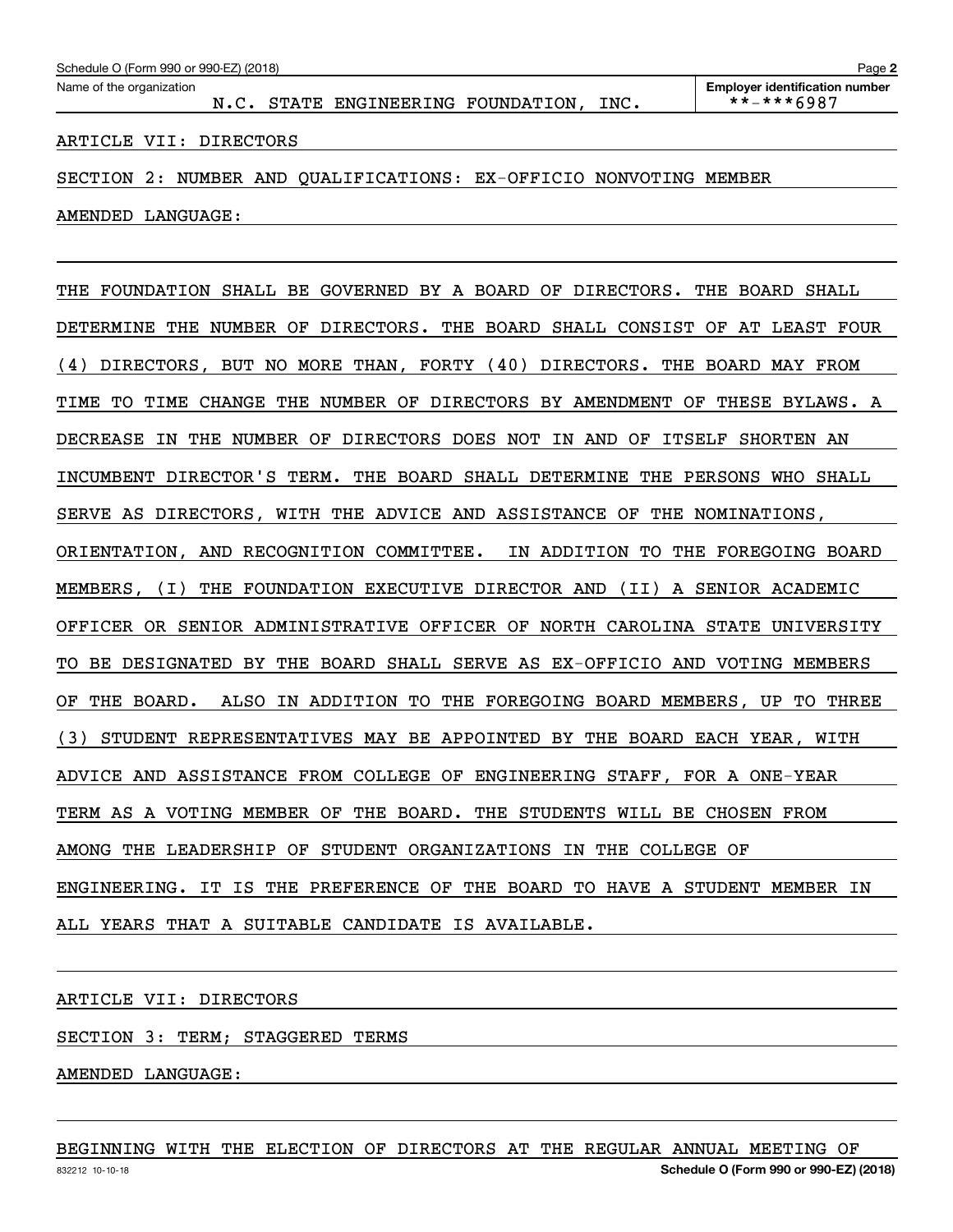Name of the organization: N.C. STATE ENGINEERING FOUNDATION, INC.

Employer identification number: **-***6987

ARTICLE VII: DIRECTORS

SECTION 2: NUMBER AND QUALIFICATIONS: EX-OFFICIO NONVOTING MEMBER

AMENDED LANGUAGE:

THE FOUNDATION SHALL BE GOVERNED BY A BOARD OF DIRECTORS. THE BOARD SHALL DETERMINE THE NUMBER OF DIRECTORS. THE BOARD SHALL CONSIST OF AT LEAST FOUR (4) DIRECTORS, BUT NO MORE THAN, FORTY (40) DIRECTORS. THE BOARD MAY FROM TIME TO TIME CHANGE THE NUMBER OF DIRECTORS BY AMENDMENT OF THESE BYLAWS. A DECREASE IN THE NUMBER OF DIRECTORS DOES NOT IN AND OF ITSELF SHORTEN AN INCUMBENT DIRECTOR'S TERM. THE BOARD SHALL DETERMINE THE PERSONS WHO SHALL SERVE AS DIRECTORS, WITH THE ADVICE AND ASSISTANCE OF THE NOMINATIONS, ORIENTATION, AND RECOGNITION COMMITTEE. IN ADDITION TO THE FOREGOING BOARD MEMBERS, (I) THE FOUNDATION EXECUTIVE DIRECTOR AND (II) A SENIOR ACADEMIC OFFICER OR SENIOR ADMINISTRATIVE OFFICER OF NORTH CAROLINA STATE UNIVERSITY TO BE DESIGNATED BY THE BOARD SHALL SERVE AS EX-OFFICIO AND VOTING MEMBERS OF THE BOARD. ALSO IN ADDITION TO THE FOREGOING BOARD MEMBERS, UP TO THREE (3) STUDENT REPRESENTATIVES MAY BE APPOINTED BY THE BOARD EACH YEAR, WITH ADVICE AND ASSISTANCE FROM COLLEGE OF ENGINEERING STAFF, FOR A ONE-YEAR TERM AS A VOTING MEMBER OF THE BOARD. THE STUDENTS WILL BE CHOSEN FROM AMONG THE LEADERSHIP OF STUDENT ORGANIZATIONS IN THE COLLEGE OF ENGINEERING. IT IS THE PREFERENCE OF THE BOARD TO HAVE A STUDENT MEMBER IN ALL YEARS THAT A SUITABLE CANDIDATE IS AVAILABLE.

ARTICLE VII: DIRECTORS

SECTION 3: TERM; STAGGERED TERMS

AMENDED LANGUAGE:

BEGINNING WITH THE ELECTION OF DIRECTORS AT THE REGULAR ANNUAL MEETING OF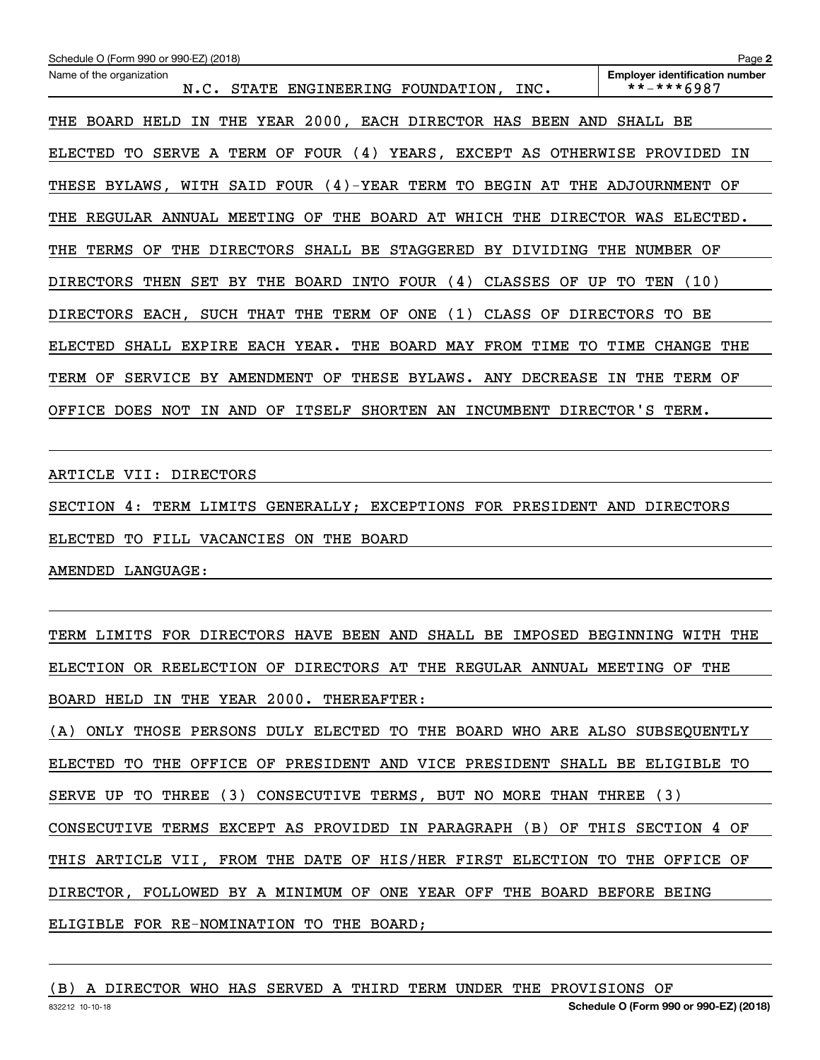THE BOARD HELD IN THE YEAR 2000, EACH DIRECTOR HAS BEEN AND SHALL BE ELECTED TO SERVE A TERM OF FOUR (4) YEARS, EXCEPT AS OTHERWISE PROVIDED IN THESE BYLAWS, WITH SAID FOUR (4)-YEAR TERM TO BEGIN AT THE ADJOURNMENT OF THE REGULAR ANNUAL MEETING OF THE BOARD AT WHICH THE DIRECTOR WAS ELECTED. THE TERMS OF THE DIRECTORS SHALL BE STAGGERED BY DIVIDING THE NUMBER OF DIRECTORS THEN SET BY THE BOARD INTO FOUR (4) CLASSES OF UP TO TEN (10) DIRECTORS EACH, SUCH THAT THE TERM OF ONE (1) CLASS OF DIRECTORS TO BE ELECTED SHALL EXPIRE EACH YEAR. THE BOARD MAY FROM TIME TO TIME CHANGE THE TERM OF SERVICE BY AMENDMENT OF THESE BYLAWS. ANY DECREASE IN THE TERM OF OFFICE DOES NOT IN AND OF ITSELF SHORTEN AN INCUMBENT DIRECTOR'S TERM.

ARTICLE VII: DIRECTORS

SECTION 4: TERM LIMITS GENERALLY; EXCEPTIONS FOR PRESIDENT AND DIRECTORS ELECTED TO FILL VACANCIES ON THE BOARD

AMENDED LANGUAGE:

TERM LIMITS FOR DIRECTORS HAVE BEEN AND SHALL BE IMPOSED BEGINNING WITH THE ELECTION OR REELECTION OF DIRECTORS AT THE REGULAR ANNUAL MEETING OF THE BOARD HELD IN THE YEAR 2000. THEREAFTER:

(A) ONLY THOSE PERSONS DULY ELECTED TO THE BOARD WHO ARE ALSO SUBSEQUENTLY ELECTED TO THE OFFICE OF PRESIDENT AND VICE PRESIDENT SHALL BE ELIGIBLE TO SERVE UP TO THREE (3) CONSECUTIVE TERMS, BUT NO MORE THAN THREE (3) CONSECUTIVE TERMS EXCEPT AS PROVIDED IN PARAGRAPH (B) OF THIS SECTION 4 OF THIS ARTICLE VII, FROM THE DATE OF HIS/HER FIRST ELECTION TO THE OFFICE OF DIRECTOR, FOLLOWED BY A MINIMUM OF ONE YEAR OFF THE BOARD BEFORE BEING ELIGIBLE FOR RE-NOMINATION TO THE BOARD;

(B) A DIRECTOR WHO HAS SERVED A THIRD TERM UNDER THE PROVISIONS OF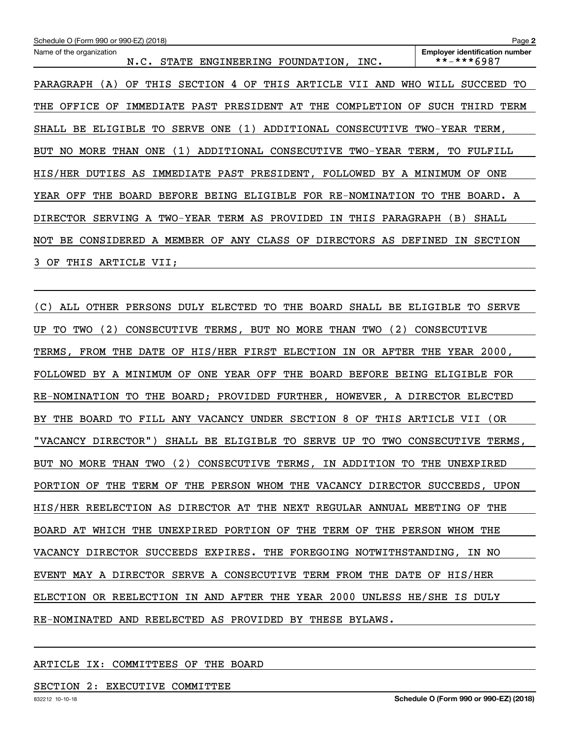PARAGRAPH (A) OF THIS SECTION 4 OF THIS ARTICLE VII AND WHO WILL SUCCEED TO THE OFFICE OF IMMEDIATE PAST PRESIDENT AT THE COMPLETION OF SUCH THIRD TERM SHALL BE ELIGIBLE TO SERVE ONE (1) ADDITIONAL CONSECUTIVE TWO-YEAR TERM, BUT NO MORE THAN ONE (1) ADDITIONAL CONSECUTIVE TWO-YEAR TERM, TO FULFILL HIS/HER DUTIES AS IMMEDIATE PAST PRESIDENT, FOLLOWED BY A MINIMUM OF ONE YEAR OFF THE BOARD BEFORE BEING ELIGIBLE FOR RE-NOMINATION TO THE BOARD. A DIRECTOR SERVING A TWO-YEAR TERM AS PROVIDED IN THIS PARAGRAPH (B) SHALL NOT BE CONSIDERED A MEMBER OF ANY CLASS OF DIRECTORS AS DEFINED IN SECTION 3 OF THIS ARTICLE VII;

(C) ALL OTHER PERSONS DULY ELECTED TO THE BOARD SHALL BE ELIGIBLE TO SERVE UP TO TWO (2) CONSECUTIVE TERMS, BUT NO MORE THAN TWO (2) CONSECUTIVE TERMS, FROM THE DATE OF HIS/HER FIRST ELECTION IN OR AFTER THE YEAR 2000, FOLLOWED BY A MINIMUM OF ONE YEAR OFF THE BOARD BEFORE BEING ELIGIBLE FOR RE-NOMINATION TO THE BOARD; PROVIDED FURTHER, HOWEVER, A DIRECTOR ELECTED BY THE BOARD TO FILL ANY VACANCY UNDER SECTION 8 OF THIS ARTICLE VII (OR "VACANCY DIRECTOR") SHALL BE ELIGIBLE TO SERVE UP TO TWO CONSECUTIVE TERMS, BUT NO MORE THAN TWO (2) CONSECUTIVE TERMS, IN ADDITION TO THE UNEXPIRED PORTION OF THE TERM OF THE PERSON WHOM THE VACANCY DIRECTOR SUCCEEDS, UPON HIS/HER REELECTION AS DIRECTOR AT THE NEXT REGULAR ANNUAL MEETING OF THE BOARD AT WHICH THE UNEXPIRED PORTION OF THE TERM OF THE PERSON WHOM THE VACANCY DIRECTOR SUCCEEDS EXPIRES. THE FOREGOING NOTWITHSTANDING, IN NO EVENT MAY A DIRECTOR SERVE A CONSECUTIVE TERM FROM THE DATE OF HIS/HER ELECTION OR REELECTION IN AND AFTER THE YEAR 2000 UNLESS HE/SHE IS DULY RE-NOMINATED AND REELECTED AS PROVIDED BY THESE BYLAWS.

ARTICLE IX: COMMITTEES OF THE BOARD

SECTION 2: EXECUTIVE COMMITTEE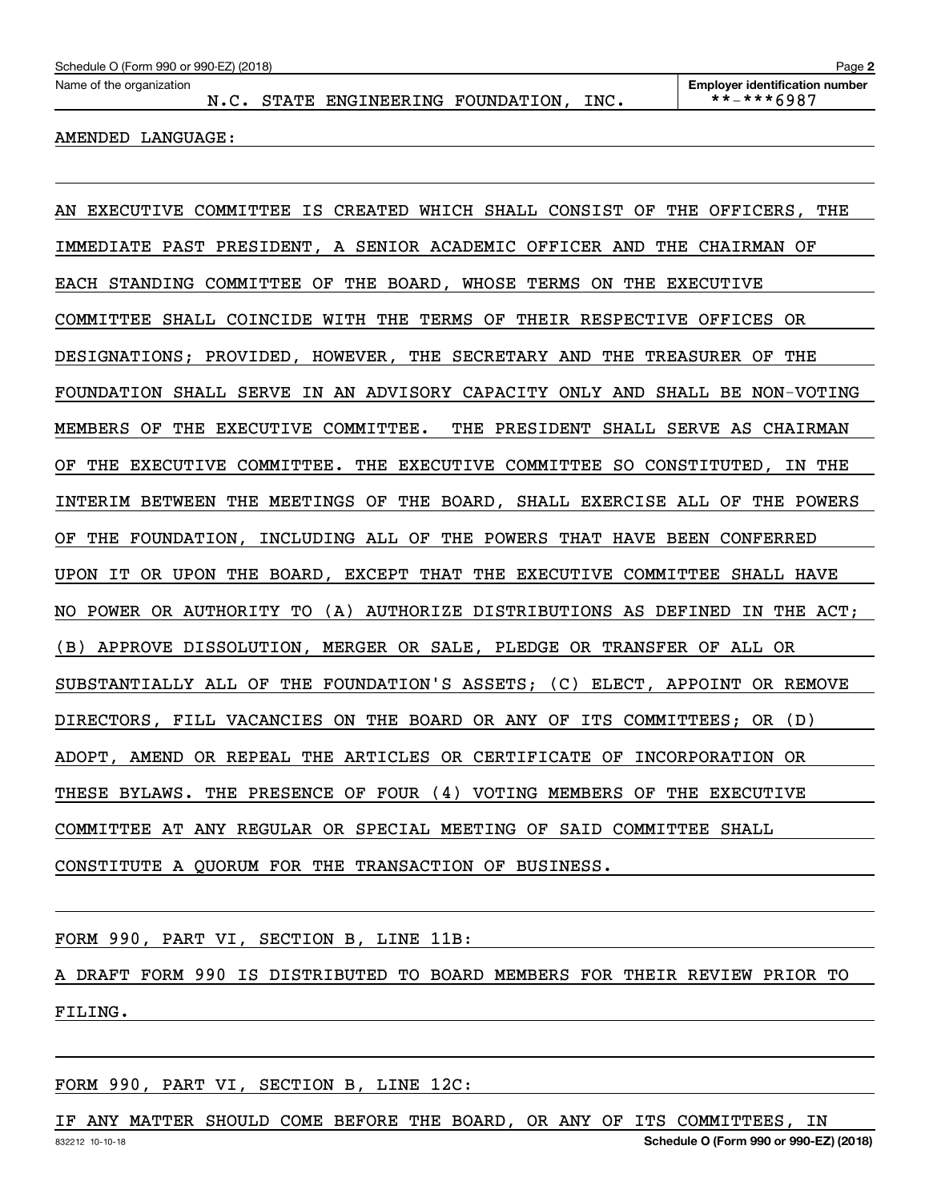Name of the organization: N.C. STATE ENGINEERING FOUNDATION, INC.

Employer identification number: **-***6987

AMENDED LANGUAGE:

AN EXECUTIVE COMMITTEE IS CREATED WHICH SHALL CONSIST OF THE OFFICERS, THE IMMEDIATE PAST PRESIDENT, A SENIOR ACADEMIC OFFICER AND THE CHAIRMAN OF EACH STANDING COMMITTEE OF THE BOARD, WHOSE TERMS ON THE EXECUTIVE COMMITTEE SHALL COINCIDE WITH THE TERMS OF THEIR RESPECTIVE OFFICES OR DESIGNATIONS; PROVIDED, HOWEVER, THE SECRETARY AND THE TREASURER OF THE FOUNDATION SHALL SERVE IN AN ADVISORY CAPACITY ONLY AND SHALL BE NON-VOTING MEMBERS OF THE EXECUTIVE COMMITTEE. THE PRESIDENT SHALL SERVE AS CHAIRMAN OF THE EXECUTIVE COMMITTEE. THE EXECUTIVE COMMITTEE SO CONSTITUTED, IN THE INTERIM BETWEEN THE MEETINGS OF THE BOARD, SHALL EXERCISE ALL OF THE POWERS OF THE FOUNDATION, INCLUDING ALL OF THE POWERS THAT HAVE BEEN CONFERRED UPON IT OR UPON THE BOARD, EXCEPT THAT THE EXECUTIVE COMMITTEE SHALL HAVE NO POWER OR AUTHORITY TO (A) AUTHORIZE DISTRIBUTIONS AS DEFINED IN THE ACT; (B) APPROVE DISSOLUTION, MERGER OR SALE, PLEDGE OR TRANSFER OF ALL OR SUBSTANTIALLY ALL OF THE FOUNDATION'S ASSETS; (C) ELECT, APPOINT OR REMOVE DIRECTORS, FILL VACANCIES ON THE BOARD OR ANY OF ITS COMMITTEES; OR (D) ADOPT, AMEND OR REPEAL THE ARTICLES OR CERTIFICATE OF INCORPORATION OR THESE BYLAWS. THE PRESENCE OF FOUR (4) VOTING MEMBERS OF THE EXECUTIVE COMMITTEE AT ANY REGULAR OR SPECIAL MEETING OF SAID COMMITTEE SHALL CONSTITUTE A QUORUM FOR THE TRANSACTION OF BUSINESS.

FORM 990, PART VI, SECTION B, LINE 11B:

A DRAFT FORM 990 IS DISTRIBUTED TO BOARD MEMBERS FOR THEIR REVIEW PRIOR TO FILING.

FORM 990, PART VI, SECTION B, LINE 12C:

IF ANY MATTER SHOULD COME BEFORE THE BOARD, OR ANY OF ITS COMMITTEES, IN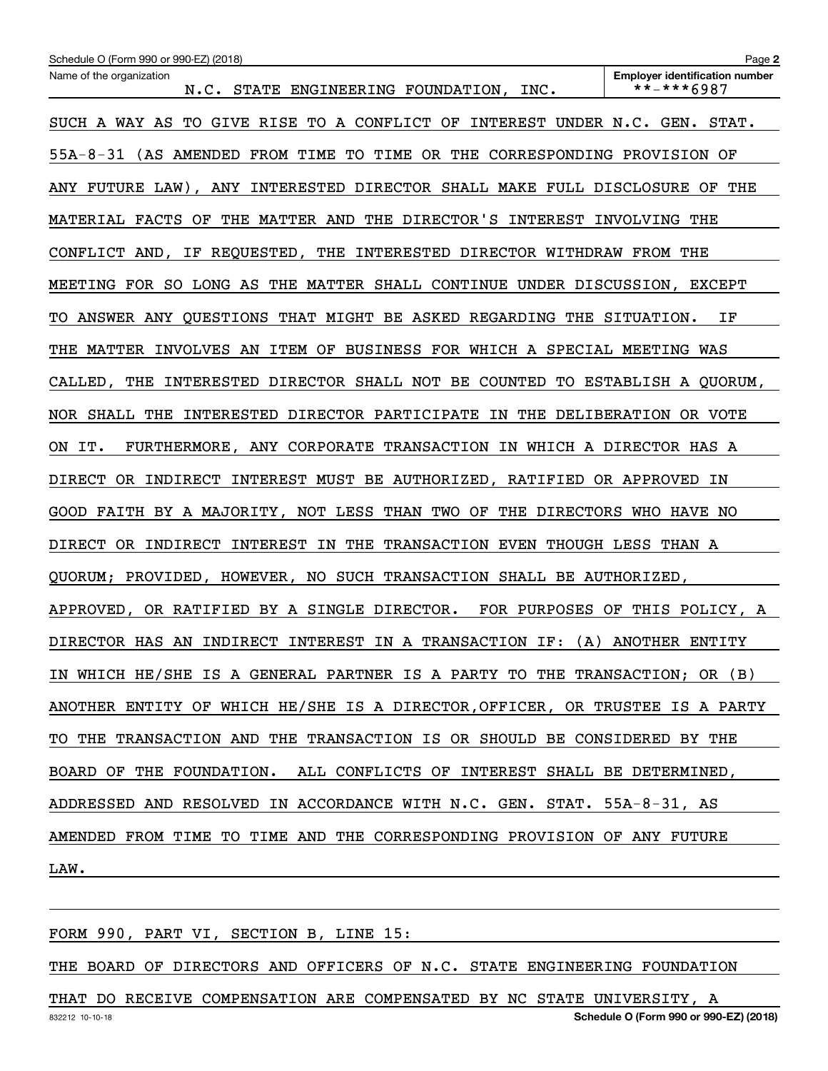Name of the organization: N.C. STATE ENGINEERING FOUNDATION, INC.

Employer identification number: **-***6987

SUCH A WAY AS TO GIVE RISE TO A CONFLICT OF INTEREST UNDER N.C. GEN. STAT. 55A-8-31 (AS AMENDED FROM TIME TO TIME OR THE CORRESPONDING PROVISION OF ANY FUTURE LAW), ANY INTERESTED DIRECTOR SHALL MAKE FULL DISCLOSURE OF THE MATERIAL FACTS OF THE MATTER AND THE DIRECTOR'S INTEREST INVOLVING THE CONFLICT AND, IF REQUESTED, THE INTERESTED DIRECTOR WITHDRAW FROM THE MEETING FOR SO LONG AS THE MATTER SHALL CONTINUE UNDER DISCUSSION, EXCEPT TO ANSWER ANY QUESTIONS THAT MIGHT BE ASKED REGARDING THE SITUATION. IF THE MATTER INVOLVES AN ITEM OF BUSINESS FOR WHICH A SPECIAL MEETING WAS CALLED, THE INTERESTED DIRECTOR SHALL NOT BE COUNTED TO ESTABLISH A QUORUM, NOR SHALL THE INTERESTED DIRECTOR PARTICIPATE IN THE DELIBERATION OR VOTE ON IT. FURTHERMORE, ANY CORPORATE TRANSACTION IN WHICH A DIRECTOR HAS A DIRECT OR INDIRECT INTEREST MUST BE AUTHORIZED, RATIFIED OR APPROVED IN GOOD FAITH BY A MAJORITY, NOT LESS THAN TWO OF THE DIRECTORS WHO HAVE NO DIRECT OR INDIRECT INTEREST IN THE TRANSACTION EVEN THOUGH LESS THAN A QUORUM; PROVIDED, HOWEVER, NO SUCH TRANSACTION SHALL BE AUTHORIZED, APPROVED, OR RATIFIED BY A SINGLE DIRECTOR. FOR PURPOSES OF THIS POLICY, A DIRECTOR HAS AN INDIRECT INTEREST IN A TRANSACTION IF: (A) ANOTHER ENTITY IN WHICH HE/SHE IS A GENERAL PARTNER IS A PARTY TO THE TRANSACTION; OR (B) ANOTHER ENTITY OF WHICH HE/SHE IS A DIRECTOR,OFFICER, OR TRUSTEE IS A PARTY TO THE TRANSACTION AND THE TRANSACTION IS OR SHOULD BE CONSIDERED BY THE BOARD OF THE FOUNDATION. ALL CONFLICTS OF INTEREST SHALL BE DETERMINED, ADDRESSED AND RESOLVED IN ACCORDANCE WITH N.C. GEN. STAT. 55A-8-31, AS AMENDED FROM TIME TO TIME AND THE CORRESPONDING PROVISION OF ANY FUTURE LAW.

FORM 990, PART VI, SECTION B, LINE 15:

THE BOARD OF DIRECTORS AND OFFICERS OF N.C. STATE ENGINEERING FOUNDATION THAT DO RECEIVE COMPENSATION ARE COMPENSATED BY NC STATE UNIVERSITY, A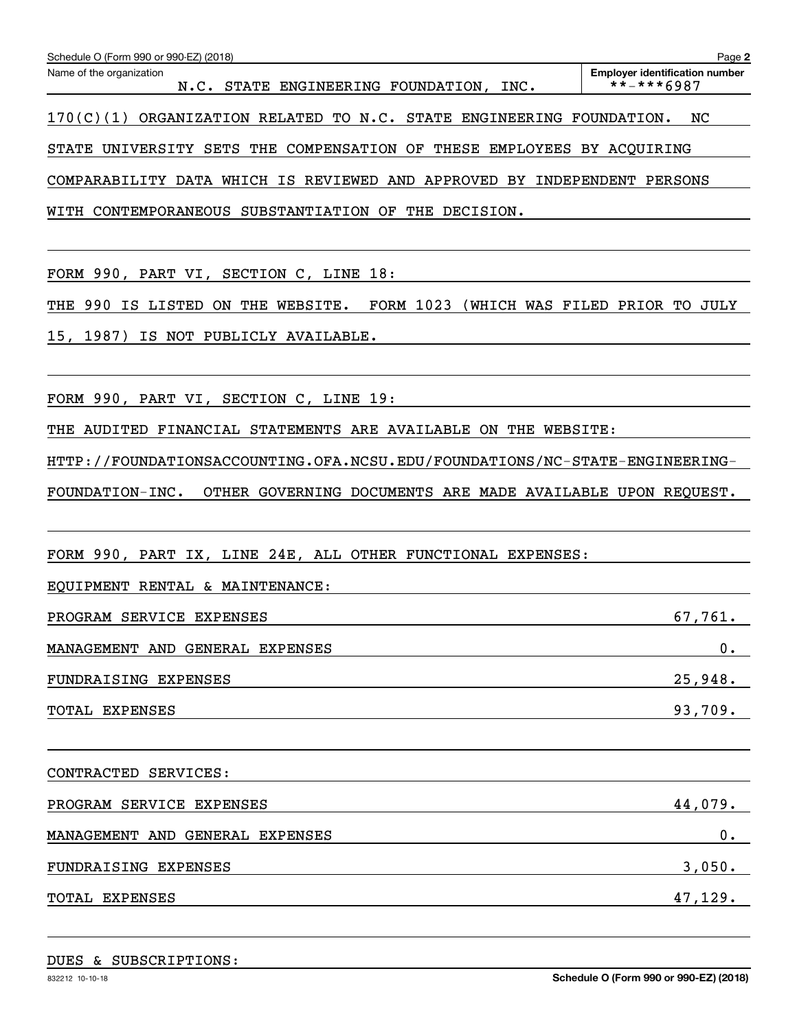Schedule O (Form 990 or 990-EZ) (2018)

Name of the organization: N.C. STATE ENGINEERING FOUNDATION, INC.

Employer identification number: **-***6987

170(C)(1) ORGANIZATION RELATED TO N.C. STATE ENGINEERING FOUNDATION. NC STATE UNIVERSITY SETS THE COMPENSATION OF THESE EMPLOYEES BY ACQUIRING COMPARABILITY DATA WHICH IS REVIEWED AND APPROVED BY INDEPENDENT PERSONS WITH CONTEMPORANEOUS SUBSTANTIATION OF THE DECISION.

FORM 990, PART VI, SECTION C, LINE 18:

THE 990 IS LISTED ON THE WEBSITE. FORM 1023 (WHICH WAS FILED PRIOR TO JULY 15, 1987) IS NOT PUBLICLY AVAILABLE.

FORM 990, PART VI, SECTION C, LINE 19:

THE AUDITED FINANCIAL STATEMENTS ARE AVAILABLE ON THE WEBSITE: HTTP://FOUNDATIONSACCOUNTING.OFA.NCSU.EDU/FOUNDATIONS/NC-STATE-ENGINEERING-FOUNDATION-INC. OTHER GOVERNING DOCUMENTS ARE MADE AVAILABLE UPON REQUEST.

FORM 990, PART IX, LINE 24E, ALL OTHER FUNCTIONAL EXPENSES:

EQUIPMENT RENTAL & MAINTENANCE:

| | |
|---|---|
| PROGRAM SERVICE EXPENSES | 67,761. |
| MANAGEMENT AND GENERAL EXPENSES | 0. |
| FUNDRAISING EXPENSES | 25,948. |
| TOTAL EXPENSES | 93,709. |

CONTRACTED SERVICES:

| | |
|---|---|
| PROGRAM SERVICE EXPENSES | 44,079. |
| MANAGEMENT AND GENERAL EXPENSES | 0. |
| FUNDRAISING EXPENSES | 3,050. |
| TOTAL EXPENSES | 47,129. |

DUES & SUBSCRIPTIONS: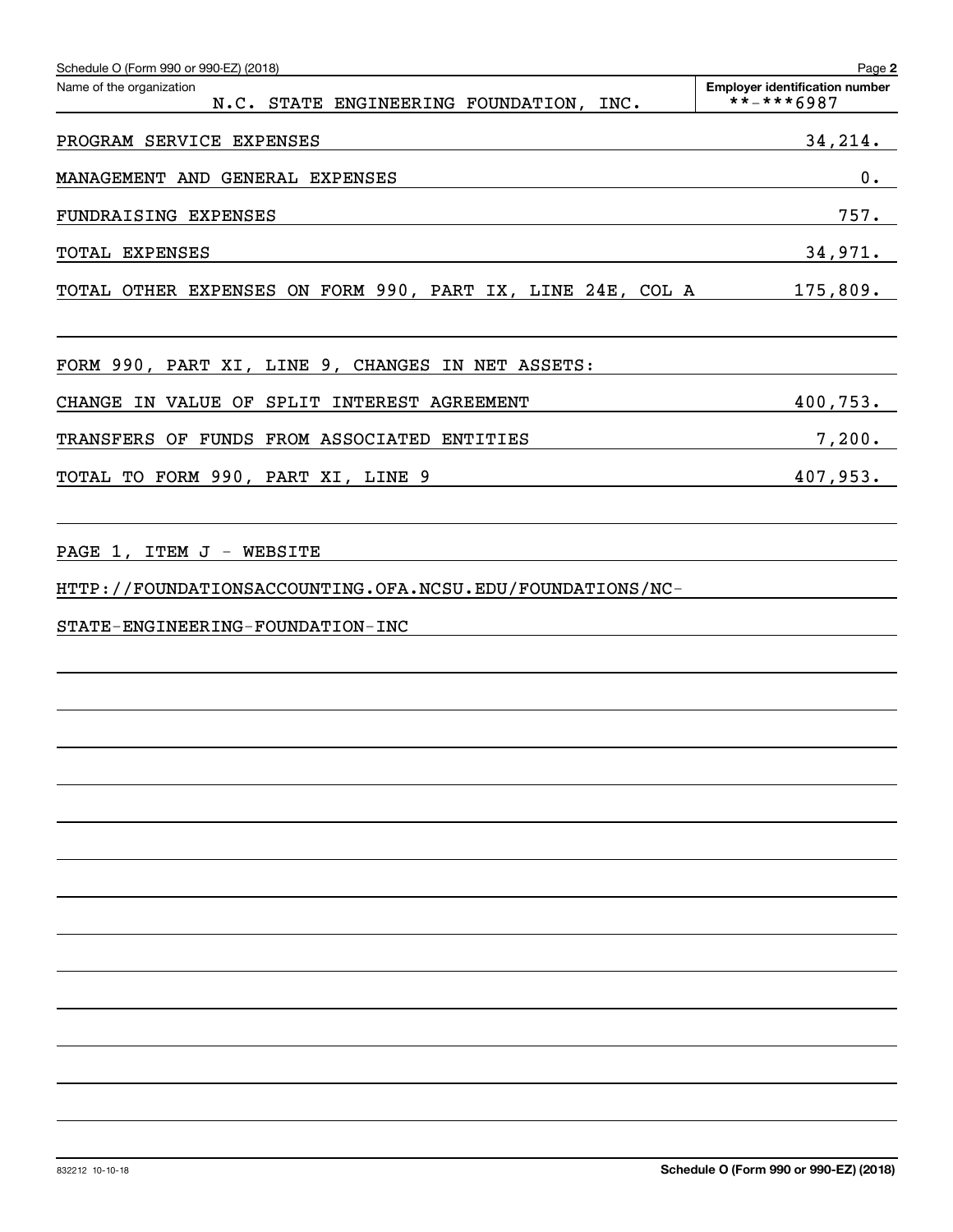Schedule O (Form 990 or 990-EZ) (2018)

Name of the organization: N.C. STATE ENGINEERING FOUNDATION, INC.

Employer identification number: **-***6987

| | |
|---|---|
| PROGRAM SERVICE EXPENSES | 34,214. |
| MANAGEMENT AND GENERAL EXPENSES | 0. |
| FUNDRAISING EXPENSES | 757. |
| TOTAL EXPENSES | 34,971. |
| TOTAL OTHER EXPENSES ON FORM 990, PART IX, LINE 24E, COL A | 175,809. |

FORM 990, PART XI, LINE 9, CHANGES IN NET ASSETS:

| | |
|---|---|
| CHANGE IN VALUE OF SPLIT INTEREST AGREEMENT | 400,753. |
| TRANSFERS OF FUNDS FROM ASSOCIATED ENTITIES | 7,200. |
| TOTAL TO FORM 990, PART XI, LINE 9 | 407,953. |

PAGE 1, ITEM J - WEBSITE

HTTP://FOUNDATIONSACCOUNTING.OFA.NCSU.EDU/FOUNDATIONS/NC-STATE-ENGINEERING-FOUNDATION-INC

832212 10-10-18

Schedule O (Form 990 or 990-EZ) (2018)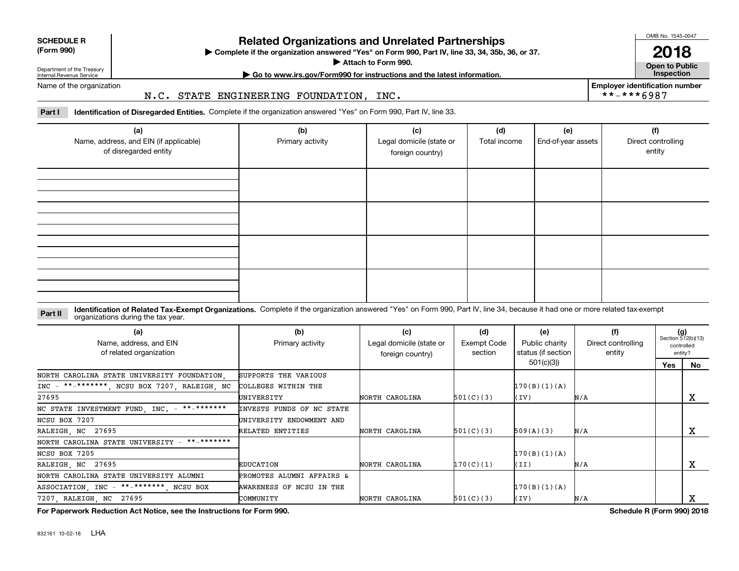**SCHEDULE R (Form 990)**

Department of the Treasury
Internal Revenue Service

# Related Organizations and Unrelated Partnerships

▶ Complete if the organization answered "Yes" on Form 990, Part IV, line 33, 34, 35b, 36, or 37.
▶ Attach to Form 990.
▶ Go to www.irs.gov/Form990 for instructions and the latest information.

OMB No. 1545-0047

**2018**

**Open to Public Inspection**

Name of the organization: N.C. STATE ENGINEERING FOUNDATION, INC.

Employer identification number: **-***6987

**Part I** **Identification of Disregarded Entities.** Complete if the organization answered "Yes" on Form 990, Part IV, line 33.

| (a) Name, address, and EIN (if applicable) of disregarded entity | (b) Primary activity | (c) Legal domicile (state or foreign country) | (d) Total income | (e) End-of-year assets | (f) Direct controlling entity |
|---|---|---|---|---|---|
| | | | | | |
| | | | | | |
| | | | | | |
| | | | | | |

**Part II** **Identification of Related Tax-Exempt Organizations.** Complete if the organization answered "Yes" on Form 990, Part IV, line 34, because it had one or more related tax-exempt organizations during the tax year.

| (a) Name, address, and EIN of related organization | (b) Primary activity | (c) Legal domicile (state or foreign country) | (d) Exempt Code section | (e) Public charity status (if section 501(c)(3)) | (f) Direct controlling entity | (g) Section 512(b)(13) controlled entity? Yes | No |
|---|---|---|---|---|---|---|---|
| NORTH CAROLINA STATE UNIVERSITY FOUNDATION, INC - **-*******, NCSU BOX 7207, RALEIGH, NC 27695 | SUPPORTS THE VARIOUS COLLEGES WITHIN THE UNIVERSITY | NORTH CAROLINA | 501(C)(3) | 170(B)(1)(A)(IV) | N/A | | X |
| NC STATE INVESTMENT FUND, INC. - **-******* NCSU BOX 7207 RALEIGH, NC 27695 | INVESTS FUNDS OF NC STATE UNIVERSITY ENDOWMENT AND RELATED ENTITIES | NORTH CAROLINA | 501(C)(3) | 509(A)(3) | N/A | | X |
| NORTH CAROLINA STATE UNIVERSITY - **-******* NCSU BOX 7205 RALEIGH, NC 27695 | EDUCATION | NORTH CAROLINA | 170(C)(1) | 170(B)(1)(A)(II) | N/A | | X |
| NORTH CAROLINA STATE UNIVERSITY ALUMNI ASSOCIATION, INC - **-*******, NCSU BOX 7207, RALEIGH, NC 27695 | PROMOTES ALUMNI AFFAIRS & AWARENESS OF NCSU IN THE COMMUNITY | NORTH CAROLINA | 501(C)(3) | 170(B)(1)(A)(IV) | N/A | | X |

**For Paperwork Reduction Act Notice, see the Instructions for Form 990.** **Schedule R (Form 990) 2018**

832161 10-02-18 LHA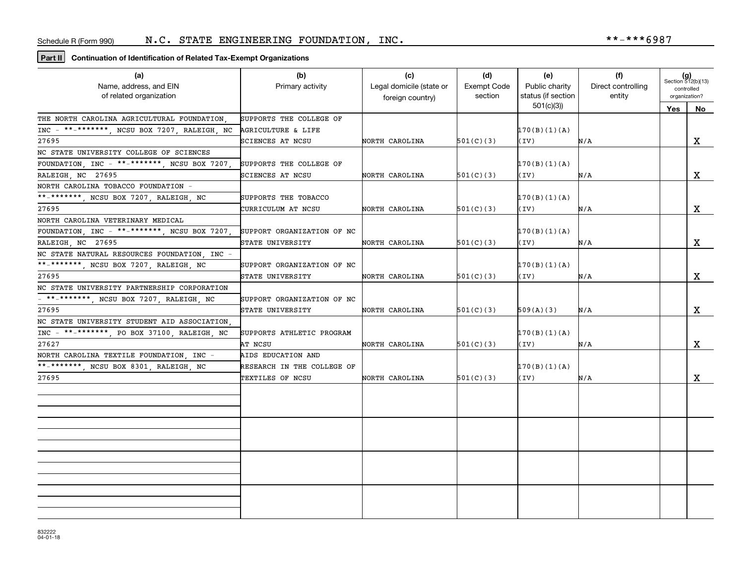Schedule R (Form 990) N.C. STATE ENGINEERING FOUNDATION, INC. **-***6987

**Part II** **Continuation of Identification of Related Tax-Exempt Organizations**

| (a) Name, address, and EIN of related organization | (b) Primary activity | (c) Legal domicile (state or foreign country) | (d) Exempt Code section | (e) Public charity status (if section 501(c)(3)) | (f) Direct controlling entity | (g) Section 512(b)(13) controlled organization? Yes | No |
|---|---|---|---|---|---|---|---|
| THE NORTH CAROLINA AGRICULTURAL FOUNDATION, INC - **-*******, NCSU BOX 7207, RALEIGH, NC 27695 | SUPPORTS THE COLLEGE OF AGRICULTURE & LIFE SCIENCES AT NCSU | NORTH CAROLINA | 501(C)(3) | 170(B)(1)(A)(IV) | N/A | | X |
| NC STATE UNIVERSITY COLLEGE OF SCIENCES FOUNDATION, INC - **-*******, NCSU BOX 7207, RALEIGH, NC 27695 | SUPPORTS THE COLLEGE OF SCIENCES AT NCSU | NORTH CAROLINA | 501(C)(3) | 170(B)(1)(A)(IV) | N/A | | X |
| NORTH CAROLINA TOBACCO FOUNDATION - **-*******, NCSU BOX 7207, RALEIGH, NC 27695 | SUPPORTS THE TOBACCO CURRICULUM AT NCSU | NORTH CAROLINA | 501(C)(3) | 170(B)(1)(A)(IV) | N/A | | X |
| NORTH CAROLINA VETERINARY MEDICAL FOUNDATION, INC - **-*******, NCSU BOX 7207, RALEIGH, NC 27695 | SUPPORT ORGANIZATION OF NC STATE UNIVERSITY | NORTH CAROLINA | 501(C)(3) | 170(B)(1)(A)(IV) | N/A | | X |
| NC STATE NATURAL RESOURCES FOUNDATION, INC - **-*******, NCSU BOX 7207, RALEIGH, NC 27695 | SUPPORT ORGANIZATION OF NC STATE UNIVERSITY | NORTH CAROLINA | 501(C)(3) | 170(B)(1)(A)(IV) | N/A | | X |
| NC STATE UNIVERSITY PARTNERSHIP CORPORATION - **-*******, NCSU BOX 7207, RALEIGH, NC 27695 | SUPPORT ORGANIZATION OF NC STATE UNIVERSITY | NORTH CAROLINA | 501(C)(3) | 509(A)(3) | N/A | | X |
| NC STATE UNIVERSITY STUDENT AID ASSOCIATION, INC - **-*******, PO BOX 37100, RALEIGH, NC 27627 | SUPPORTS ATHLETIC PROGRAM AT NCSU | NORTH CAROLINA | 501(C)(3) | 170(B)(1)(A)(IV) | N/A | | X |
| NORTH CAROLINA TEXTILE FOUNDATION, INC - **-*******, NCSU BOX 8301, RALEIGH, NC 27695 | AIDS EDUCATION AND RESEARCH IN THE COLLEGE OF TEXTILES OF NCSU | NORTH CAROLINA | 501(C)(3) | 170(B)(1)(A)(IV) | N/A | | X |
| | | | | | | | |
| | | | | | | | |
| | | | | | | | |
| | | | | | | | |

832222
04-01-18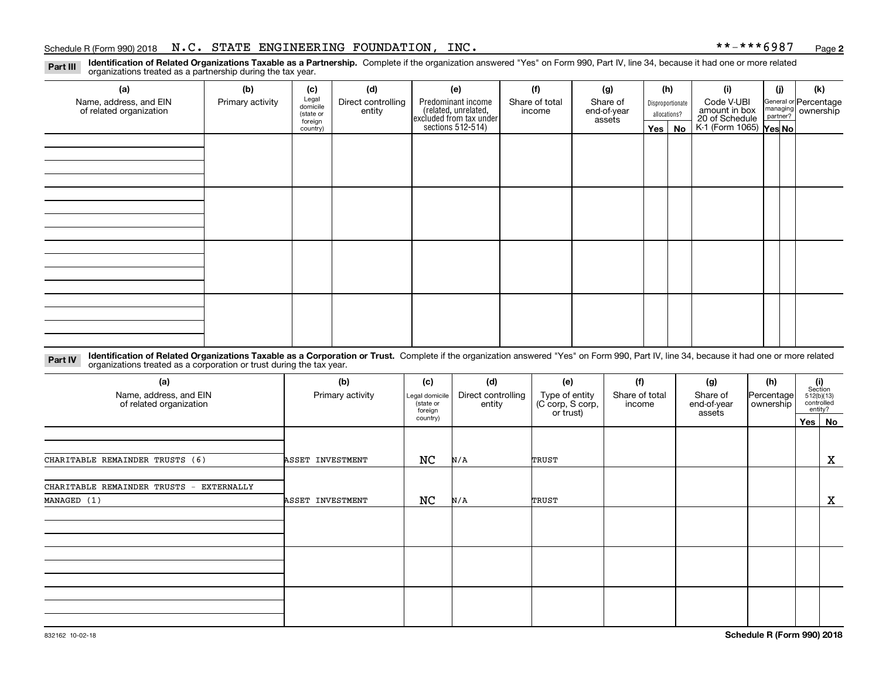Schedule R (Form 990) 2018 N.C. STATE ENGINEERING FOUNDATION, INC. **-***6987 Page 2

**Part III** **Identification of Related Organizations Taxable as a Partnership.** Complete if the organization answered "Yes" on Form 990, Part IV, line 34, because it had one or more related organizations treated as a partnership during the tax year.

| (a) Name, address, and EIN of related organization | (b) Primary activity | (c) Legal domicile (state or foreign country) | (d) Direct controlling entity | (e) Predominant income (related, unrelated, excluded from tax under sections 512-514) | (f) Share of total income | (g) Share of end-of-year assets | (h) Disproportionate allocations? Yes | No | (i) Code V-UBI amount in box 20 of Schedule K-1 (Form 1065) | (j) General or managing partner? Yes | No | (k) Percentage ownership |
|---|---|---|---|---|---|---|---|---|---|---|---|---|
| | | | | | | | | | | | | |

**Part IV** **Identification of Related Organizations Taxable as a Corporation or Trust.** Complete if the organization answered "Yes" on Form 990, Part IV, line 34, because it had one or more related organizations treated as a corporation or trust during the tax year.

| (a) Name, address, and EIN of related organization | (b) Primary activity | (c) Legal domicile (state or foreign country) | (d) Direct controlling entity | (e) Type of entity (C corp, S corp, or trust) | (f) Share of total income | (g) Share of end-of-year assets | (h) Percentage ownership | (i) Section 512(b)(13) controlled entity? Yes | No |
|---|---|---|---|---|---|---|---|---|---|
| CHARITABLE REMAINDER TRUSTS (6) | ASSET INVESTMENT | NC | N/A | TRUST | | | | | X |
| CHARITABLE REMAINDER TRUSTS - EXTERNALLY MANAGED (1) | ASSET INVESTMENT | NC | N/A | TRUST | | | | | X |

832162 10-02-18 **Schedule R (Form 990) 2018**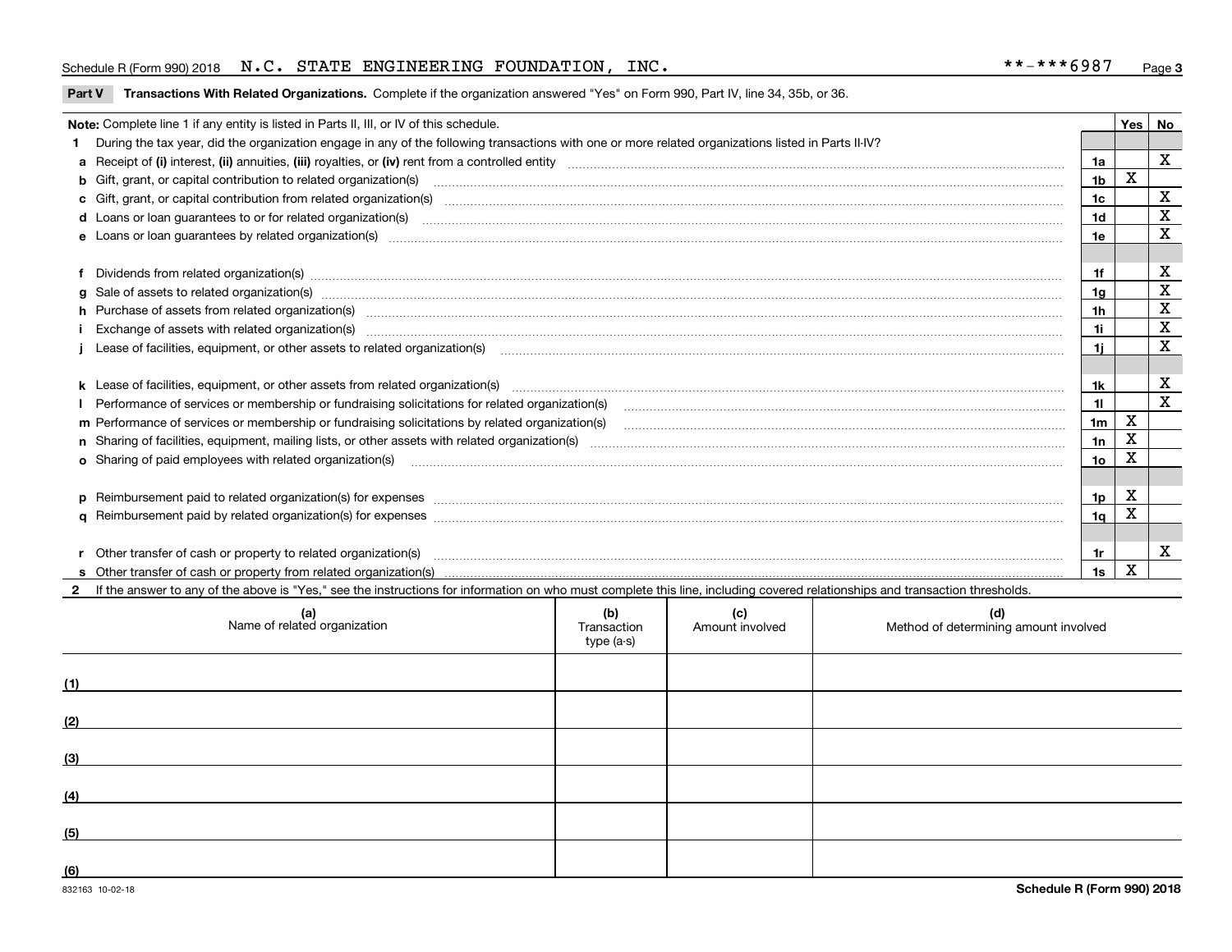Schedule R (Form 990) 2018 N.C. STATE ENGINEERING FOUNDATION, INC. **-***6987

**Part V Transactions With Related Organizations.** Complete if the organization answered "Yes" on Form 990, Part IV, line 34, 35b, or 36.

| **Note:** Complete line 1 if any entity is listed in Parts II, III, or IV of this schedule. | | Yes | No |
|---|---|---|---|
| **1** During the tax year, did the organization engage in any of the following transactions with one or more related organizations listed in Parts II-IV? | | | |
| **a** Receipt of **(i)** interest, **(ii)** annuities, **(iii)** royalties, or **(iv)** rent from a controlled entity | 1a | | X |
| **b** Gift, grant, or capital contribution to related organization(s) | 1b | X | |
| **c** Gift, grant, or capital contribution from related organization(s) | 1c | | X |
| **d** Loans or loan guarantees to or for related organization(s) | 1d | | X |
| **e** Loans or loan guarantees by related organization(s) | 1e | | X |
| **f** Dividends from related organization(s) | 1f | | X |
| **g** Sale of assets to related organization(s) | 1g | | X |
| **h** Purchase of assets from related organization(s) | 1h | | X |
| **i** Exchange of assets with related organization(s) | 1i | | X |
| **j** Lease of facilities, equipment, or other assets to related organization(s) | 1j | | X |
| **k** Lease of facilities, equipment, or other assets from related organization(s) | 1k | | X |
| **l** Performance of services or membership or fundraising solicitations for related organization(s) | 1l | | X |
| **m** Performance of services or membership or fundraising solicitations by related organization(s) | 1m | X | |
| **n** Sharing of facilities, equipment, mailing lists, or other assets with related organization(s) | 1n | X | |
| **o** Sharing of paid employees with related organization(s) | 1o | X | |
| **p** Reimbursement paid to related organization(s) for expenses | 1p | X | |
| **q** Reimbursement paid by related organization(s) for expenses | 1q | X | |
| **r** Other transfer of cash or property to related organization(s) | 1r | | X |
| **s** Other transfer of cash or property from related organization(s) | 1s | X | |

**2** If the answer to any of the above is "Yes," see the instructions for information on who must complete this line, including covered relationships and transaction thresholds.

| | (a) Name of related organization | (b) Transaction type (a-s) | (c) Amount involved | (d) Method of determining amount involved |
|---|---|---|---|---|
| (1) | | | | |
| (2) | | | | |
| (3) | | | | |
| (4) | | | | |
| (5) | | | | |
| (6) | | | | |

832163 10-02-18 **Schedule R (Form 990) 2018**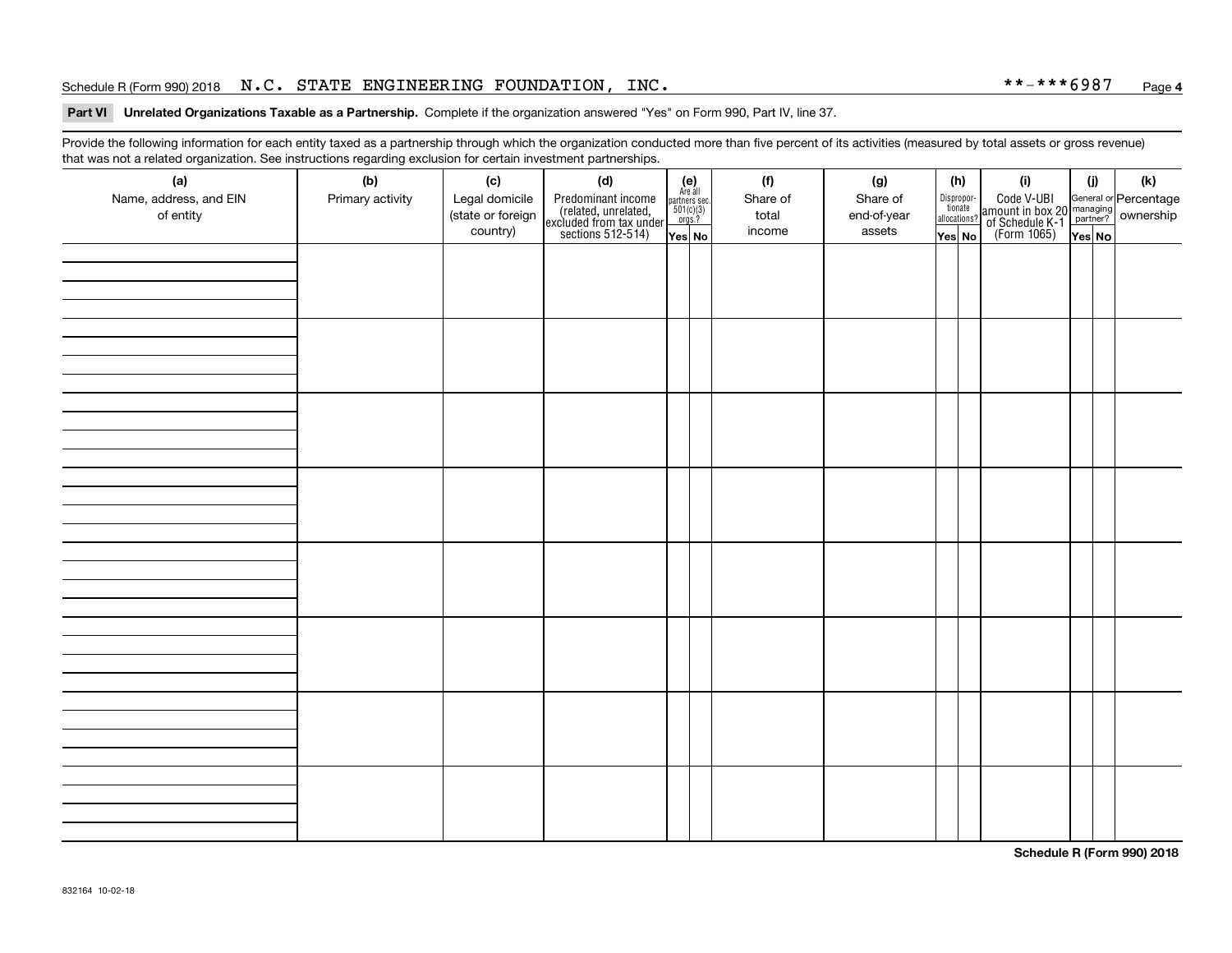Schedule R (Form 990) 2018 N.C. STATE ENGINEERING FOUNDATION, INC. **-***6987 Page 4

**Part VI Unrelated Organizations Taxable as a Partnership.** Complete if the organization answered "Yes" on Form 990, Part IV, line 37.

Provide the following information for each entity taxed as a partnership through which the organization conducted more than five percent of its activities (measured by total assets or gross revenue) that was not a related organization. See instructions regarding exclusion for certain investment partnerships.

| (a) Name, address, and EIN of entity | (b) Primary activity | (c) Legal domicile (state or foreign country) | (d) Predominant income (related, unrelated, excluded from tax under sections 512-514) | (e) Are all partners sec. 501(c)(3) orgs.? | | (f) Share of total income | (g) Share of end-of-year assets | (h) Disproportionate allocations? | | (i) Code V-UBI amount in box 20 of Schedule K-1 (Form 1065) | (j) General or managing partner? | | (k) Percentage ownership |
|---|---|---|---|---|---|---|---|---|---|---|---|---|---|
| | | | | Yes | No | | | Yes | No | | Yes | No | |
| | | | | | | | | | | | | | |
| | | | | | | | | | | | | | |
| | | | | | | | | | | | | | |
| | | | | | | | | | | | | | |
| | | | | | | | | | | | | | |
| | | | | | | | | | | | | | |
| | | | | | | | | | | | | | |
| | | | | | | | | | | | | | |

**Schedule R (Form 990) 2018**

832164 10-02-18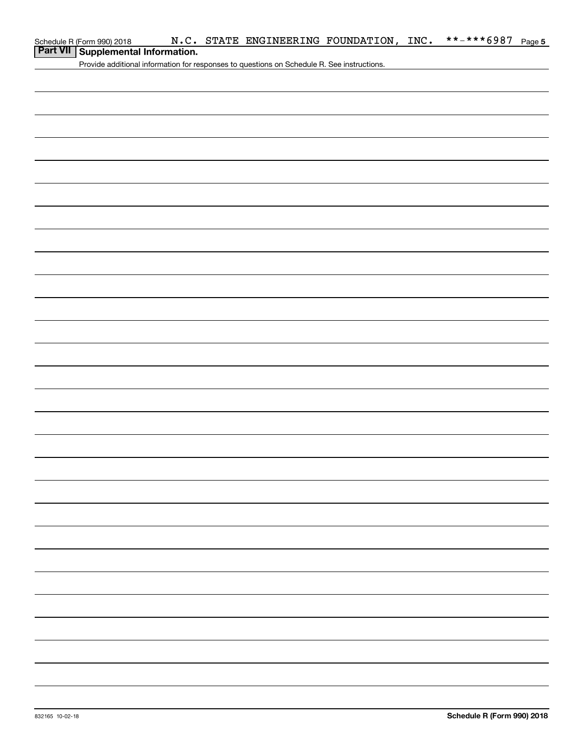## Part VII Supplemental Information.

Provide additional information for responses to questions on Schedule R. See instructions.